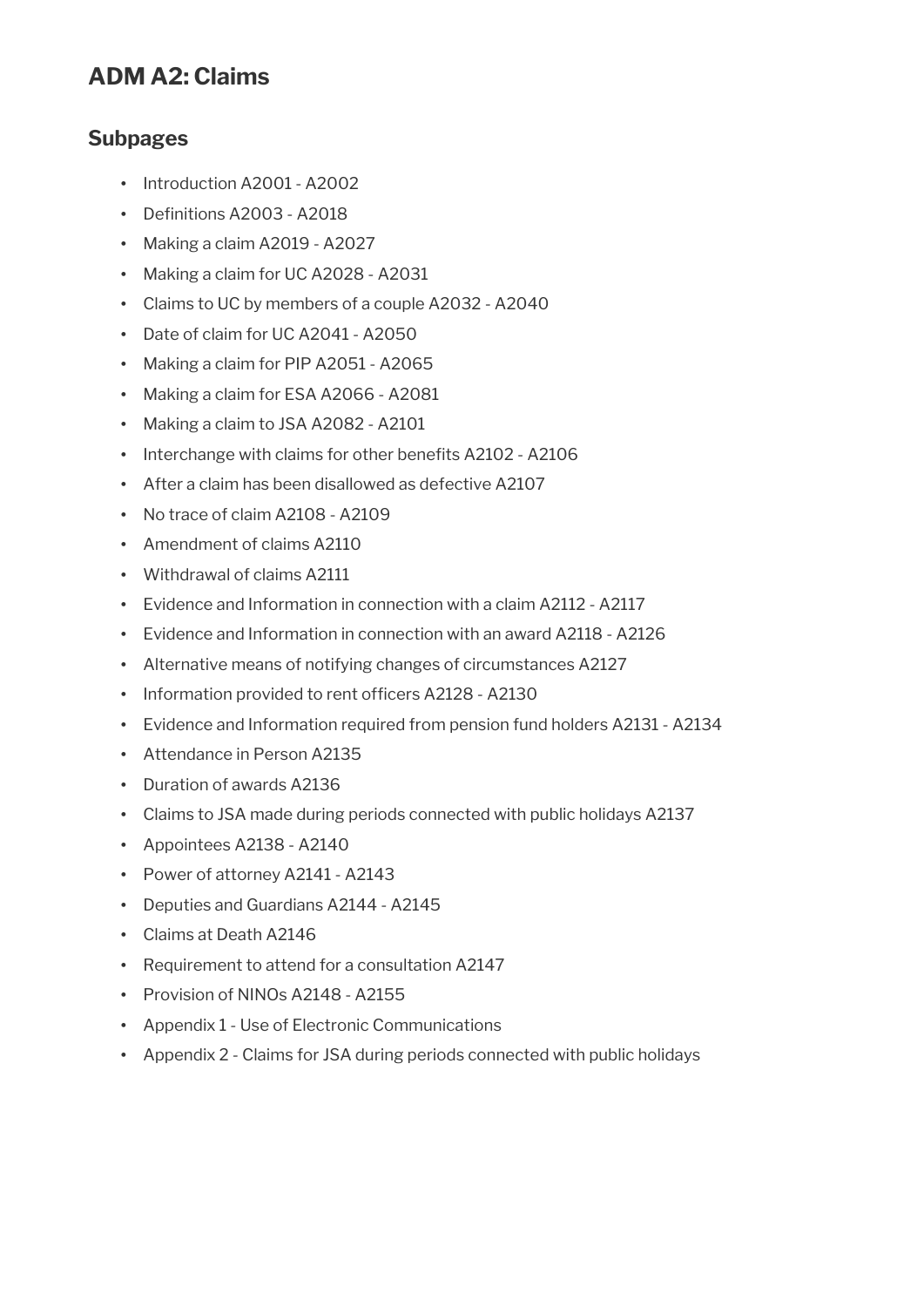# ADM A2: Claims

## Subpages

- Introduction A2001 - A2002
- Definitions A2003 - A2018
- Making a claim A2019 - A2027
- Making a claim for UC A2028 - A2031
- Claims to UC by members of a couple A2032 - A2040
- Date of claim for UC A2041 - A2050
- Making a claim for PIP A2051 - A2065
- Making a claim for ESA A2066 - A2081
- Making a claim to JSA A2082 - A2101
- Interchange with claims for other benefits A2102 - A2106
- After a claim has been disallowed as defective A2107
- No trace of claim A2108 - A2109
- Amendment of claims A2110
- Withdrawal of claims A2111
- Evidence and Information in connection with a claim A2112 - A2117
- Evidence and Information in connection with an award A2118 - A2126
- Alternative means of notifying changes of circumstances A2127
- Information provided to rent officers A2128 - A2130
- Evidence and Information required from pension fund holders A2131 - A2134
- Attendance in Person A2135
- Duration of awards A2136
- Claims to JSA made during periods connected with public holidays A2137
- Appointees A2138 - A2140
- Power of attorney A2141 - A2143
- Deputies and Guardians A2144 - A2145
- Claims at Death A2146
- Requirement to attend for a consultation A2147
- Provision of NINOs A2148 - A2155
- Appendix 1 - Use of Electronic Communications
- Appendix 2 - Claims for JSA during periods connected with public holidays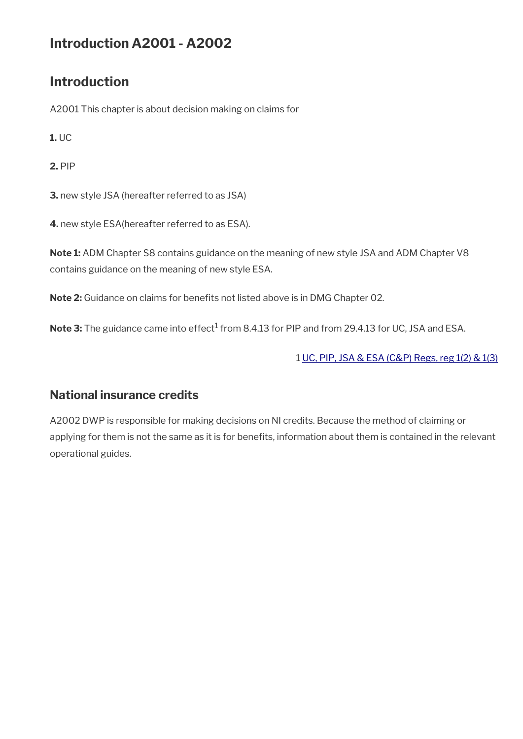# Introduction A2001 - A2002

## Introduction

A2001 This chapter is about decision making on claims for

**1.** UC

**2.** PIP

**3.** new style JSA (hereafter referred to as JSA)

**4.** new style ESA(hereafter referred to as ESA).

**Note 1:** ADM Chapter S8 contains guidance on the meaning of new style JSA and ADM Chapter V8 contains guidance on the meaning of new style ESA.

**Note 2:** Guidance on claims for benefits not listed above is in DMG Chapter 02.

**Note 3:** The guidance came into effect[1] from 8.4.13 for PIP and from 29.4.13 for UC, JSA and ESA.

1 UC, PIP, JSA & ESA (C&P) Regs, reg 1(2) & 1(3)

## National insurance credits

A2002 DWP is responsible for making decisions on NI credits. Because the method of claiming or applying for them is not the same as it is for benefits, information about them is contained in the relevant operational guides.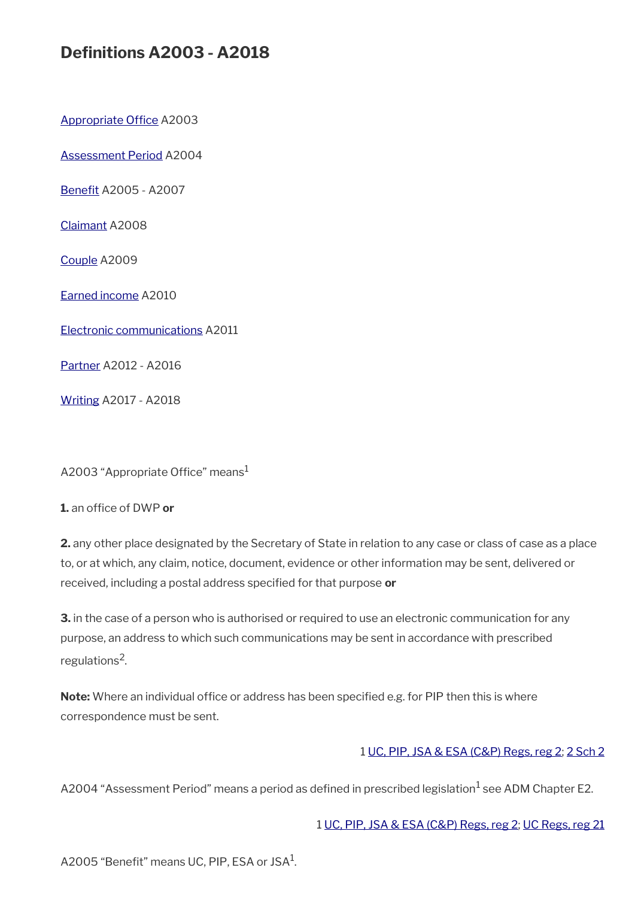## Definitions A2003 - A2018

[Appropriate Office](#) A2003

[Assessment Period](#) A2004

[Benefit](#) A2005 - A2007

[Claimant](#) A2008

[Couple](#) A2009

[Earned income](#) A2010

[Electronic communications](#) A2011

[Partner](#) A2012 - A2016

[Writing](#) A2017 - A2018

A2003 “Appropriate Office” means[1]

**1.** an office of DWP **or**

**2.** any other place designated by the Secretary of State in relation to any case or class of case as a place to, or at which, any claim, notice, document, evidence or other information may be sent, delivered or received, including a postal address specified for that purpose **or**

**3.** in the case of a person who is authorised or required to use an electronic communication for any purpose, an address to which such communications may be sent in accordance with prescribed regulations[2].

**Note:** Where an individual office or address has been specified e.g. for PIP then this is where correspondence must be sent.

1 [UC, PIP, JSA & ESA (C&P) Regs, reg 2](#); [2 Sch 2](#)

A2004 “Assessment Period” means a period as defined in prescribed legislation[1] see ADM Chapter E2.

1 [UC, PIP, JSA & ESA (C&P) Regs, reg 2](#); [UC Regs, reg 21](#)

A2005 “Benefit” means UC, PIP, ESA or JSA[1].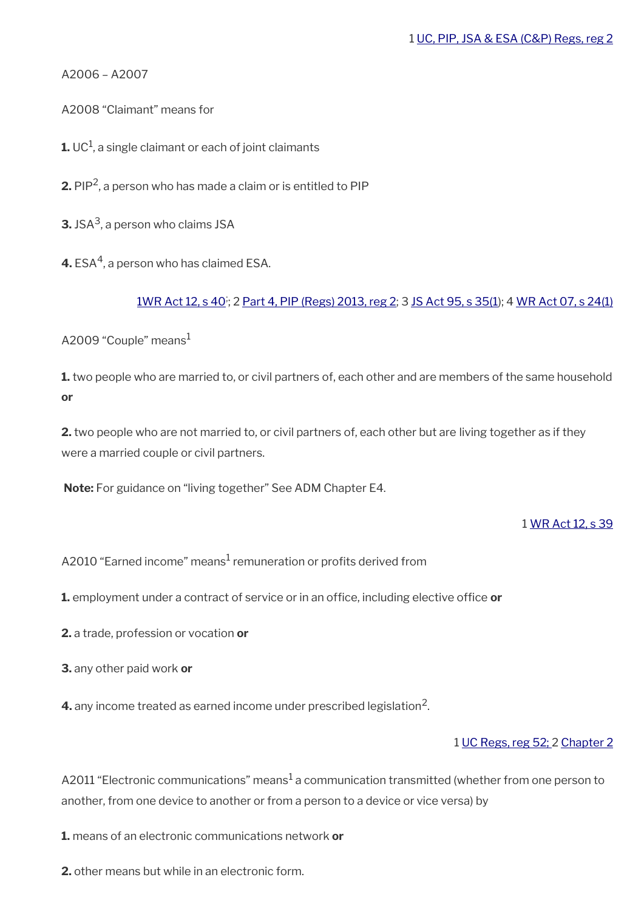1 UC, PIP, JSA & ESA (C&P) Regs, reg 2

A2006 – A2007

A2008 “Claimant” means for

**1.** UC[1], a single claimant or each of joint claimants

**2.** PIP[2], a person who has made a claim or is entitled to PIP

**3.** JSA[3], a person who claims JSA

**4.** ESA[4], a person who has claimed ESA.

1WR Act 12, s 40; 2 Part 4, PIP (Regs) 2013, reg 2; 3 JS Act 95, s 35(1); 4 WR Act 07, s 24(1)

A2009 “Couple” means[1]

**1.** two people who are married to, or civil partners of, each other and are members of the same household **or**

**2.** two people who are not married to, or civil partners of, each other but are living together as if they were a married couple or civil partners.

**Note:** For guidance on “living together” See ADM Chapter E4.

1 WR Act 12, s 39

A2010 “Earned income” means[1] remuneration or profits derived from

**1.** employment under a contract of service or in an office, including elective office **or**

**2.** a trade, profession or vocation **or**

**3.** any other paid work **or**

**4.** any income treated as earned income under prescribed legislation[2].

1 UC Regs, reg 52; 2 Chapter 2

A2011 “Electronic communications” means[1] a communication transmitted (whether from one person to another, from one device to another or from a person to a device or vice versa) by

**1.** means of an electronic communications network **or**

**2.** other means but while in an electronic form.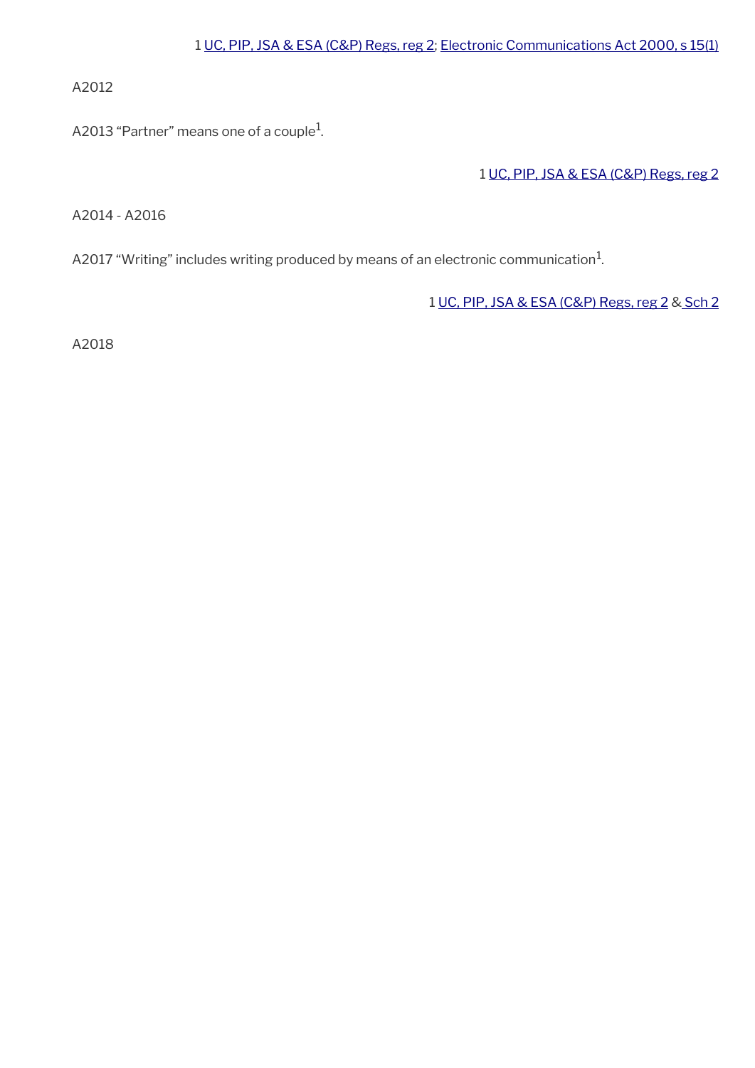1 UC, PIP, JSA & ESA (C&P) Regs, reg 2; Electronic Communications Act 2000, s 15(1)

A2012

A2013 “Partner” means one of a couple[1].

1 UC, PIP, JSA & ESA (C&P) Regs, reg 2

A2014 - A2016

A2017 “Writing” includes writing produced by means of an electronic communication[1].

1 UC, PIP, JSA & ESA (C&P) Regs, reg 2 & Sch 2

A2018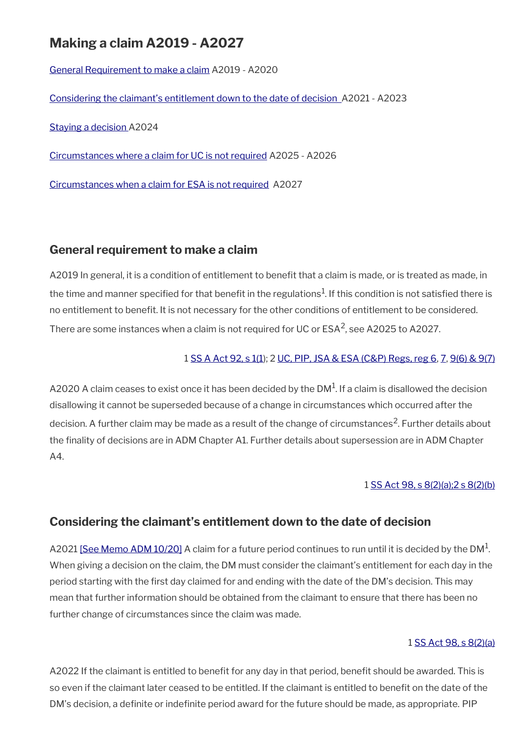# Making a claim A2019 - A2027

General Requirement to make a claim A2019 - A2020

Considering the claimant's entitlement down to the date of decision A2021 - A2023

Staying a decision A2024

Circumstances where a claim for UC is not required A2025 - A2026

Circumstances when a claim for ESA is not required A2027

## General requirement to make a claim

A2019 In general, it is a condition of entitlement to benefit that a claim is made, or is treated as made, in the time and manner specified for that benefit in the regulations[1]. If this condition is not satisfied there is no entitlement to benefit. It is not necessary for the other conditions of entitlement to be considered. There are some instances when a claim is not required for UC or ESA[2], see A2025 to A2027.

1 SS A Act 92, s 1(1); 2 UC, PIP, JSA & ESA (C&P) Regs, reg 6, 7, 9(6) & 9(7)

A2020 A claim ceases to exist once it has been decided by the DM[1]. If a claim is disallowed the decision disallowing it cannot be superseded because of a change in circumstances which occurred after the decision. A further claim may be made as a result of the change of circumstances[2]. Further details about the finality of decisions are in ADM Chapter A1. Further details about supersession are in ADM Chapter A4.

1 SS Act 98, s 8(2)(a);2 s 8(2)(b)

## Considering the claimant's entitlement down to the date of decision

A2021 [See Memo ADM 10/20] A claim for a future period continues to run until it is decided by the DM[1]. When giving a decision on the claim, the DM must consider the claimant's entitlement for each day in the period starting with the first day claimed for and ending with the date of the DM's decision. This may mean that further information should be obtained from the claimant to ensure that there has been no further change of circumstances since the claim was made.

1 SS Act 98, s 8(2)(a)

A2022 If the claimant is entitled to benefit for any day in that period, benefit should be awarded. This is so even if the claimant later ceased to be entitled. If the claimant is entitled to benefit on the date of the DM's decision, a definite or indefinite period award for the future should be made, as appropriate. PIP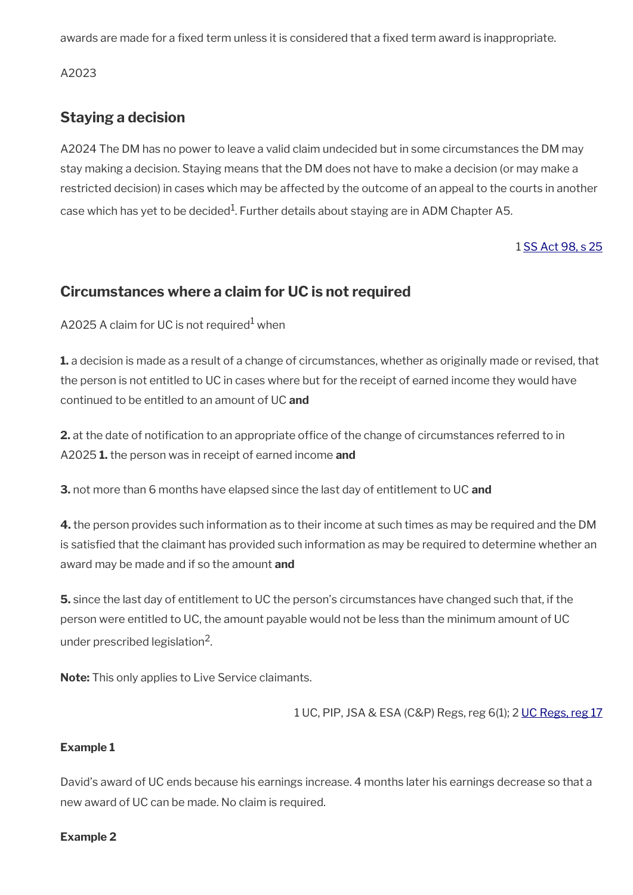awards are made for a fixed term unless it is considered that a fixed term award is inappropriate.

A2023

## Staying a decision

A2024 The DM has no power to leave a valid claim undecided but in some circumstances the DM may stay making a decision. Staying means that the DM does not have to make a decision (or may make a restricted decision) in cases which may be affected by the outcome of an appeal to the courts in another case which has yet to be decided[1]. Further details about staying are in ADM Chapter A5.

1 SS Act 98, s 25

## Circumstances where a claim for UC is not required

A2025 A claim for UC is not required[1] when

**1.** a decision is made as a result of a change of circumstances, whether as originally made or revised, that the person is not entitled to UC in cases where but for the receipt of earned income they would have continued to be entitled to an amount of UC **and**

**2.** at the date of notification to an appropriate office of the change of circumstances referred to in A2025 **1.** the person was in receipt of earned income **and**

**3.** not more than 6 months have elapsed since the last day of entitlement to UC **and**

**4.** the person provides such information as to their income at such times as may be required and the DM is satisfied that the claimant has provided such information as may be required to determine whether an award may be made and if so the amount **and**

**5.** since the last day of entitlement to UC the person's circumstances have changed such that, if the person were entitled to UC, the amount payable would not be less than the minimum amount of UC under prescribed legislation[2].

**Note:** This only applies to Live Service claimants.

1 UC, PIP, JSA & ESA (C&P) Regs, reg 6(1); 2 UC Regs, reg 17

**Example 1**

David's award of UC ends because his earnings increase. 4 months later his earnings decrease so that a new award of UC can be made. No claim is required.

**Example 2**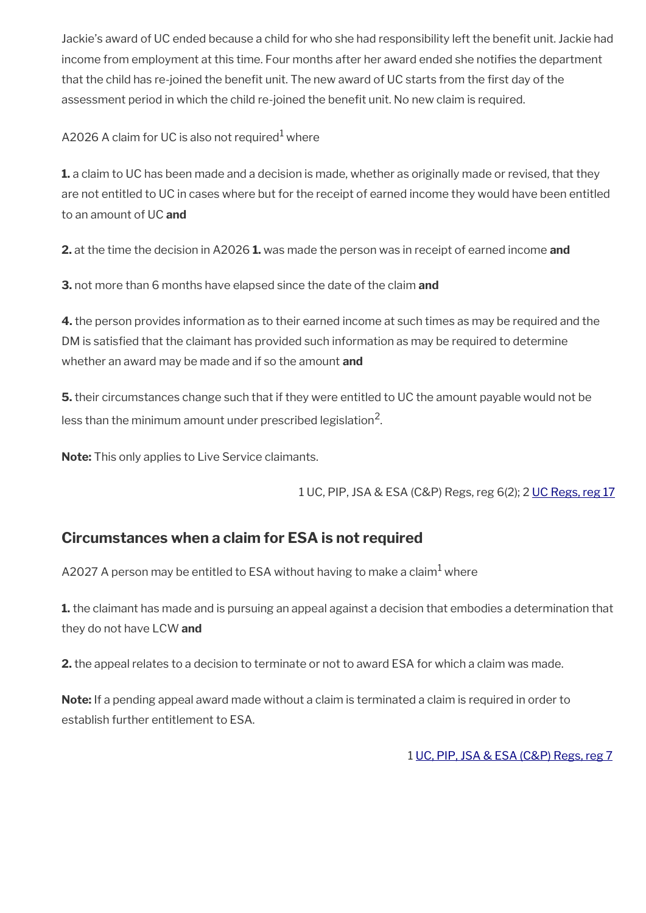Jackie's award of UC ended because a child for who she had responsibility left the benefit unit. Jackie had income from employment at this time. Four months after her award ended she notifies the department that the child has re-joined the benefit unit. The new award of UC starts from the first day of the assessment period in which the child re-joined the benefit unit. No new claim is required.

A2026 A claim for UC is also not required[1] where

**1.** a claim to UC has been made and a decision is made, whether as originally made or revised, that they are not entitled to UC in cases where but for the receipt of earned income they would have been entitled to an amount of UC **and**

**2.** at the time the decision in A2026 **1.** was made the person was in receipt of earned income **and**

**3.** not more than 6 months have elapsed since the date of the claim **and**

**4.** the person provides information as to their earned income at such times as may be required and the DM is satisfied that the claimant has provided such information as may be required to determine whether an award may be made and if so the amount **and**

**5.** their circumstances change such that if they were entitled to UC the amount payable would not be less than the minimum amount under prescribed legislation[2].

**Note:** This only applies to Live Service claimants.

1 UC, PIP, JSA & ESA (C&P) Regs, reg 6(2); 2 UC Regs, reg 17

## Circumstances when a claim for ESA is not required

A2027 A person may be entitled to ESA without having to make a claim[1] where

**1.** the claimant has made and is pursuing an appeal against a decision that embodies a determination that they do not have LCW **and**

**2.** the appeal relates to a decision to terminate or not to award ESA for which a claim was made.

**Note:** If a pending appeal award made without a claim is terminated a claim is required in order to establish further entitlement to ESA.

1 UC, PIP, JSA & ESA (C&P) Regs, reg 7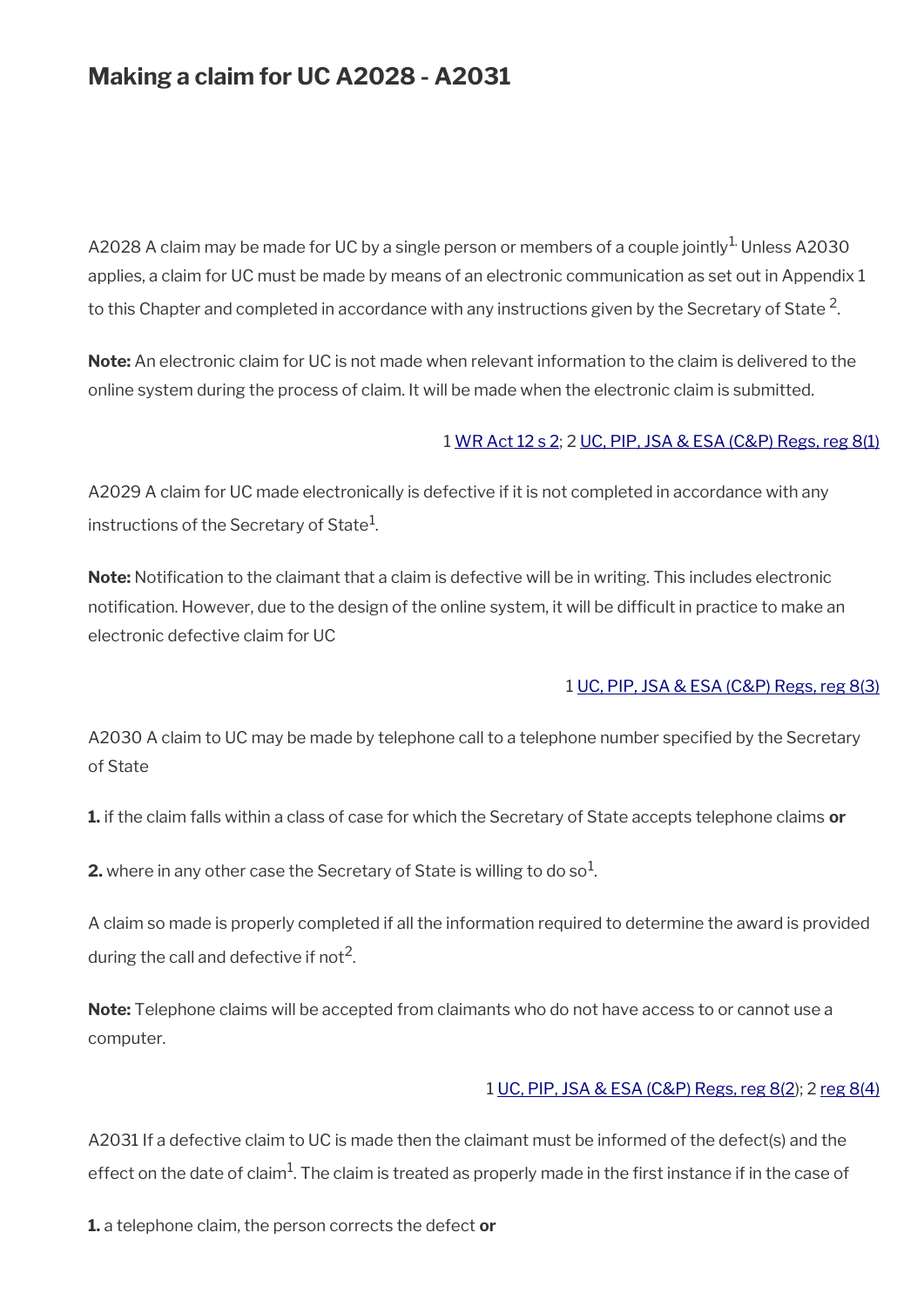# Making a claim for UC A2028 - A2031

A2028 A claim may be made for UC by a single person or members of a couple jointly[1]. Unless A2030 applies, a claim for UC must be made by means of an electronic communication as set out in Appendix 1 to this Chapter and completed in accordance with any instructions given by the Secretary of State [2].

**Note:** An electronic claim for UC is not made when relevant information to the claim is delivered to the online system during the process of claim. It will be made when the electronic claim is submitted.

1 WR Act 12 s 2; 2 UC, PIP, JSA & ESA (C&P) Regs, reg 8(1)

A2029 A claim for UC made electronically is defective if it is not completed in accordance with any instructions of the Secretary of State[1].

**Note:** Notification to the claimant that a claim is defective will be in writing. This includes electronic notification. However, due to the design of the online system, it will be difficult in practice to make an electronic defective claim for UC

1 UC, PIP, JSA & ESA (C&P) Regs, reg 8(3)

A2030 A claim to UC may be made by telephone call to a telephone number specified by the Secretary of State

**1.** if the claim falls within a class of case for which the Secretary of State accepts telephone claims **or**

**2.** where in any other case the Secretary of State is willing to do so[1].

A claim so made is properly completed if all the information required to determine the award is provided during the call and defective if not[2].

**Note:** Telephone claims will be accepted from claimants who do not have access to or cannot use a computer.

1 UC, PIP, JSA & ESA (C&P) Regs, reg 8(2); 2 reg 8(4)

A2031 If a defective claim to UC is made then the claimant must be informed of the defect(s) and the effect on the date of claim[1]. The claim is treated as properly made in the first instance if in the case of

**1.** a telephone claim, the person corrects the defect **or**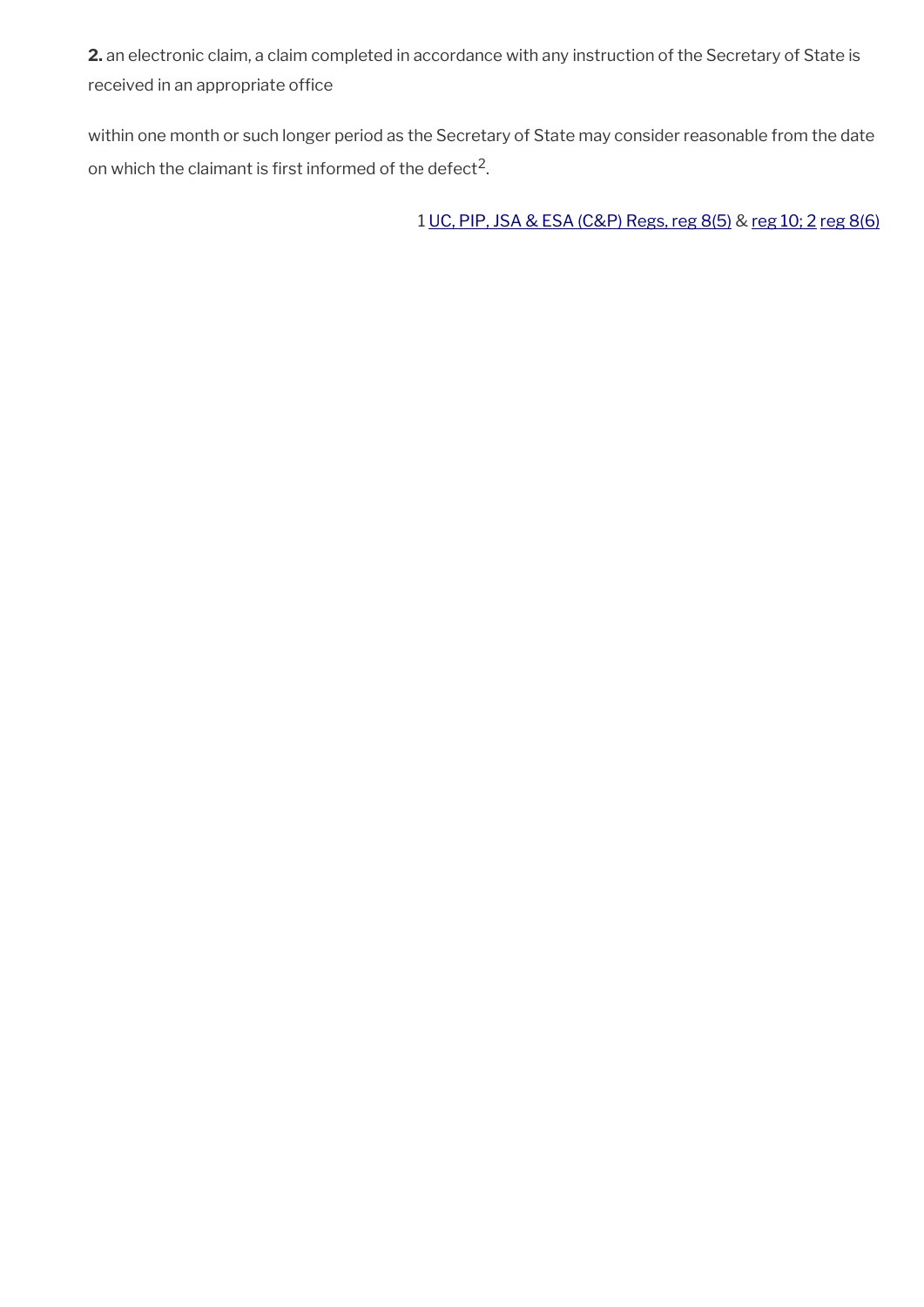**2.** an electronic claim, a claim completed in accordance with any instruction of the Secretary of State is received in an appropriate office

within one month or such longer period as the Secretary of State may consider reasonable from the date on which the claimant is first informed of the defect[2].

1 UC, PIP, JSA & ESA (C&P) Regs, reg 8(5) & reg 10; 2 reg 8(6)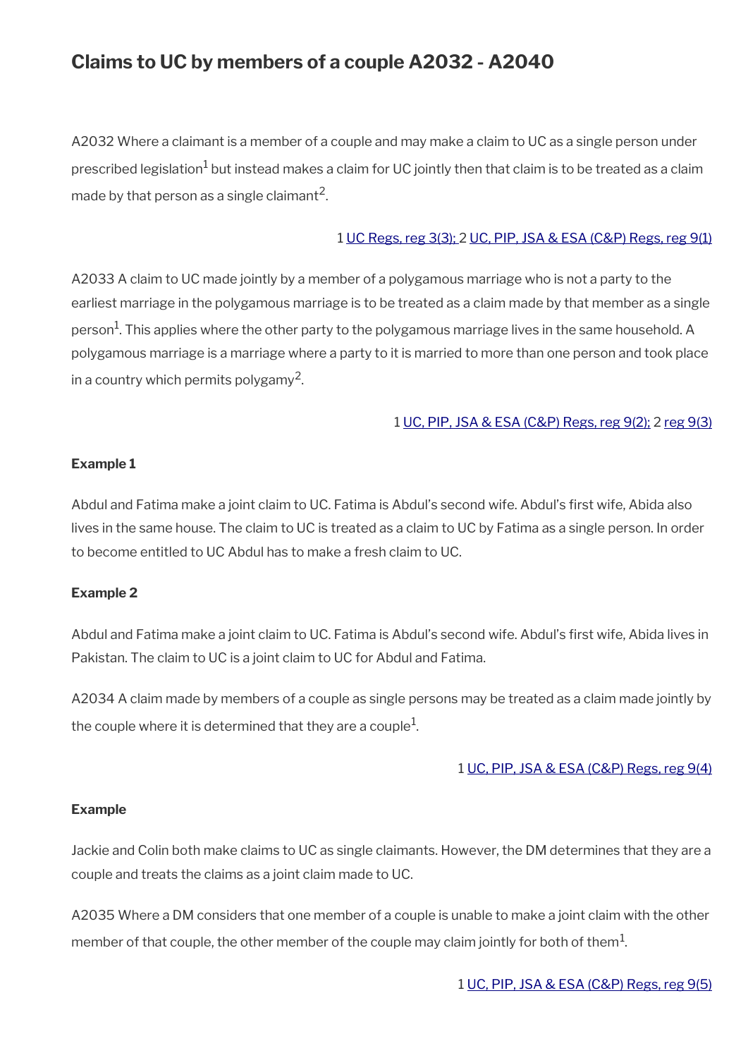## Claims to UC by members of a couple A2032 - A2040

A2032 Where a claimant is a member of a couple and may make a claim to UC as a single person under prescribed legislation[1] but instead makes a claim for UC jointly then that claim is to be treated as a claim made by that person as a single claimant[2].

1 UC Regs, reg 3(3); 2 UC, PIP, JSA & ESA (C&P) Regs, reg 9(1)

A2033 A claim to UC made jointly by a member of a polygamous marriage who is not a party to the earliest marriage in the polygamous marriage is to be treated as a claim made by that member as a single person[1]. This applies where the other party to the polygamous marriage lives in the same household. A polygamous marriage is a marriage where a party to it is married to more than one person and took place in a country which permits polygamy[2].

1 UC, PIP, JSA & ESA (C&P) Regs, reg 9(2); 2 reg 9(3)

**Example 1**

Abdul and Fatima make a joint claim to UC. Fatima is Abdul's second wife. Abdul's first wife, Abida also lives in the same house. The claim to UC is treated as a claim to UC by Fatima as a single person. In order to become entitled to UC Abdul has to make a fresh claim to UC.

**Example 2**

Abdul and Fatima make a joint claim to UC. Fatima is Abdul's second wife. Abdul's first wife, Abida lives in Pakistan. The claim to UC is a joint claim to UC for Abdul and Fatima.

A2034 A claim made by members of a couple as single persons may be treated as a claim made jointly by the couple where it is determined that they are a couple[1].

1 UC, PIP, JSA & ESA (C&P) Regs, reg 9(4)

**Example**

Jackie and Colin both make claims to UC as single claimants. However, the DM determines that they are a couple and treats the claims as a joint claim made to UC.

A2035 Where a DM considers that one member of a couple is unable to make a joint claim with the other member of that couple, the other member of the couple may claim jointly for both of them[1].

1 UC, PIP, JSA & ESA (C&P) Regs, reg 9(5)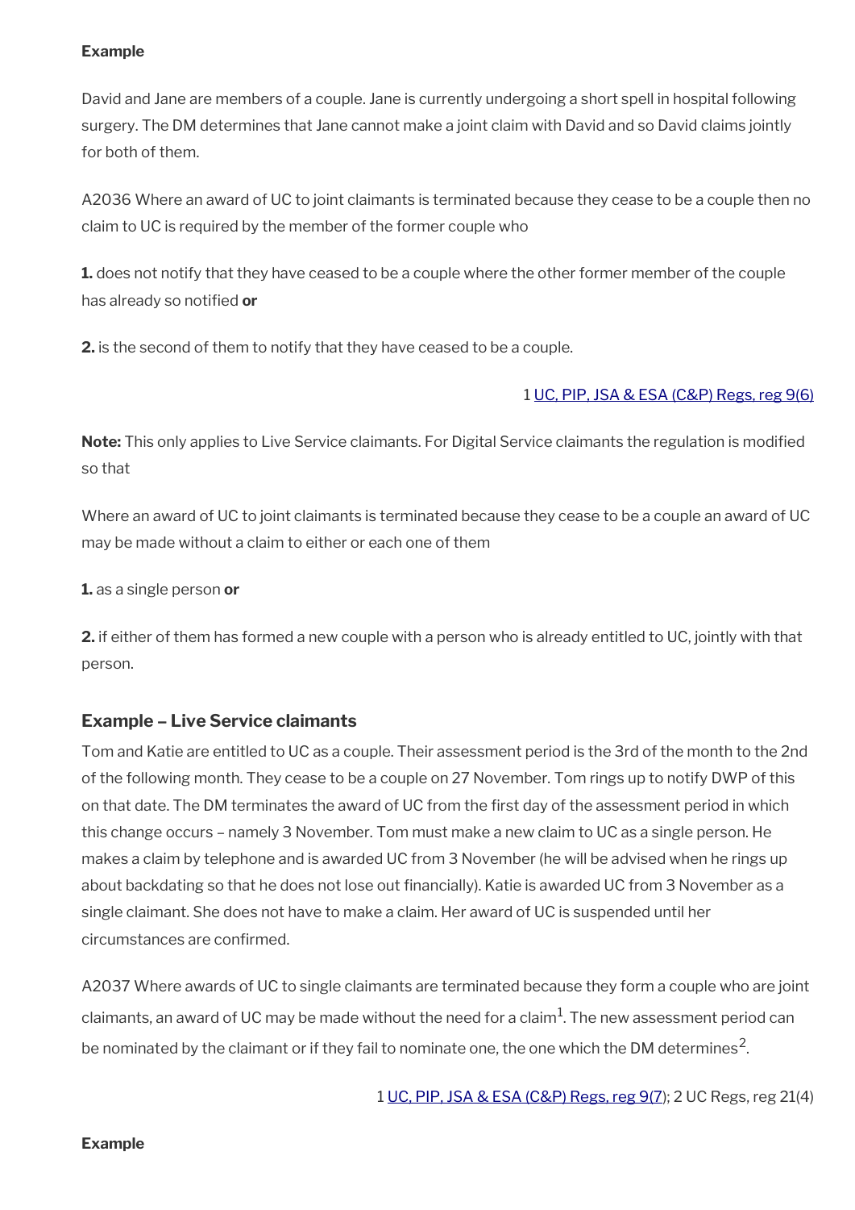**Example**

David and Jane are members of a couple. Jane is currently undergoing a short spell in hospital following surgery. The DM determines that Jane cannot make a joint claim with David and so David claims jointly for both of them.

A2036 Where an award of UC to joint claimants is terminated because they cease to be a couple then no claim to UC is required by the member of the former couple who

**1.** does not notify that they have ceased to be a couple where the other former member of the couple has already so notified **or**

**2.** is the second of them to notify that they have ceased to be a couple.

1 UC, PIP, JSA & ESA (C&P) Regs, reg 9(6)

**Note:** This only applies to Live Service claimants. For Digital Service claimants the regulation is modified so that

Where an award of UC to joint claimants is terminated because they cease to be a couple an award of UC may be made without a claim to either or each one of them

**1.** as a single person **or**

**2.** if either of them has formed a new couple with a person who is already entitled to UC, jointly with that person.

### Example – Live Service claimants

Tom and Katie are entitled to UC as a couple. Their assessment period is the 3rd of the month to the 2nd of the following month. They cease to be a couple on 27 November. Tom rings up to notify DWP of this on that date. The DM terminates the award of UC from the first day of the assessment period in which this change occurs – namely 3 November. Tom must make a new claim to UC as a single person. He makes a claim by telephone and is awarded UC from 3 November (he will be advised when he rings up about backdating so that he does not lose out financially). Katie is awarded UC from 3 November as a single claimant. She does not have to make a claim. Her award of UC is suspended until her circumstances are confirmed.

A2037 Where awards of UC to single claimants are terminated because they form a couple who are joint claimants, an award of UC may be made without the need for a claim[1]. The new assessment period can be nominated by the claimant or if they fail to nominate one, the one which the DM determines[2].

1 UC, PIP, JSA & ESA (C&P) Regs, reg 9(7); 2 UC Regs, reg 21(4)

**Example**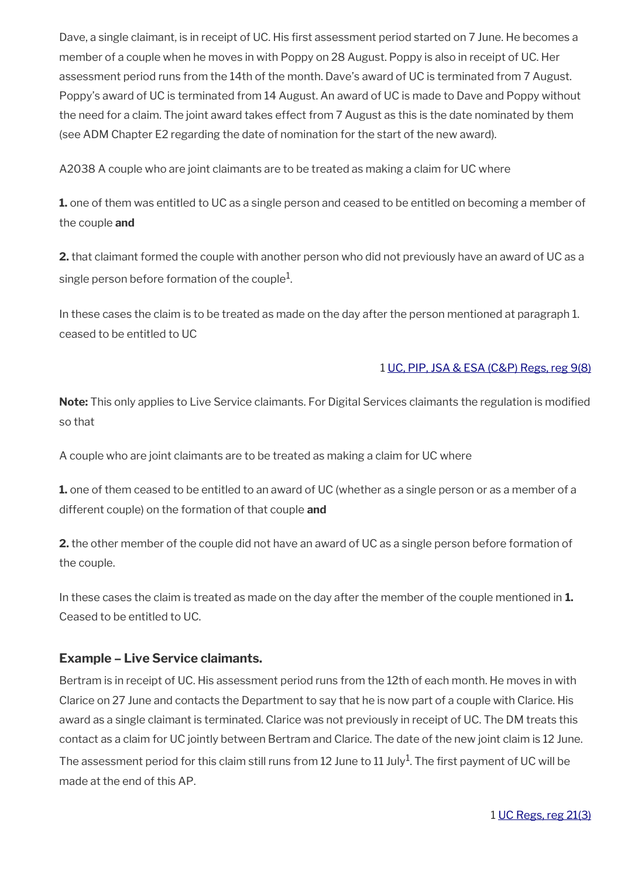Dave, a single claimant, is in receipt of UC. His first assessment period started on 7 June. He becomes a member of a couple when he moves in with Poppy on 28 August. Poppy is also in receipt of UC. Her assessment period runs from the 14th of the month. Dave's award of UC is terminated from 7 August. Poppy's award of UC is terminated from 14 August. An award of UC is made to Dave and Poppy without the need for a claim. The joint award takes effect from 7 August as this is the date nominated by them (see ADM Chapter E2 regarding the date of nomination for the start of the new award).

A2038 A couple who are joint claimants are to be treated as making a claim for UC where

**1.** one of them was entitled to UC as a single person and ceased to be entitled on becoming a member of the couple **and**

**2.** that claimant formed the couple with another person who did not previously have an award of UC as a single person before formation of the couple[1].

In these cases the claim is to be treated as made on the day after the person mentioned at paragraph 1. ceased to be entitled to UC

1 UC, PIP, JSA & ESA (C&P) Regs, reg 9(8)

**Note:** This only applies to Live Service claimants. For Digital Services claimants the regulation is modified so that

A couple who are joint claimants are to be treated as making a claim for UC where

**1.** one of them ceased to be entitled to an award of UC (whether as a single person or as a member of a different couple) on the formation of that couple **and**

**2.** the other member of the couple did not have an award of UC as a single person before formation of the couple.

In these cases the claim is treated as made on the day after the member of the couple mentioned in **1.** Ceased to be entitled to UC.

### Example – Live Service claimants.

Bertram is in receipt of UC. His assessment period runs from the 12th of each month. He moves in with Clarice on 27 June and contacts the Department to say that he is now part of a couple with Clarice. His award as a single claimant is terminated. Clarice was not previously in receipt of UC. The DM treats this contact as a claim for UC jointly between Bertram and Clarice. The date of the new joint claim is 12 June. The assessment period for this claim still runs from 12 June to 11 July[1]. The first payment of UC will be made at the end of this AP.

1 UC Regs, reg 21(3)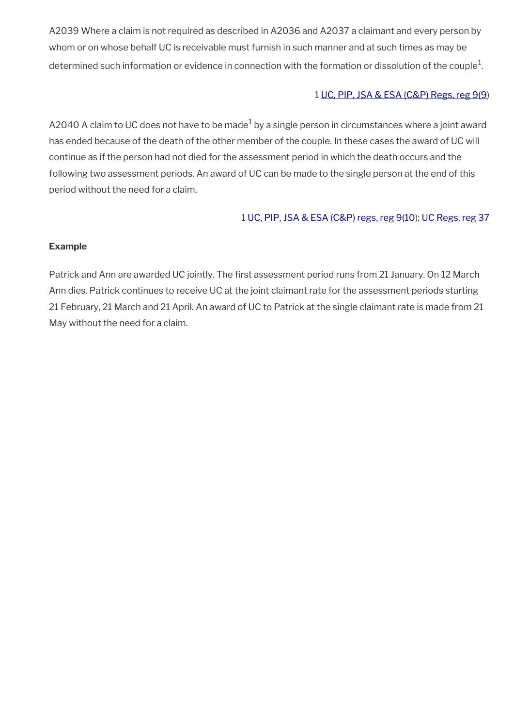A2039 Where a claim is not required as described in A2036 and A2037 a claimant and every person by whom or on whose behalf UC is receivable must furnish in such manner and at such times as may be determined such information or evidence in connection with the formation or dissolution of the couple[1].

1 UC, PIP, JSA & ESA (C&P) Regs, reg 9(9)

A2040 A claim to UC does not have to be made[1] by a single person in circumstances where a joint award has ended because of the death of the other member of the couple. In these cases the award of UC will continue as if the person had not died for the assessment period in which the death occurs and the following two assessment periods. An award of UC can be made to the single person at the end of this period without the need for a claim.

1 UC, PIP, JSA & ESA (C&P) regs, reg 9(10); UC Regs, reg 37

**Example**

Patrick and Ann are awarded UC jointly. The first assessment period runs from 21 January. On 12 March Ann dies. Patrick continues to receive UC at the joint claimant rate for the assessment periods starting 21 February, 21 March and 21 April. An award of UC to Patrick at the single claimant rate is made from 21 May without the need for a claim.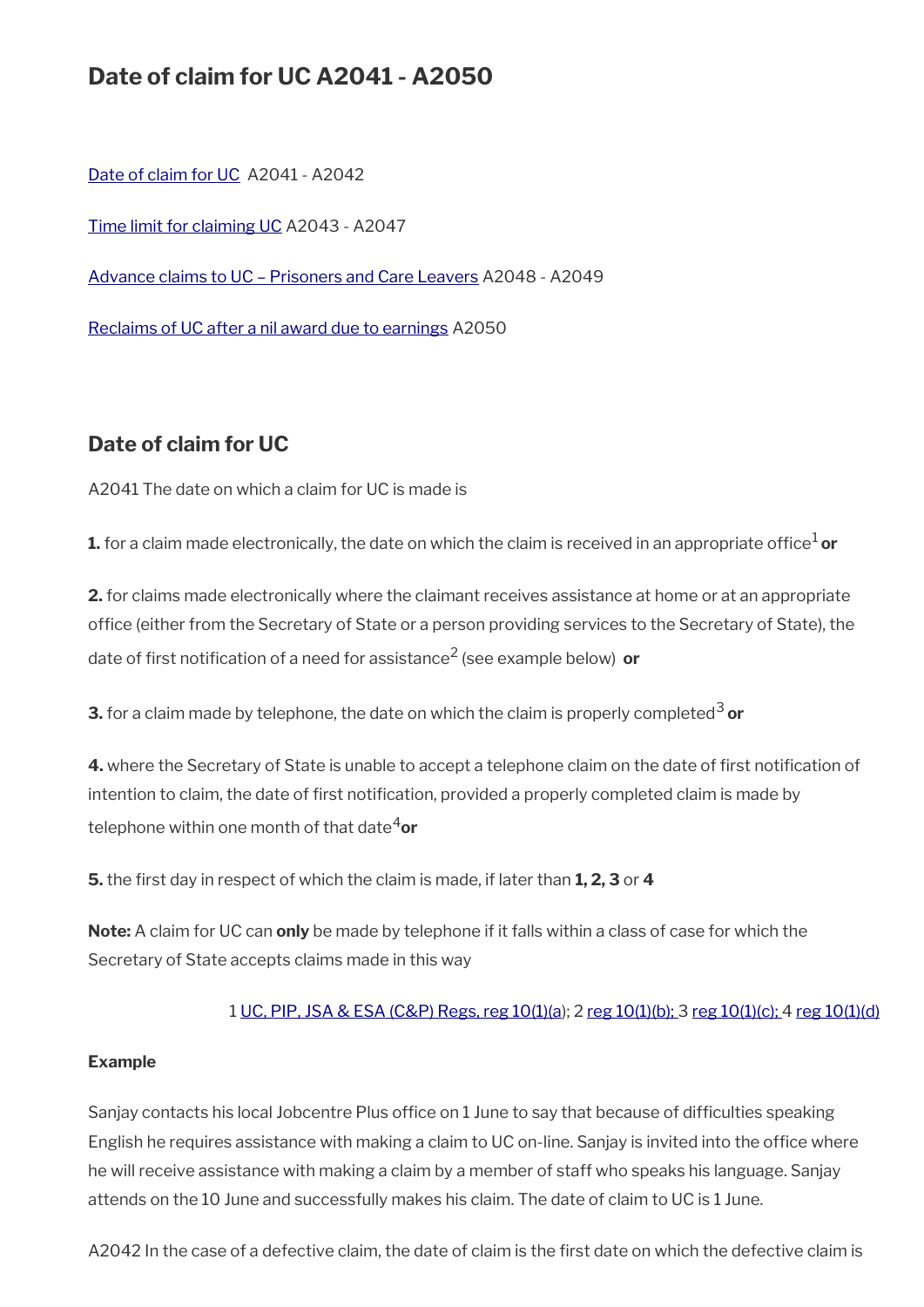# Date of claim for UC A2041 - A2050

[Date of claim for UC](#) A2041 - A2042

[Time limit for claiming UC](#) A2043 - A2047

[Advance claims to UC – Prisoners and Care Leavers](#) A2048 - A2049

[Reclaims of UC after a nil award due to earnings](#) A2050

## Date of claim for UC

A2041 The date on which a claim for UC is made is

**1.** for a claim made electronically, the date on which the claim is received in an appropriate office[1] **or**

**2.** for claims made electronically where the claimant receives assistance at home or at an appropriate office (either from the Secretary of State or a person providing services to the Secretary of State), the date of first notification of a need for assistance[2] (see example below) **or**

**3.** for a claim made by telephone, the date on which the claim is properly completed[3] **or**

**4.** where the Secretary of State is unable to accept a telephone claim on the date of first notification of intention to claim, the date of first notification, provided a properly completed claim is made by telephone within one month of that date[4] **or**

**5.** the first day in respect of which the claim is made, if later than **1, 2, 3** or **4**

**Note:** A claim for UC can **only** be made by telephone if it falls within a class of case for which the Secretary of State accepts claims made in this way

1 [UC, PIP, JSA & ESA (C&P) Regs, reg 10(1)(a)](#); 2 [reg 10(1)(b);](#) 3 [reg 10(1)(c);](#) 4 [reg 10(1)(d)](#)

**Example**

Sanjay contacts his local Jobcentre Plus office on 1 June to say that because of difficulties speaking English he requires assistance with making a claim to UC on-line. Sanjay is invited into the office where he will receive assistance with making a claim by a member of staff who speaks his language. Sanjay attends on the 10 June and successfully makes his claim. The date of claim to UC is 1 June.

A2042 In the case of a defective claim, the date of claim is the first date on which the defective claim is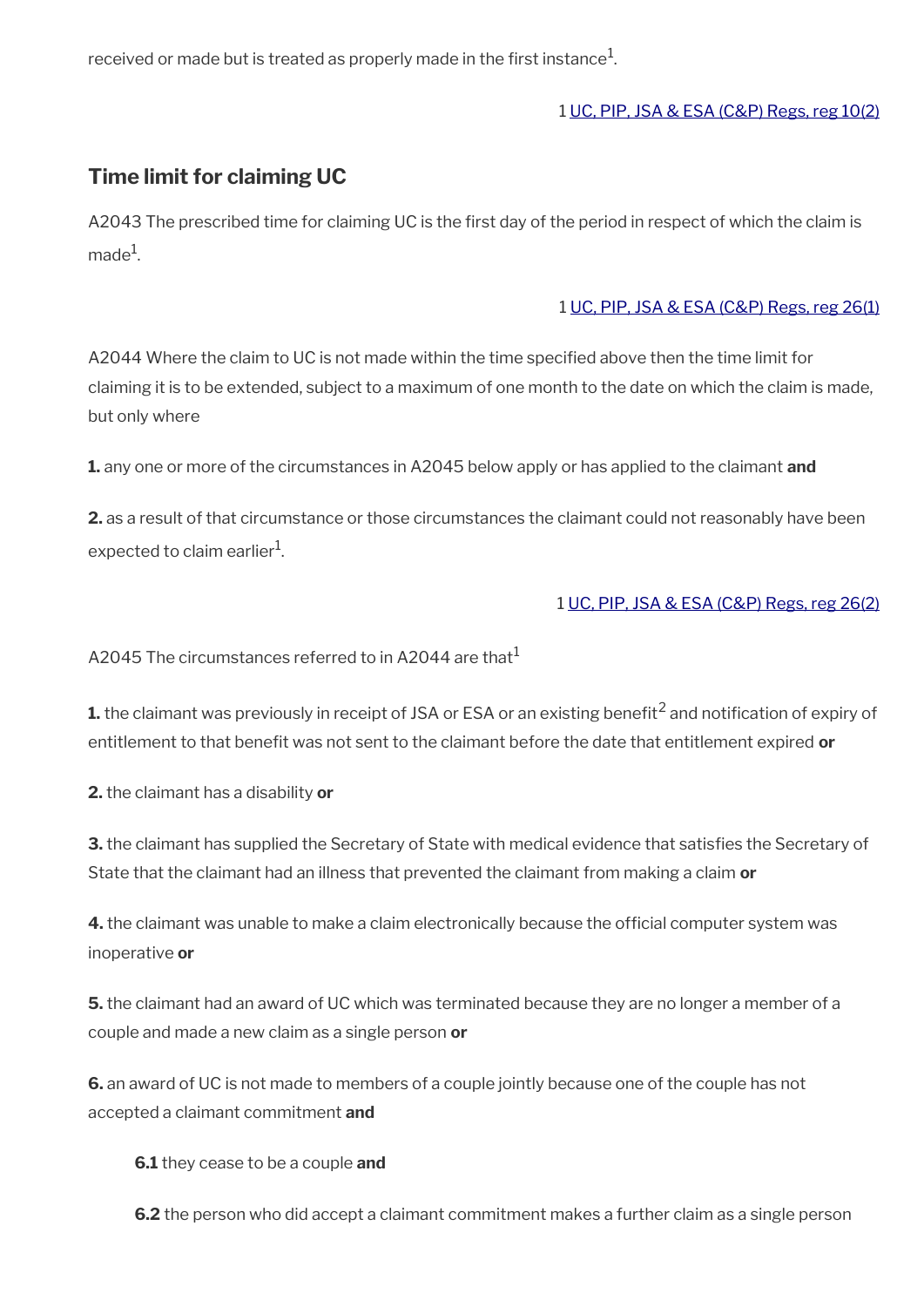received or made but is treated as properly made in the first instance[1].

1 UC, PIP, JSA & ESA (C&P) Regs, reg 10(2)

## Time limit for claiming UC

A2043 The prescribed time for claiming UC is the first day of the period in respect of which the claim is made[1].

1 UC, PIP, JSA & ESA (C&P) Regs, reg 26(1)

A2044 Where the claim to UC is not made within the time specified above then the time limit for claiming it is to be extended, subject to a maximum of one month to the date on which the claim is made, but only where

**1.** any one or more of the circumstances in A2045 below apply or has applied to the claimant **and**

**2.** as a result of that circumstance or those circumstances the claimant could not reasonably have been expected to claim earlier[1].

1 UC, PIP, JSA & ESA (C&P) Regs, reg 26(2)

A2045 The circumstances referred to in A2044 are that[1]

**1.** the claimant was previously in receipt of JSA or ESA or an existing benefit[2] and notification of expiry of entitlement to that benefit was not sent to the claimant before the date that entitlement expired **or**

**2.** the claimant has a disability **or**

**3.** the claimant has supplied the Secretary of State with medical evidence that satisfies the Secretary of State that the claimant had an illness that prevented the claimant from making a claim **or**

**4.** the claimant was unable to make a claim electronically because the official computer system was inoperative **or**

**5.** the claimant had an award of UC which was terminated because they are no longer a member of a couple and made a new claim as a single person **or**

**6.** an award of UC is not made to members of a couple jointly because one of the couple has not accepted a claimant commitment **and**

> **6.1** they cease to be a couple **and**
>
> **6.2** the person who did accept a claimant commitment makes a further claim as a single person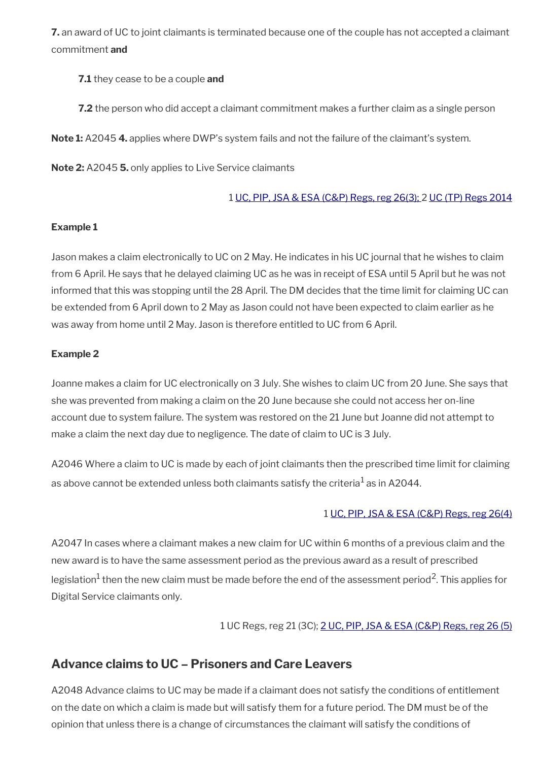**7.** an award of UC to joint claimants is terminated because one of the couple has not accepted a claimant commitment **and**

> **7.1** they cease to be a couple **and**
>
> **7.2** the person who did accept a claimant commitment makes a further claim as a single person

**Note 1:** A2045 **4.** applies where DWP's system fails and not the failure of the claimant's system.

**Note 2:** A2045 **5.** only applies to Live Service claimants

1 UC, PIP, JSA & ESA (C&P) Regs, reg 26(3); 2 UC (TP) Regs 2014

**Example 1**

Jason makes a claim electronically to UC on 2 May. He indicates in his UC journal that he wishes to claim from 6 April. He says that he delayed claiming UC as he was in receipt of ESA until 5 April but he was not informed that this was stopping until the 28 April. The DM decides that the time limit for claiming UC can be extended from 6 April down to 2 May as Jason could not have been expected to claim earlier as he was away from home until 2 May. Jason is therefore entitled to UC from 6 April.

**Example 2**

Joanne makes a claim for UC electronically on 3 July. She wishes to claim UC from 20 June. She says that she was prevented from making a claim on the 20 June because she could not access her on-line account due to system failure. The system was restored on the 21 June but Joanne did not attempt to make a claim the next day due to negligence. The date of claim to UC is 3 July.

A2046 Where a claim to UC is made by each of joint claimants then the prescribed time limit for claiming as above cannot be extended unless both claimants satisfy the criteria[1] as in A2044.

1 UC, PIP, JSA & ESA (C&P) Regs, reg 26(4)

A2047 In cases where a claimant makes a new claim for UC within 6 months of a previous claim and the new award is to have the same assessment period as the previous award as a result of prescribed legislation[1] then the new claim must be made before the end of the assessment period[2]. This applies for Digital Service claimants only.

1 UC Regs, reg 21 (3C); 2 UC, PIP, JSA & ESA (C&P) Regs, reg 26 (5)

## Advance claims to UC – Prisoners and Care Leavers

A2048 Advance claims to UC may be made if a claimant does not satisfy the conditions of entitlement on the date on which a claim is made but will satisfy them for a future period. The DM must be of the opinion that unless there is a change of circumstances the claimant will satisfy the conditions of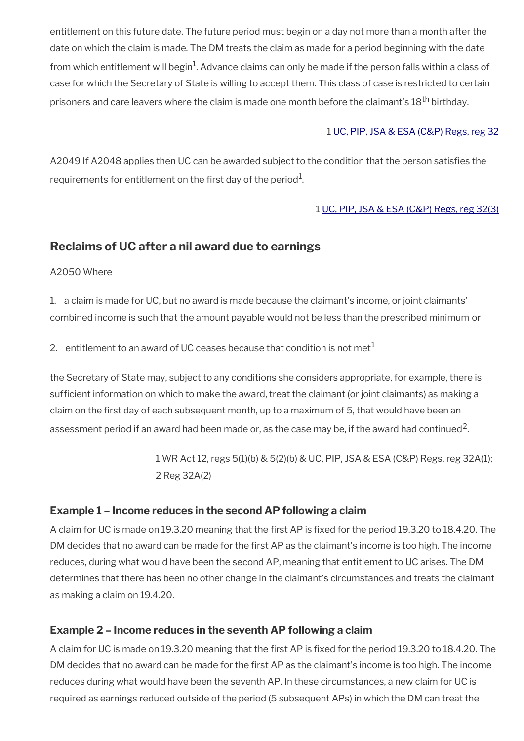entitlement on this future date. The future period must begin on a day not more than a month after the date on which the claim is made. The DM treats the claim as made for a period beginning with the date from which entitlement will begin[1]. Advance claims can only be made if the person falls within a class of case for which the Secretary of State is willing to accept them. This class of case is restricted to certain prisoners and care leavers where the claim is made one month before the claimant's 18th birthday.

1 UC, PIP, JSA & ESA (C&P) Regs, reg 32

A2049 If A2048 applies then UC can be awarded subject to the condition that the person satisfies the requirements for entitlement on the first day of the period[1].

1 UC, PIP, JSA & ESA (C&P) Regs, reg 32(3)

## Reclaims of UC after a nil award due to earnings

A2050 Where

1. a claim is made for UC, but no award is made because the claimant's income, or joint claimants' combined income is such that the amount payable would not be less than the prescribed minimum or

2. entitlement to an award of UC ceases because that condition is not met[1]

the Secretary of State may, subject to any conditions she considers appropriate, for example, there is sufficient information on which to make the award, treat the claimant (or joint claimants) as making a claim on the first day of each subsequent month, up to a maximum of 5, that would have been an assessment period if an award had been made or, as the case may be, if the award had continued[2].

1 WR Act 12, regs 5(1)(b) & 5(2)(b) & UC, PIP, JSA & ESA (C&P) Regs, reg 32A(1);
2 Reg 32A(2)

### Example 1 – Income reduces in the second AP following a claim

A claim for UC is made on 19.3.20 meaning that the first AP is fixed for the period 19.3.20 to 18.4.20. The DM decides that no award can be made for the first AP as the claimant's income is too high. The income reduces, during what would have been the second AP, meaning that entitlement to UC arises. The DM determines that there has been no other change in the claimant's circumstances and treats the claimant as making a claim on 19.4.20.

### Example 2 – Income reduces in the seventh AP following a claim

A claim for UC is made on 19.3.20 meaning that the first AP is fixed for the period 19.3.20 to 18.4.20. The DM decides that no award can be made for the first AP as the claimant's income is too high. The income reduces during what would have been the seventh AP. In these circumstances, a new claim for UC is required as earnings reduced outside of the period (5 subsequent APs) in which the DM can treat the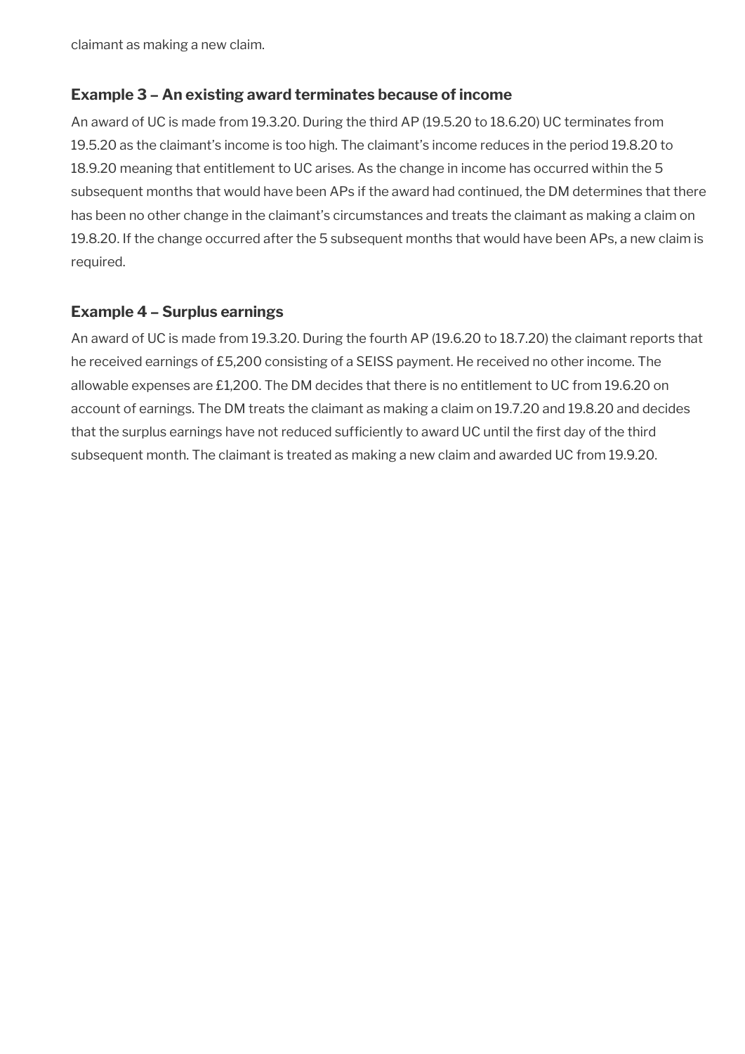claimant as making a new claim.

### Example 3 – An existing award terminates because of income

An award of UC is made from 19.3.20. During the third AP (19.5.20 to 18.6.20) UC terminates from 19.5.20 as the claimant's income is too high. The claimant's income reduces in the period 19.8.20 to 18.9.20 meaning that entitlement to UC arises. As the change in income has occurred within the 5 subsequent months that would have been APs if the award had continued, the DM determines that there has been no other change in the claimant's circumstances and treats the claimant as making a claim on 19.8.20. If the change occurred after the 5 subsequent months that would have been APs, a new claim is required.

### Example 4 – Surplus earnings

An award of UC is made from 19.3.20. During the fourth AP (19.6.20 to 18.7.20) the claimant reports that he received earnings of £5,200 consisting of a SEISS payment. He received no other income. The allowable expenses are £1,200. The DM decides that there is no entitlement to UC from 19.6.20 on account of earnings. The DM treats the claimant as making a claim on 19.7.20 and 19.8.20 and decides that the surplus earnings have not reduced sufficiently to award UC until the first day of the third subsequent month. The claimant is treated as making a new claim and awarded UC from 19.9.20.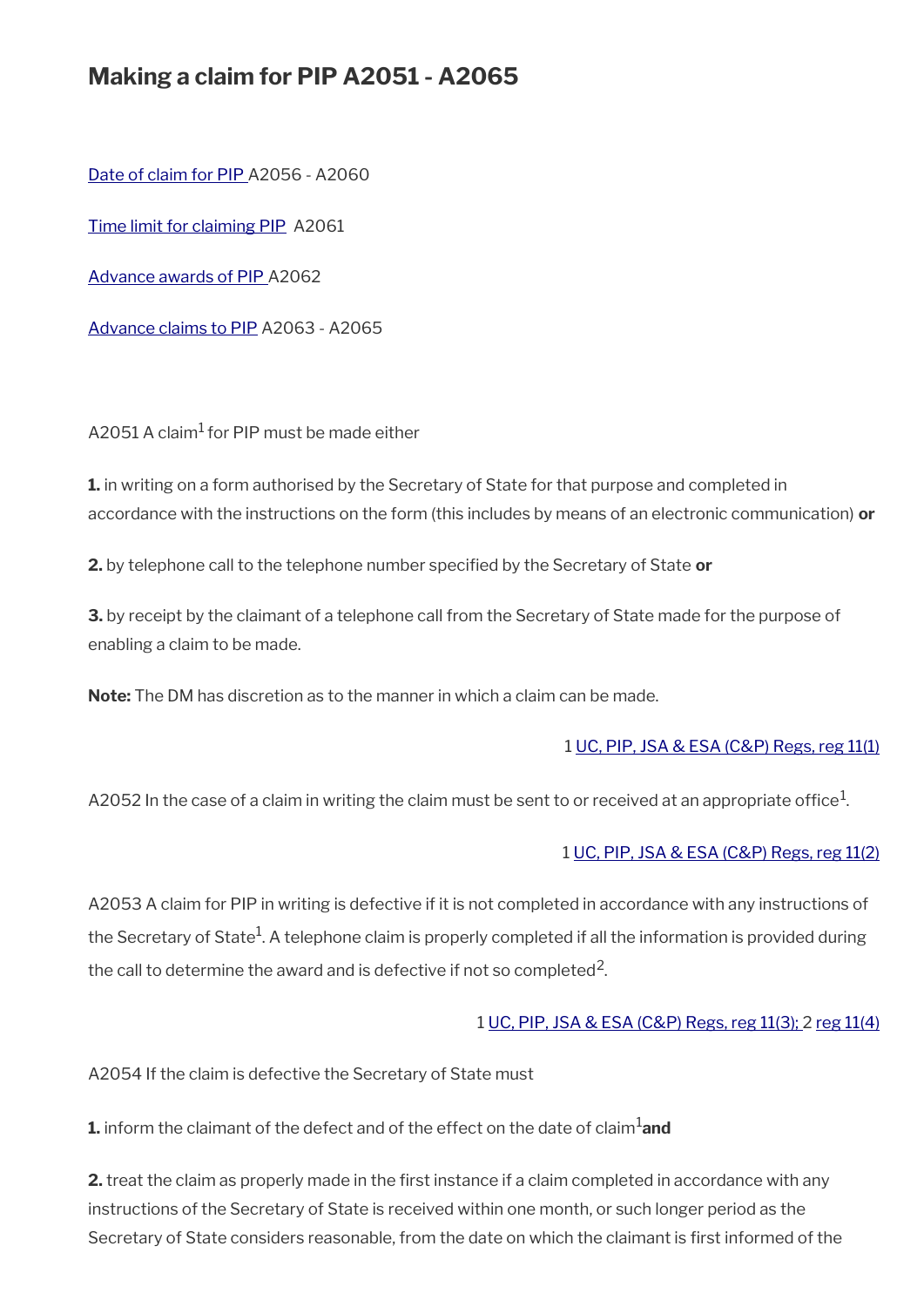## Making a claim for PIP A2051 - A2065

[Date of claim for PIP](#) A2056 - A2060

[Time limit for claiming PIP](#) A2061

[Advance awards of PIP](#) A2062

[Advance claims to PIP](#) A2063 - A2065

A2051 A claim[1] for PIP must be made either

**1.** in writing on a form authorised by the Secretary of State for that purpose and completed in accordance with the instructions on the form (this includes by means of an electronic communication) **or**

**2.** by telephone call to the telephone number specified by the Secretary of State **or**

**3.** by receipt by the claimant of a telephone call from the Secretary of State made for the purpose of enabling a claim to be made.

**Note:** The DM has discretion as to the manner in which a claim can be made.

1 [UC, PIP, JSA & ESA (C&P) Regs, reg 11(1)](#)

A2052 In the case of a claim in writing the claim must be sent to or received at an appropriate office[1].

1 [UC, PIP, JSA & ESA (C&P) Regs, reg 11(2)](#)

A2053 A claim for PIP in writing is defective if it is not completed in accordance with any instructions of the Secretary of State[1]. A telephone claim is properly completed if all the information is provided during the call to determine the award and is defective if not so completed[2].

1 [UC, PIP, JSA & ESA (C&P) Regs, reg 11(3);](#) 2 [reg 11(4)](#)

A2054 If the claim is defective the Secretary of State must

**1.** inform the claimant of the defect and of the effect on the date of claim[1] **and**

**2.** treat the claim as properly made in the first instance if a claim completed in accordance with any instructions of the Secretary of State is received within one month, or such longer period as the Secretary of State considers reasonable, from the date on which the claimant is first informed of the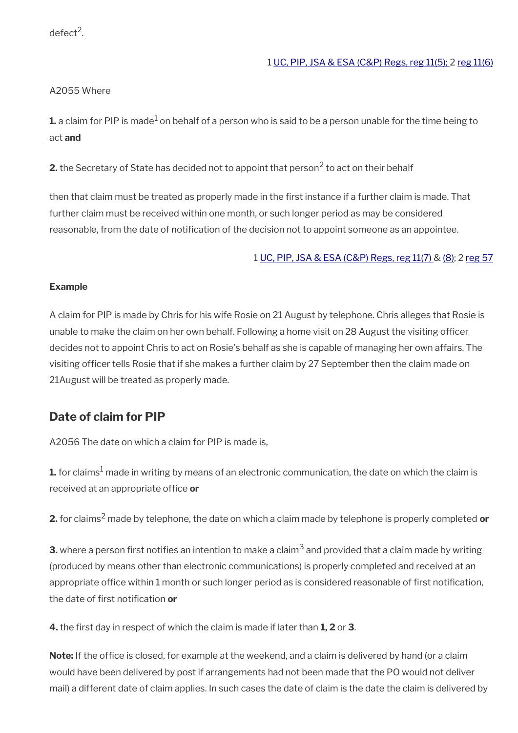defect[2].

1 UC, PIP, JSA & ESA (C&P) Regs, reg 11(5); 2 reg 11(6)

A2055 Where

**1.** a claim for PIP is made[1] on behalf of a person who is said to be a person unable for the time being to act **and**

**2.** the Secretary of State has decided not to appoint that person[2] to act on their behalf

then that claim must be treated as properly made in the first instance if a further claim is made. That further claim must be received within one month, or such longer period as may be considered reasonable, from the date of notification of the decision not to appoint someone as an appointee.

1 UC, PIP, JSA & ESA (C&P) Regs, reg 11(7) & (8); 2 reg 57

**Example**

A claim for PIP is made by Chris for his wife Rosie on 21 August by telephone. Chris alleges that Rosie is unable to make the claim on her own behalf. Following a home visit on 28 August the visiting officer decides not to appoint Chris to act on Rosie's behalf as she is capable of managing her own affairs. The visiting officer tells Rosie that if she makes a further claim by 27 September then the claim made on 21August will be treated as properly made.

## Date of claim for PIP

A2056 The date on which a claim for PIP is made is,

**1.** for claims[1] made in writing by means of an electronic communication, the date on which the claim is received at an appropriate office **or**

**2.** for claims[2] made by telephone, the date on which a claim made by telephone is properly completed **or**

**3.** where a person first notifies an intention to make a claim[3] and provided that a claim made by writing (produced by means other than electronic communications) is properly completed and received at an appropriate office within 1 month or such longer period as is considered reasonable of first notification, the date of first notification **or**

**4.** the first day in respect of which the claim is made if later than **1, 2** or **3**.

**Note:** If the office is closed, for example at the weekend, and a claim is delivered by hand (or a claim would have been delivered by post if arrangements had not been made that the PO would not deliver mail) a different date of claim applies. In such cases the date of claim is the date the claim is delivered by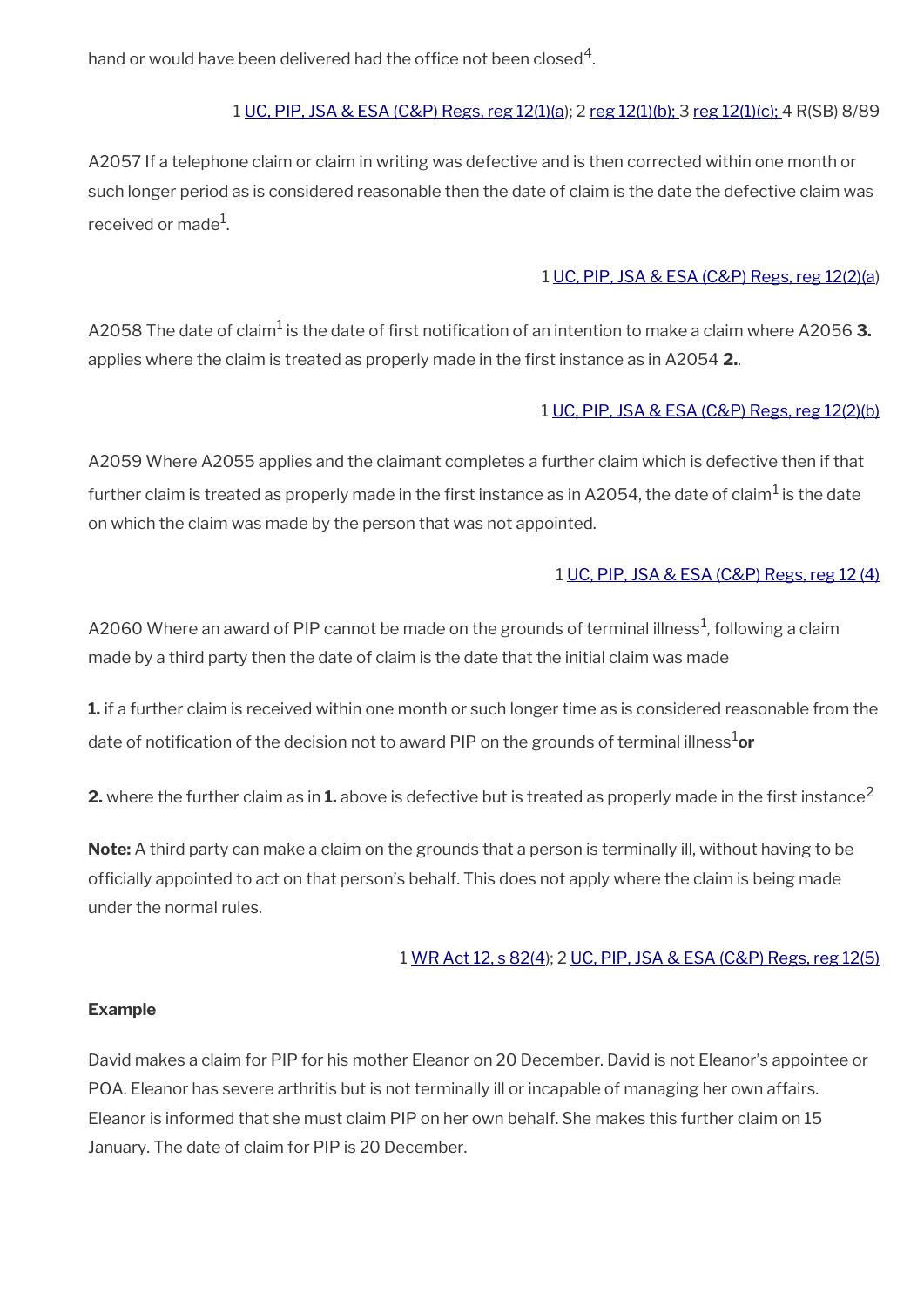hand or would have been delivered had the office not been closed[4].

1 UC, PIP, JSA & ESA (C&P) Regs, reg 12(1)(a); 2 reg 12(1)(b); 3 reg 12(1)(c); 4 R(SB) 8/89

A2057 If a telephone claim or claim in writing was defective and is then corrected within one month or such longer period as is considered reasonable then the date of claim is the date the defective claim was received or made[1].

1 UC, PIP, JSA & ESA (C&P) Regs, reg 12(2)(a)

A2058 The date of claim[1] is the date of first notification of an intention to make a claim where A2056 **3.** applies where the claim is treated as properly made in the first instance as in A2054 **2.**.

1 UC, PIP, JSA & ESA (C&P) Regs, reg 12(2)(b)

A2059 Where A2055 applies and the claimant completes a further claim which is defective then if that further claim is treated as properly made in the first instance as in A2054, the date of claim[1] is the date on which the claim was made by the person that was not appointed.

1 UC, PIP, JSA & ESA (C&P) Regs, reg 12 (4)

A2060 Where an award of PIP cannot be made on the grounds of terminal illness[1], following a claim made by a third party then the date of claim is the date that the initial claim was made

**1.** if a further claim is received within one month or such longer time as is considered reasonable from the date of notification of the decision not to award PIP on the grounds of terminal illness[1] **or**

**2.** where the further claim as in **1.** above is defective but is treated as properly made in the first instance[2]

**Note:** A third party can make a claim on the grounds that a person is terminally ill, without having to be officially appointed to act on that person's behalf. This does not apply where the claim is being made under the normal rules.

1 WR Act 12, s 82(4); 2 UC, PIP, JSA & ESA (C&P) Regs, reg 12(5)

**Example**

David makes a claim for PIP for his mother Eleanor on 20 December. David is not Eleanor's appointee or POA. Eleanor has severe arthritis but is not terminally ill or incapable of managing her own affairs. Eleanor is informed that she must claim PIP on her own behalf. She makes this further claim on 15 January. The date of claim for PIP is 20 December.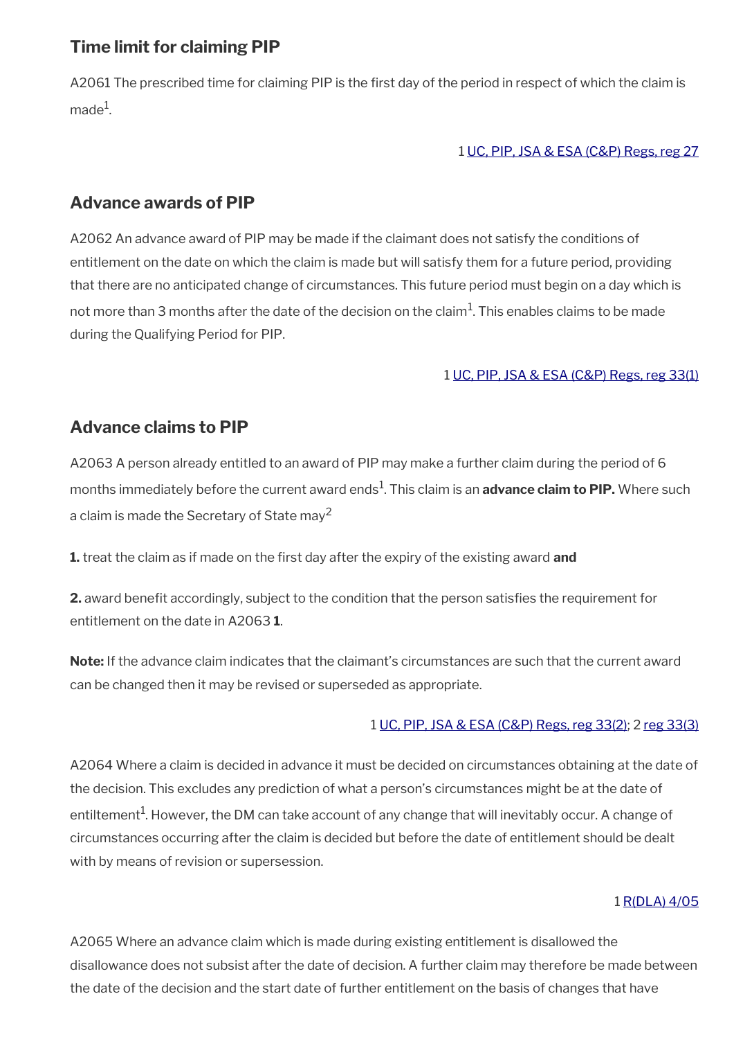## Time limit for claiming PIP

A2061 The prescribed time for claiming PIP is the first day of the period in respect of which the claim is made[1].

1 UC, PIP, JSA & ESA (C&P) Regs, reg 27

## Advance awards of PIP

A2062 An advance award of PIP may be made if the claimant does not satisfy the conditions of entitlement on the date on which the claim is made but will satisfy them for a future period, providing that there are no anticipated change of circumstances. This future period must begin on a day which is not more than 3 months after the date of the decision on the claim[1]. This enables claims to be made during the Qualifying Period for PIP.

1 UC, PIP, JSA & ESA (C&P) Regs, reg 33(1)

## Advance claims to PIP

A2063 A person already entitled to an award of PIP may make a further claim during the period of 6 months immediately before the current award ends[1]. This claim is an **advance claim to PIP.** Where such a claim is made the Secretary of State may[2]

**1.** treat the claim as if made on the first day after the expiry of the existing award **and**

**2.** award benefit accordingly, subject to the condition that the person satisfies the requirement for entitlement on the date in A2063 **1**.

**Note:** If the advance claim indicates that the claimant's circumstances are such that the current award can be changed then it may be revised or superseded as appropriate.

1 UC, PIP, JSA & ESA (C&P) Regs, reg 33(2); 2 reg 33(3)

A2064 Where a claim is decided in advance it must be decided on circumstances obtaining at the date of the decision. This excludes any prediction of what a person's circumstances might be at the date of entiltement[1]. However, the DM can take account of any change that will inevitably occur. A change of circumstances occurring after the claim is decided but before the date of entitlement should be dealt with by means of revision or supersession.

1 R(DLA) 4/05

A2065 Where an advance claim which is made during existing entitlement is disallowed the disallowance does not subsist after the date of decision. A further claim may therefore be made between the date of the decision and the start date of further entitlement on the basis of changes that have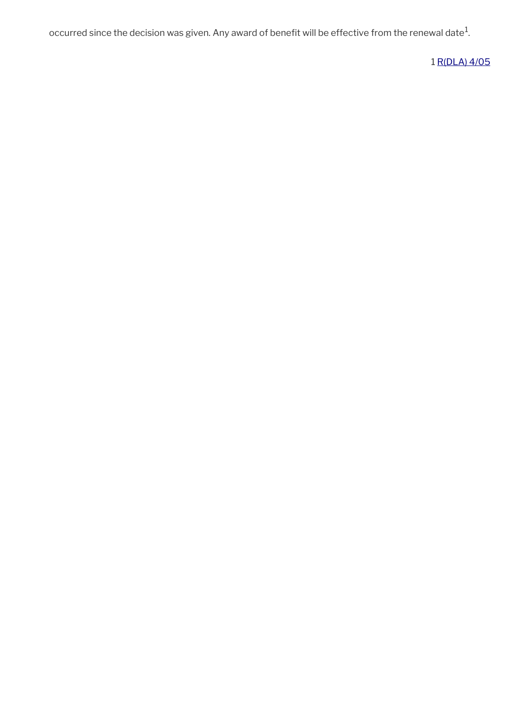occurred since the decision was given. Any award of benefit will be effective from the renewal date[1].

1 R(DLA) 4/05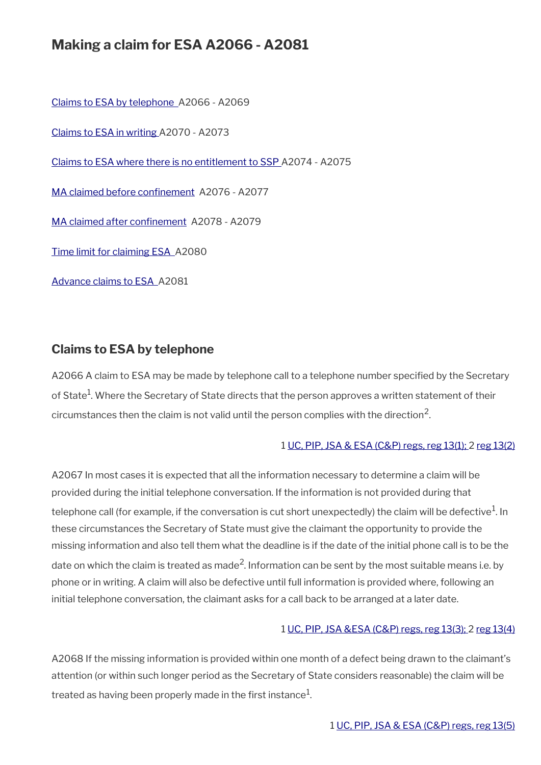## Making a claim for ESA A2066 - A2081

Claims to ESA by telephone A2066 - A2069

Claims to ESA in writing A2070 - A2073

Claims to ESA where there is no entitlement to SSP A2074 - A2075

MA claimed before confinement A2076 - A2077

MA claimed after confinement A2078 - A2079

Time limit for claiming ESA A2080

Advance claims to ESA A2081

### Claims to ESA by telephone

A2066 A claim to ESA may be made by telephone call to a telephone number specified by the Secretary of State[1]. Where the Secretary of State directs that the person approves a written statement of their circumstances then the claim is not valid until the person complies with the direction[2].

1 UC, PIP, JSA & ESA (C&P) regs, reg 13(1); 2 reg 13(2)

A2067 In most cases it is expected that all the information necessary to determine a claim will be provided during the initial telephone conversation. If the information is not provided during that telephone call (for example, if the conversation is cut short unexpectedly) the claim will be defective[1]. In these circumstances the Secretary of State must give the claimant the opportunity to provide the missing information and also tell them what the deadline is if the date of the initial phone call is to be the date on which the claim is treated as made[2]. Information can be sent by the most suitable means i.e. by phone or in writing. A claim will also be defective until full information is provided where, following an initial telephone conversation, the claimant asks for a call back to be arranged at a later date.

1 UC, PIP, JSA &ESA (C&P) regs, reg 13(3); 2 reg 13(4)

A2068 If the missing information is provided within one month of a defect being drawn to the claimant's attention (or within such longer period as the Secretary of State considers reasonable) the claim will be treated as having been properly made in the first instance[1].

1 UC, PIP, JSA & ESA (C&P) regs, reg 13(5)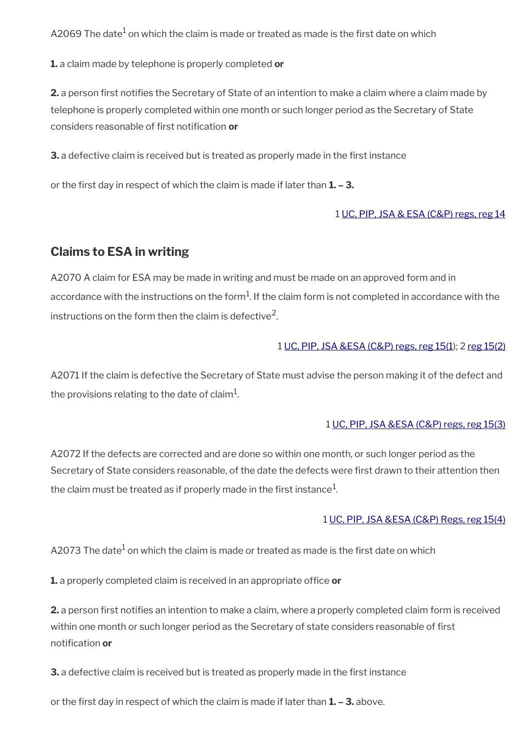A2069 The date[1] on which the claim is made or treated as made is the first date on which

**1.** a claim made by telephone is properly completed **or**

**2.** a person first notifies the Secretary of State of an intention to make a claim where a claim made by telephone is properly completed within one month or such longer period as the Secretary of State considers reasonable of first notification **or**

**3.** a defective claim is received but is treated as properly made in the first instance

or the first day in respect of which the claim is made if later than **1. – 3.**

1 UC, PIP, JSA & ESA (C&P) regs, reg 14

## Claims to ESA in writing

A2070 A claim for ESA may be made in writing and must be made on an approved form and in accordance with the instructions on the form[1]. If the claim form is not completed in accordance with the instructions on the form then the claim is defective[2].

1 UC, PIP, JSA &ESA (C&P) regs, reg 15(1); 2 reg 15(2)

A2071 If the claim is defective the Secretary of State must advise the person making it of the defect and the provisions relating to the date of claim[1].

1 UC, PIP, JSA &ESA (C&P) regs, reg 15(3)

A2072 If the defects are corrected and are done so within one month, or such longer period as the Secretary of State considers reasonable, of the date the defects were first drawn to their attention then the claim must be treated as if properly made in the first instance[1].

1 UC, PIP, JSA &ESA (C&P) Regs, reg 15(4)

A2073 The date[1] on which the claim is made or treated as made is the first date on which

**1.** a properly completed claim is received in an appropriate office **or**

**2.** a person first notifies an intention to make a claim, where a properly completed claim form is received within one month or such longer period as the Secretary of state considers reasonable of first notification **or**

**3.** a defective claim is received but is treated as properly made in the first instance

or the first day in respect of which the claim is made if later than **1. – 3.** above.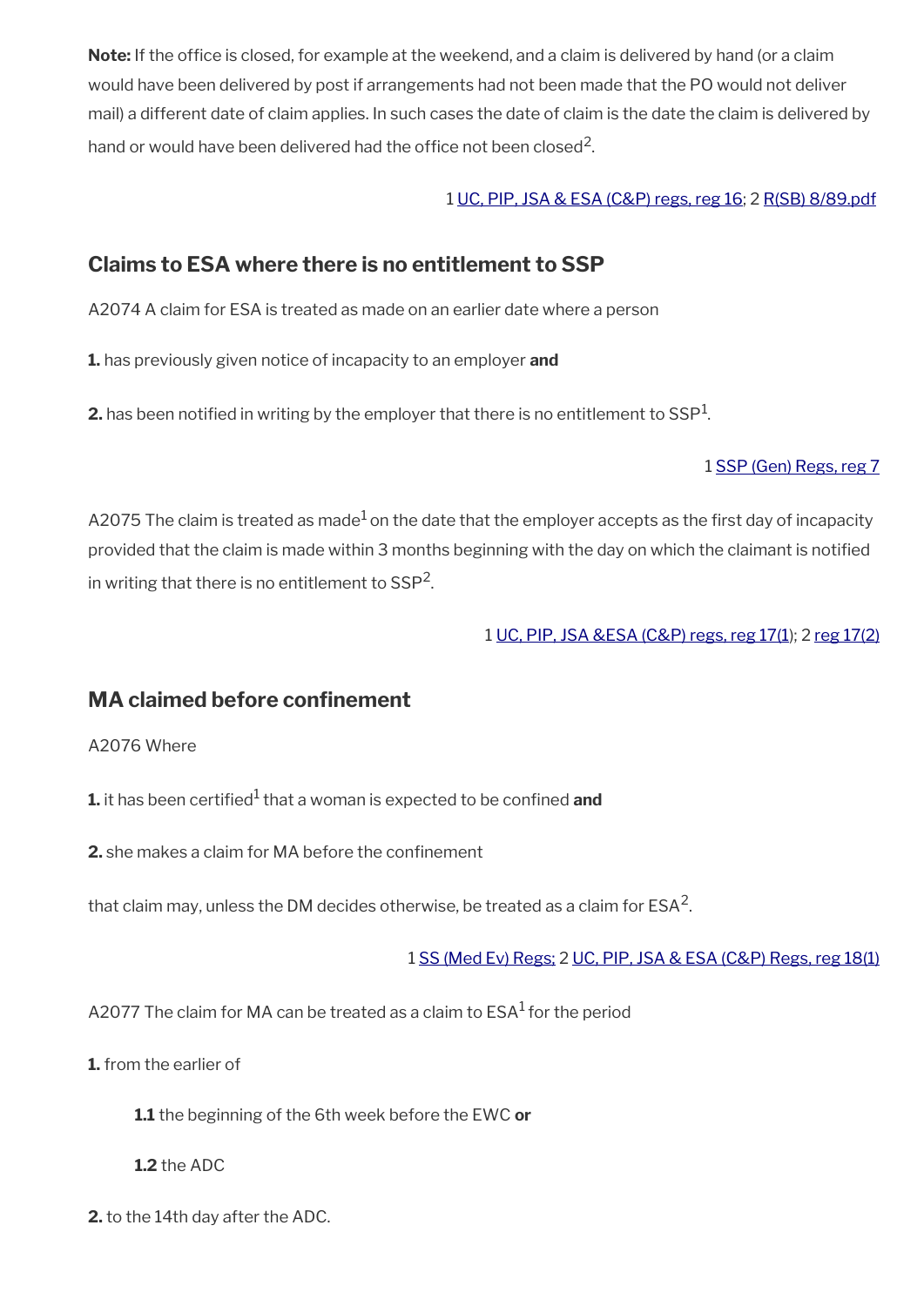**Note:** If the office is closed, for example at the weekend, and a claim is delivered by hand (or a claim would have been delivered by post if arrangements had not been made that the PO would not deliver mail) a different date of claim applies. In such cases the date of claim is the date the claim is delivered by hand or would have been delivered had the office not been closed[2].

1 UC, PIP, JSA & ESA (C&P) regs, reg 16; 2 R(SB) 8/89.pdf

## Claims to ESA where there is no entitlement to SSP

A2074 A claim for ESA is treated as made on an earlier date where a person

**1.** has previously given notice of incapacity to an employer **and**

**2.** has been notified in writing by the employer that there is no entitlement to SSP[1].

1 SSP (Gen) Regs, reg 7

A2075 The claim is treated as made[1] on the date that the employer accepts as the first day of incapacity provided that the claim is made within 3 months beginning with the day on which the claimant is notified in writing that there is no entitlement to SSP[2].

1 UC, PIP, JSA &ESA (C&P) regs, reg 17(1); 2 reg 17(2)

## MA claimed before confinement

A2076 Where

**1.** it has been certified[1] that a woman is expected to be confined **and**

**2.** she makes a claim for MA before the confinement

that claim may, unless the DM decides otherwise, be treated as a claim for ESA[2].

1 SS (Med Ev) Regs; 2 UC, PIP, JSA & ESA (C&P) Regs, reg 18(1)

A2077 The claim for MA can be treated as a claim to ESA[1] for the period

**1.** from the earlier of

  **1.1** the beginning of the 6th week before the EWC **or**

  **1.2** the ADC

**2.** to the 14th day after the ADC.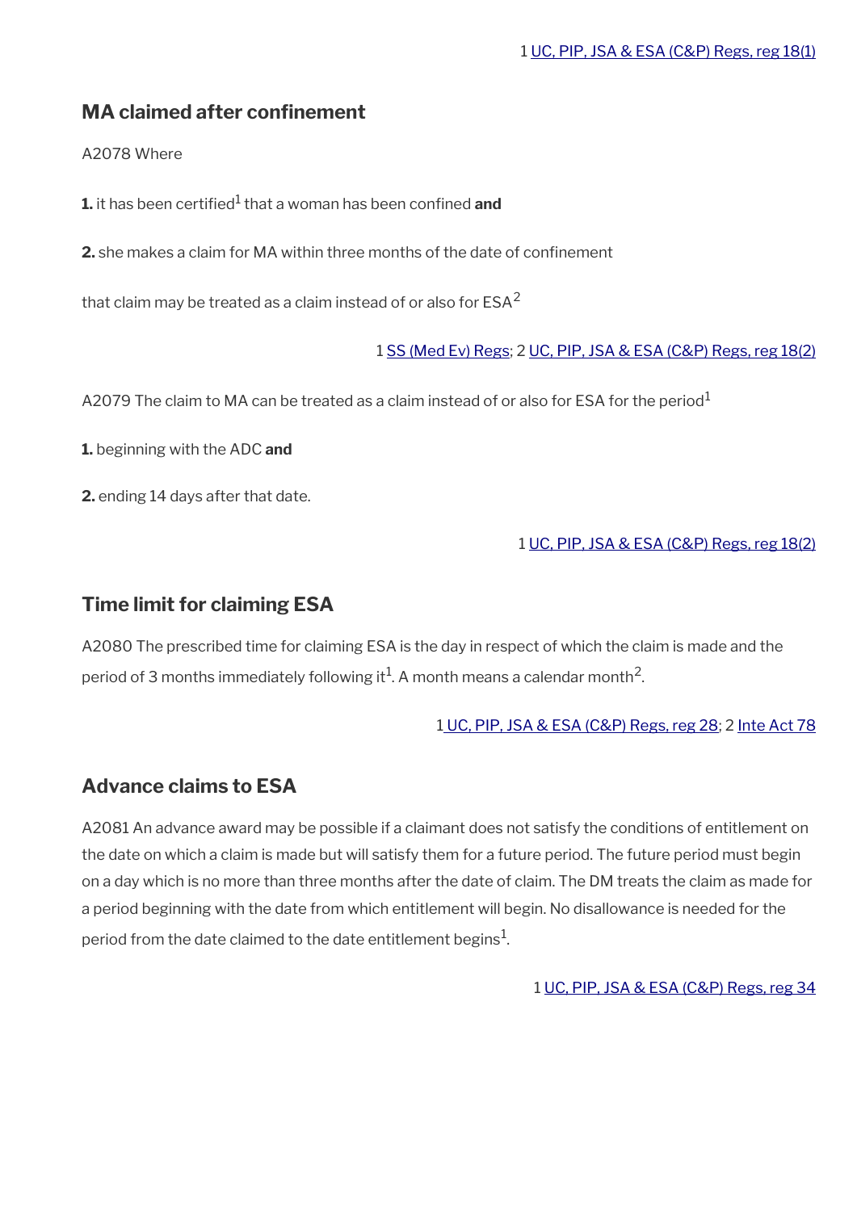1 UC, PIP, JSA & ESA (C&P) Regs, reg 18(1)

## MA claimed after confinement

A2078 Where

**1.** it has been certified[1] that a woman has been confined **and**

**2.** she makes a claim for MA within three months of the date of confinement

that claim may be treated as a claim instead of or also for ESA[2]

1 SS (Med Ev) Regs; 2 UC, PIP, JSA & ESA (C&P) Regs, reg 18(2)

A2079 The claim to MA can be treated as a claim instead of or also for ESA for the period[1]

**1.** beginning with the ADC **and**

**2.** ending 14 days after that date.

1 UC, PIP, JSA & ESA (C&P) Regs, reg 18(2)

## Time limit for claiming ESA

A2080 The prescribed time for claiming ESA is the day in respect of which the claim is made and the period of 3 months immediately following it[1]. A month means a calendar month[2].

1 UC, PIP, JSA & ESA (C&P) Regs, reg 28; 2 Inte Act 78

## Advance claims to ESA

A2081 An advance award may be possible if a claimant does not satisfy the conditions of entitlement on the date on which a claim is made but will satisfy them for a future period. The future period must begin on a day which is no more than three months after the date of claim. The DM treats the claim as made for a period beginning with the date from which entitlement will begin. No disallowance is needed for the period from the date claimed to the date entitlement begins[1].

1 UC, PIP, JSA & ESA (C&P) Regs, reg 34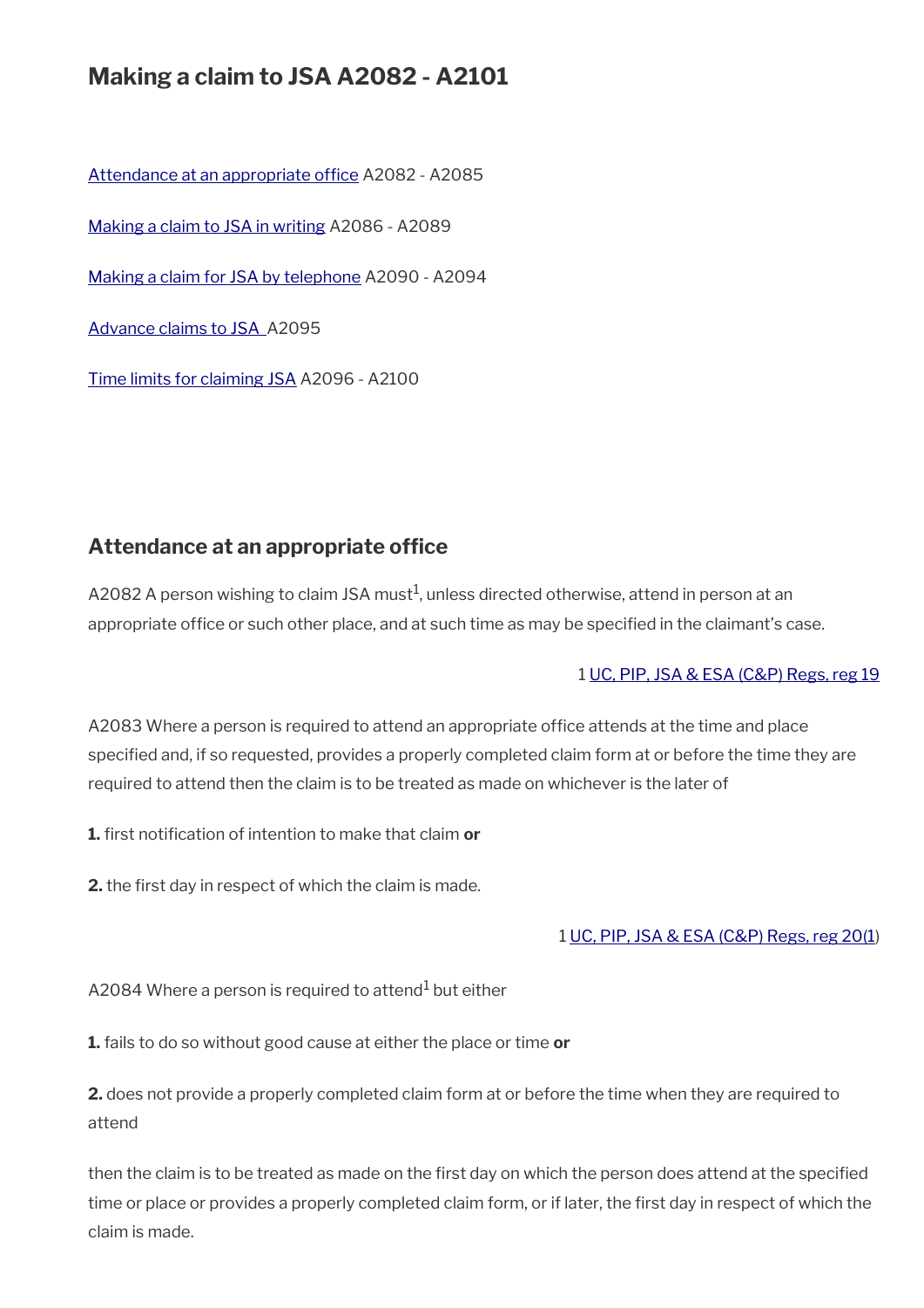## Making a claim to JSA A2082 - A2101

[Attendance at an appropriate office](#) A2082 - A2085

[Making a claim to JSA in writing](#) A2086 - A2089

[Making a claim for JSA by telephone](#) A2090 - A2094

[Advance claims to JSA](#) A2095

[Time limits for claiming JSA](#) A2096 - A2100

### Attendance at an appropriate office

A2082 A person wishing to claim JSA must[1], unless directed otherwise, attend in person at an appropriate office or such other place, and at such time as may be specified in the claimant's case.

1 [UC, PIP, JSA & ESA (C&P) Regs, reg 19](#)

A2083 Where a person is required to attend an appropriate office attends at the time and place specified and, if so requested, provides a properly completed claim form at or before the time they are required to attend then the claim is to be treated as made on whichever is the later of

**1.** first notification of intention to make that claim **or**

**2.** the first day in respect of which the claim is made.

1 [UC, PIP, JSA & ESA (C&P) Regs, reg 20(1](#))

A2084 Where a person is required to attend[1] but either

**1.** fails to do so without good cause at either the place or time **or**

**2.** does not provide a properly completed claim form at or before the time when they are required to attend

then the claim is to be treated as made on the first day on which the person does attend at the specified time or place or provides a properly completed claim form, or if later, the first day in respect of which the claim is made.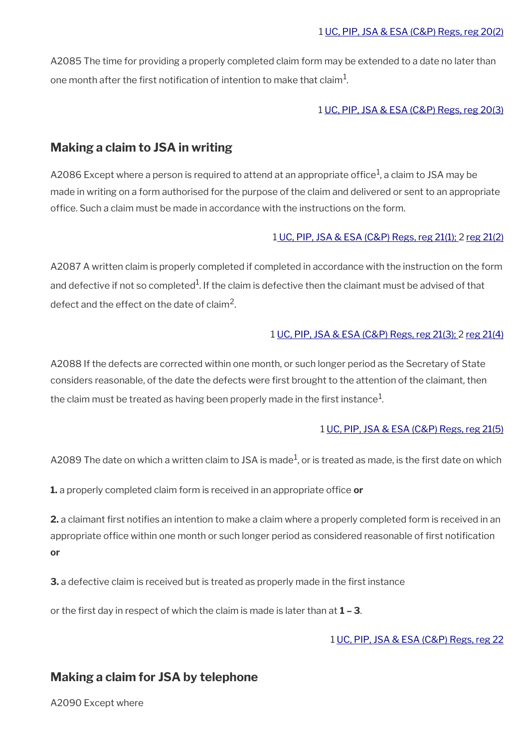1 UC, PIP, JSA & ESA (C&P) Regs, reg 20(2)

A2085 The time for providing a properly completed claim form may be extended to a date no later than one month after the first notification of intention to make that claim[1].

1 UC, PIP, JSA & ESA (C&P) Regs, reg 20(3)

## Making a claim to JSA in writing

A2086 Except where a person is required to attend at an appropriate office[1], a claim to JSA may be made in writing on a form authorised for the purpose of the claim and delivered or sent to an appropriate office. Such a claim must be made in accordance with the instructions on the form.

1 UC, PIP, JSA & ESA (C&P) Regs, reg 21(1); 2 reg 21(2)

A2087 A written claim is properly completed if completed in accordance with the instruction on the form and defective if not so completed[1]. If the claim is defective then the claimant must be advised of that defect and the effect on the date of claim[2].

1 UC, PIP, JSA & ESA (C&P) Regs, reg 21(3); 2 reg 21(4)

A2088 If the defects are corrected within one month, or such longer period as the Secretary of State considers reasonable, of the date the defects were first brought to the attention of the claimant, then the claim must be treated as having been properly made in the first instance[1].

1 UC, PIP, JSA & ESA (C&P) Regs, reg 21(5)

A2089 The date on which a written claim to JSA is made[1], or is treated as made, is the first date on which

**1.** a properly completed claim form is received in an appropriate office **or**

**2.** a claimant first notifies an intention to make a claim where a properly completed form is received in an appropriate office within one month or such longer period as considered reasonable of first notification **or**

**3.** a defective claim is received but is treated as properly made in the first instance

or the first day in respect of which the claim is made is later than at **1 – 3**.

1 UC, PIP, JSA & ESA (C&P) Regs, reg 22

## Making a claim for JSA by telephone

A2090 Except where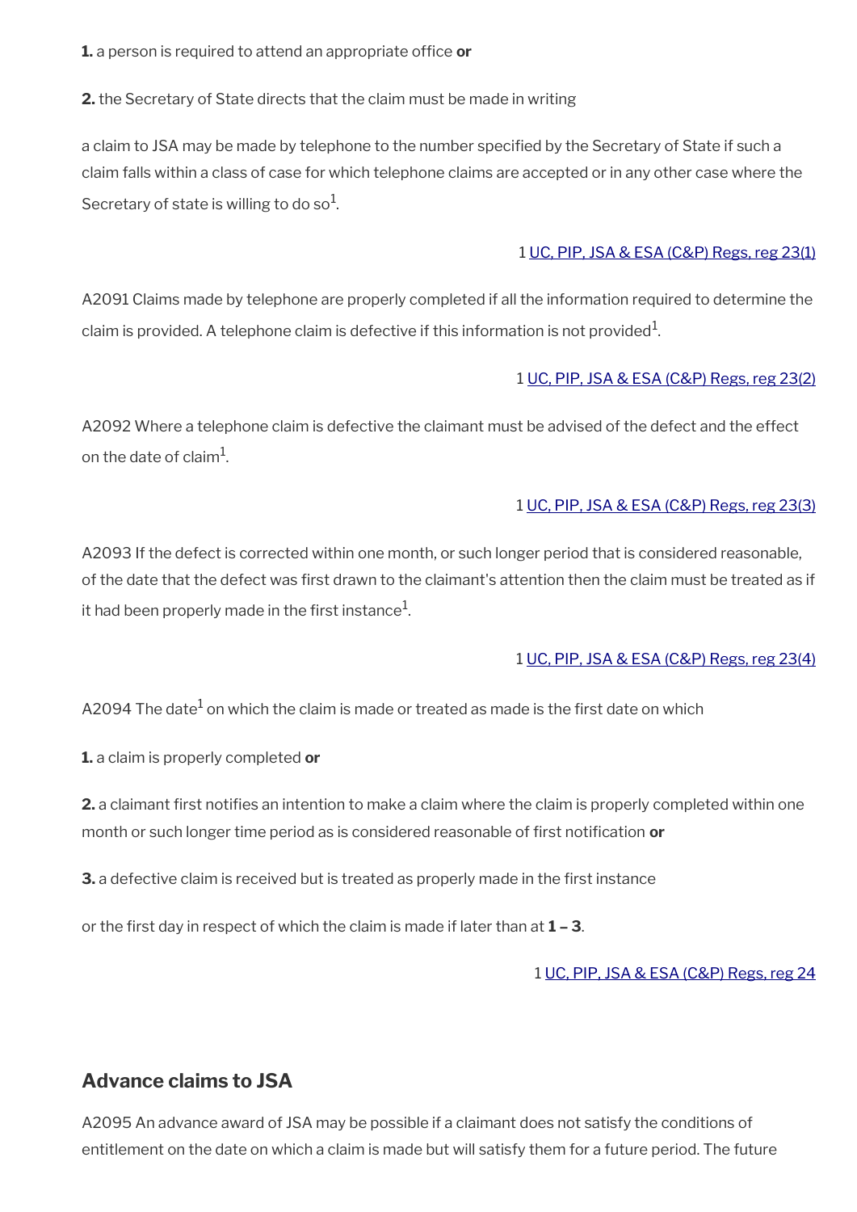**1.** a person is required to attend an appropriate office **or**

**2.** the Secretary of State directs that the claim must be made in writing

a claim to JSA may be made by telephone to the number specified by the Secretary of State if such a claim falls within a class of case for which telephone claims are accepted or in any other case where the Secretary of state is willing to do so[1].

1 UC, PIP, JSA & ESA (C&P) Regs, reg 23(1)

A2091 Claims made by telephone are properly completed if all the information required to determine the claim is provided. A telephone claim is defective if this information is not provided[1].

1 UC, PIP, JSA & ESA (C&P) Regs, reg 23(2)

A2092 Where a telephone claim is defective the claimant must be advised of the defect and the effect on the date of claim[1].

1 UC, PIP, JSA & ESA (C&P) Regs, reg 23(3)

A2093 If the defect is corrected within one month, or such longer period that is considered reasonable, of the date that the defect was first drawn to the claimant's attention then the claim must be treated as if it had been properly made in the first instance[1].

1 UC, PIP, JSA & ESA (C&P) Regs, reg 23(4)

A2094 The date[1] on which the claim is made or treated as made is the first date on which

**1.** a claim is properly completed **or**

**2.** a claimant first notifies an intention to make a claim where the claim is properly completed within one month or such longer time period as is considered reasonable of first notification **or**

**3.** a defective claim is received but is treated as properly made in the first instance

or the first day in respect of which the claim is made if later than at **1 – 3**.

1 UC, PIP, JSA & ESA (C&P) Regs, reg 24

## Advance claims to JSA

A2095 An advance award of JSA may be possible if a claimant does not satisfy the conditions of entitlement on the date on which a claim is made but will satisfy them for a future period. The future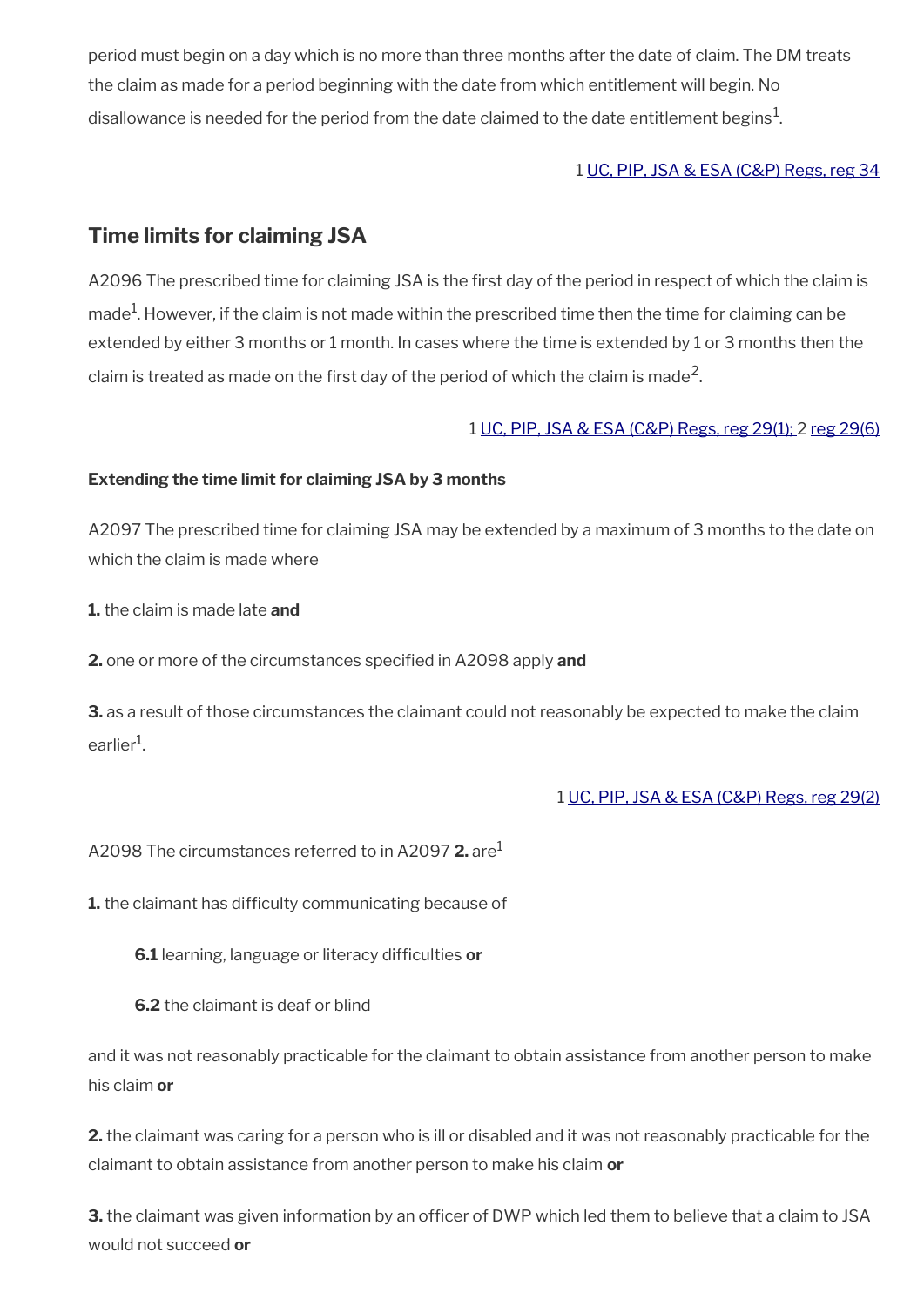period must begin on a day which is no more than three months after the date of claim. The DM treats the claim as made for a period beginning with the date from which entitlement will begin. No disallowance is needed for the period from the date claimed to the date entitlement begins[1].

1 UC, PIP, JSA & ESA (C&P) Regs, reg 34

## Time limits for claiming JSA

A2096 The prescribed time for claiming JSA is the first day of the period in respect of which the claim is made[1]. However, if the claim is not made within the prescribed time then the time for claiming can be extended by either 3 months or 1 month. In cases where the time is extended by 1 or 3 months then the claim is treated as made on the first day of the period of which the claim is made[2].

1 UC, PIP, JSA & ESA (C&P) Regs, reg 29(1); 2 reg 29(6)

**Extending the time limit for claiming JSA by 3 months**

A2097 The prescribed time for claiming JSA may be extended by a maximum of 3 months to the date on which the claim is made where

**1.** the claim is made late **and**

**2.** one or more of the circumstances specified in A2098 apply **and**

**3.** as a result of those circumstances the claimant could not reasonably be expected to make the claim earlier[1].

1 UC, PIP, JSA & ESA (C&P) Regs, reg 29(2)

A2098 The circumstances referred to in A2097 **2.** are[1]

**1.** the claimant has difficulty communicating because of

> **6.1** learning, language or literacy difficulties **or**
>
> **6.2** the claimant is deaf or blind

and it was not reasonably practicable for the claimant to obtain assistance from another person to make his claim **or**

**2.** the claimant was caring for a person who is ill or disabled and it was not reasonably practicable for the claimant to obtain assistance from another person to make his claim **or**

**3.** the claimant was given information by an officer of DWP which led them to believe that a claim to JSA would not succeed **or**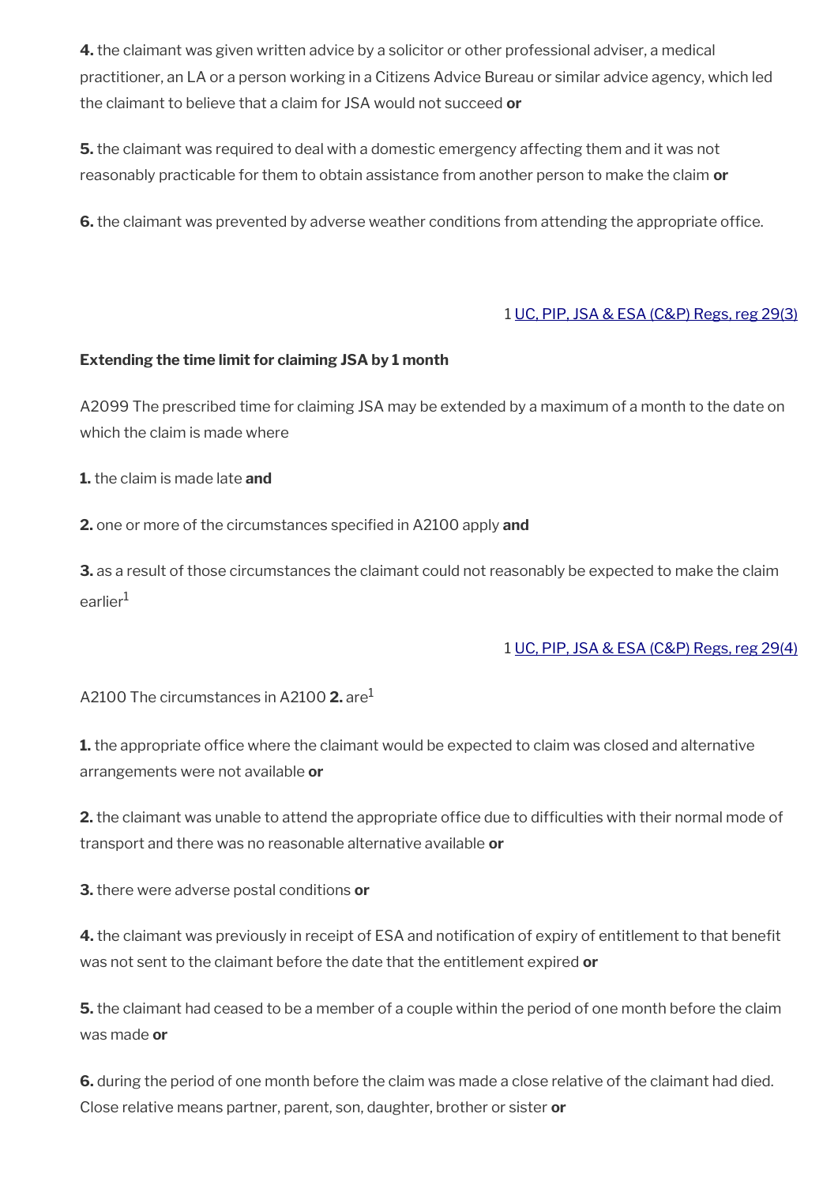**4.** the claimant was given written advice by a solicitor or other professional adviser, a medical practitioner, an LA or a person working in a Citizens Advice Bureau or similar advice agency, which led the claimant to believe that a claim for JSA would not succeed **or**

**5.** the claimant was required to deal with a domestic emergency affecting them and it was not reasonably practicable for them to obtain assistance from another person to make the claim **or**

**6.** the claimant was prevented by adverse weather conditions from attending the appropriate office.

1 UC, PIP, JSA & ESA (C&P) Regs, reg 29(3)

**Extending the time limit for claiming JSA by 1 month**

A2099 The prescribed time for claiming JSA may be extended by a maximum of a month to the date on which the claim is made where

**1.** the claim is made late **and**

**2.** one or more of the circumstances specified in A2100 apply **and**

**3.** as a result of those circumstances the claimant could not reasonably be expected to make the claim earlier[1]

1 UC, PIP, JSA & ESA (C&P) Regs, reg 29(4)

A2100 The circumstances in A2100 **2.** are[1]

**1.** the appropriate office where the claimant would be expected to claim was closed and alternative arrangements were not available **or**

**2.** the claimant was unable to attend the appropriate office due to difficulties with their normal mode of transport and there was no reasonable alternative available **or**

**3.** there were adverse postal conditions **or**

**4.** the claimant was previously in receipt of ESA and notification of expiry of entitlement to that benefit was not sent to the claimant before the date that the entitlement expired **or**

**5.** the claimant had ceased to be a member of a couple within the period of one month before the claim was made **or**

**6.** during the period of one month before the claim was made a close relative of the claimant had died. Close relative means partner, parent, son, daughter, brother or sister **or**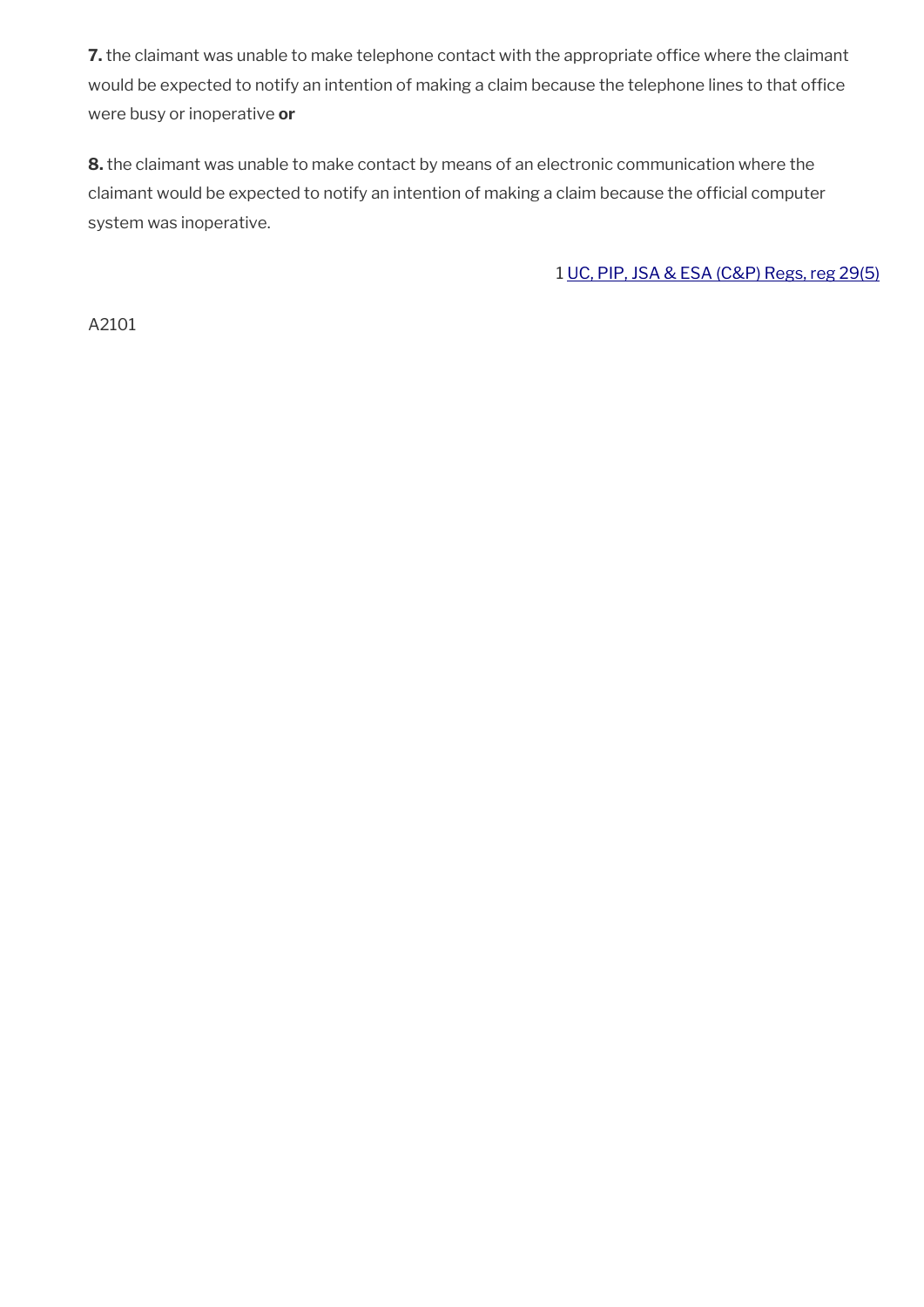**7.** the claimant was unable to make telephone contact with the appropriate office where the claimant would be expected to notify an intention of making a claim because the telephone lines to that office were busy or inoperative **or**

**8.** the claimant was unable to make contact by means of an electronic communication where the claimant would be expected to notify an intention of making a claim because the official computer system was inoperative.

1 UC, PIP, JSA & ESA (C&P) Regs, reg 29(5)

A2101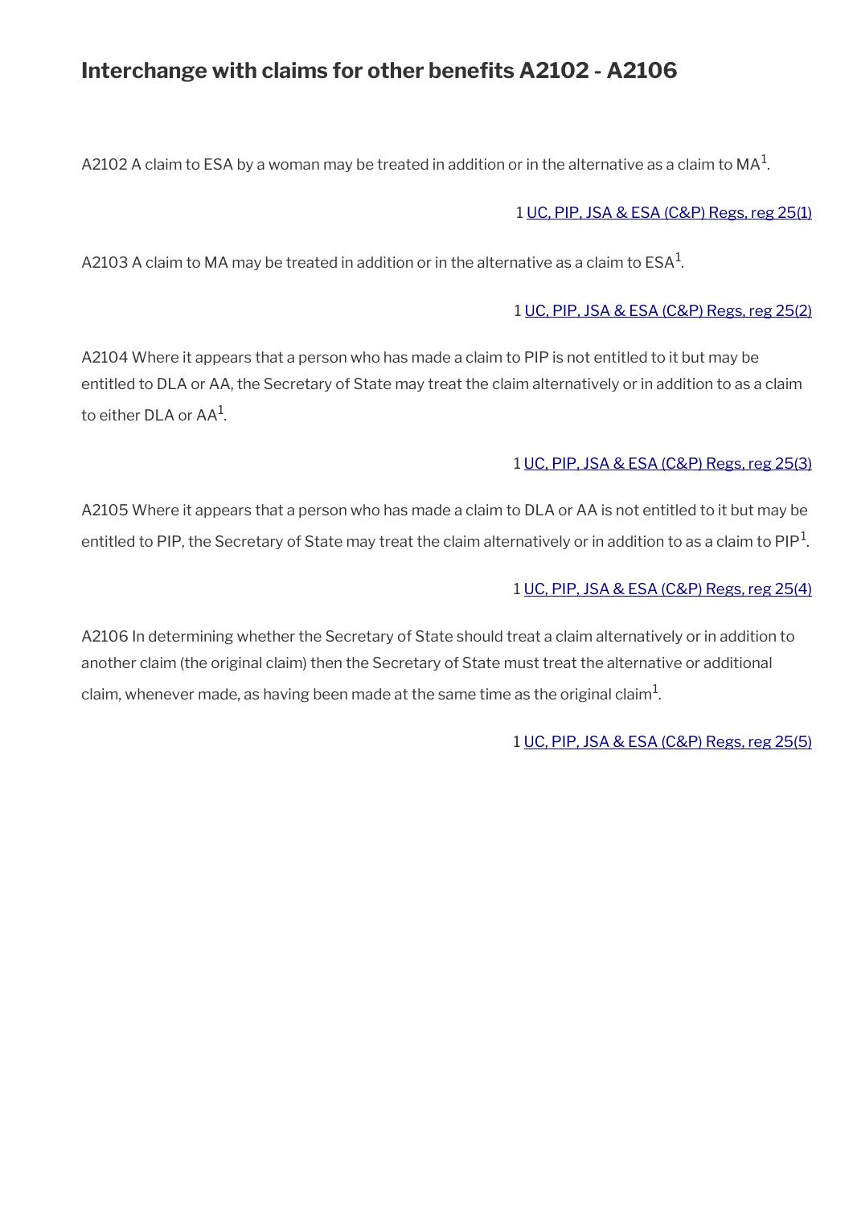## Interchange with claims for other benefits A2102 - A2106

A2102 A claim to ESA by a woman may be treated in addition or in the alternative as a claim to MA[1].

1 UC, PIP, JSA & ESA (C&P) Regs, reg 25(1)

A2103 A claim to MA may be treated in addition or in the alternative as a claim to ESA[1].

1 UC, PIP, JSA & ESA (C&P) Regs, reg 25(2)

A2104 Where it appears that a person who has made a claim to PIP is not entitled to it but may be entitled to DLA or AA, the Secretary of State may treat the claim alternatively or in addition to as a claim to either DLA or AA[1].

1 UC, PIP, JSA & ESA (C&P) Regs, reg 25(3)

A2105 Where it appears that a person who has made a claim to DLA or AA is not entitled to it but may be entitled to PIP, the Secretary of State may treat the claim alternatively or in addition to as a claim to PIP[1].

1 UC, PIP, JSA & ESA (C&P) Regs, reg 25(4)

A2106 In determining whether the Secretary of State should treat a claim alternatively or in addition to another claim (the original claim) then the Secretary of State must treat the alternative or additional claim, whenever made, as having been made at the same time as the original claim[1].

1 UC, PIP, JSA & ESA (C&P) Regs, reg 25(5)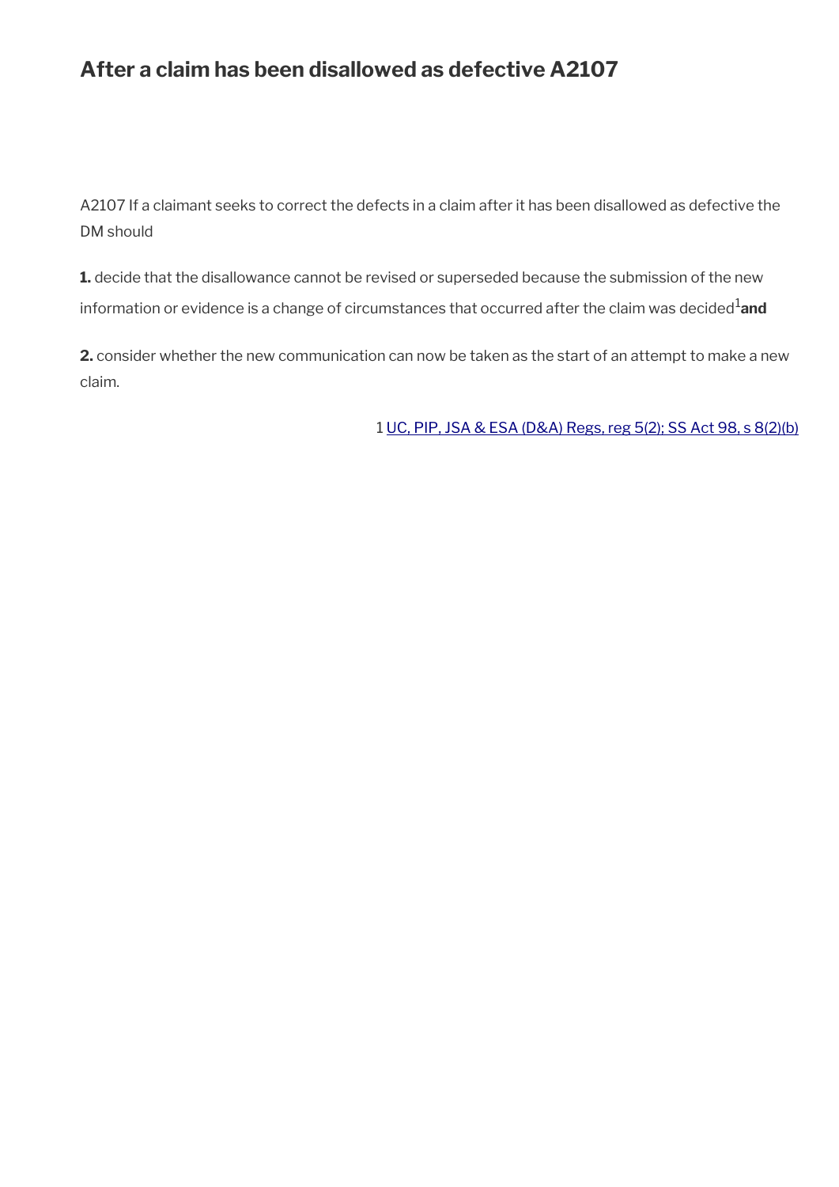## After a claim has been disallowed as defective A2107

A2107 If a claimant seeks to correct the defects in a claim after it has been disallowed as defective the DM should

**1.** decide that the disallowance cannot be revised or superseded because the submission of the new information or evidence is a change of circumstances that occurred after the claim was decided[1] **and**

**2.** consider whether the new communication can now be taken as the start of an attempt to make a new claim.

1 UC, PIP, JSA & ESA (D&A) Regs, reg 5(2); SS Act 98, s 8(2)(b)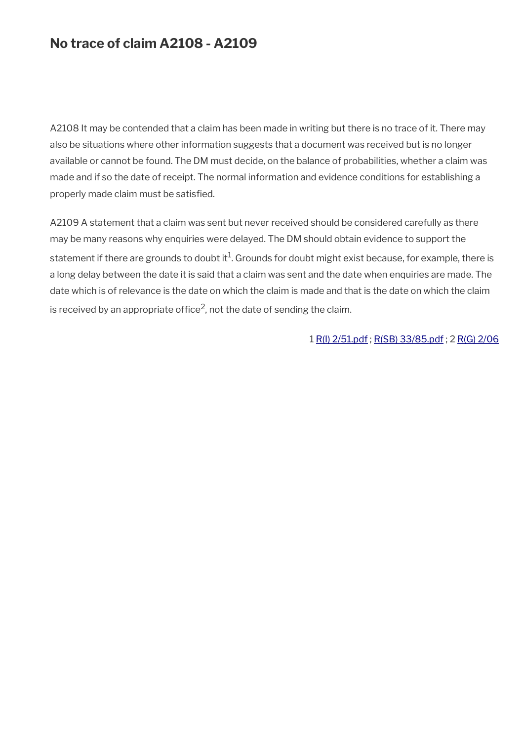## No trace of claim A2108 - A2109

A2108 It may be contended that a claim has been made in writing but there is no trace of it. There may also be situations where other information suggests that a document was received but is no longer available or cannot be found. The DM must decide, on the balance of probabilities, whether a claim was made and if so the date of receipt. The normal information and evidence conditions for establishing a properly made claim must be satisfied.

A2109 A statement that a claim was sent but never received should be considered carefully as there may be many reasons why enquiries were delayed. The DM should obtain evidence to support the statement if there are grounds to doubt it[1]. Grounds for doubt might exist because, for example, there is a long delay between the date it is said that a claim was sent and the date when enquiries are made. The date which is of relevance is the date on which the claim is made and that is the date on which the claim is received by an appropriate office[2], not the date of sending the claim.

1 R(I) 2/51.pdf ; R(SB) 33/85.pdf ; 2 R(G) 2/06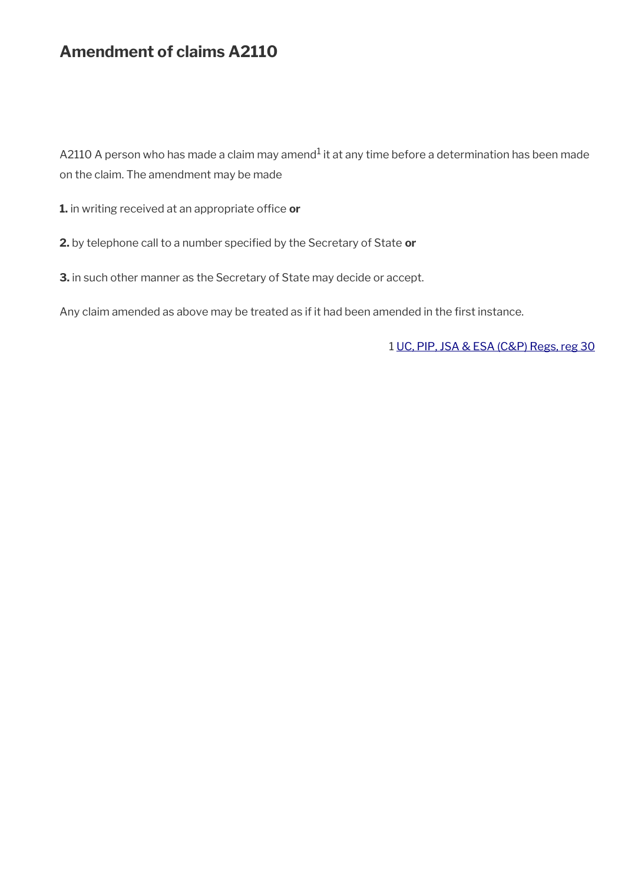## Amendment of claims A2110

A2110 A person who has made a claim may amend[1] it at any time before a determination has been made on the claim. The amendment may be made

**1.** in writing received at an appropriate office **or**

**2.** by telephone call to a number specified by the Secretary of State **or**

**3.** in such other manner as the Secretary of State may decide or accept.

Any claim amended as above may be treated as if it had been amended in the first instance.

1 UC, PIP, JSA & ESA (C&P) Regs, reg 30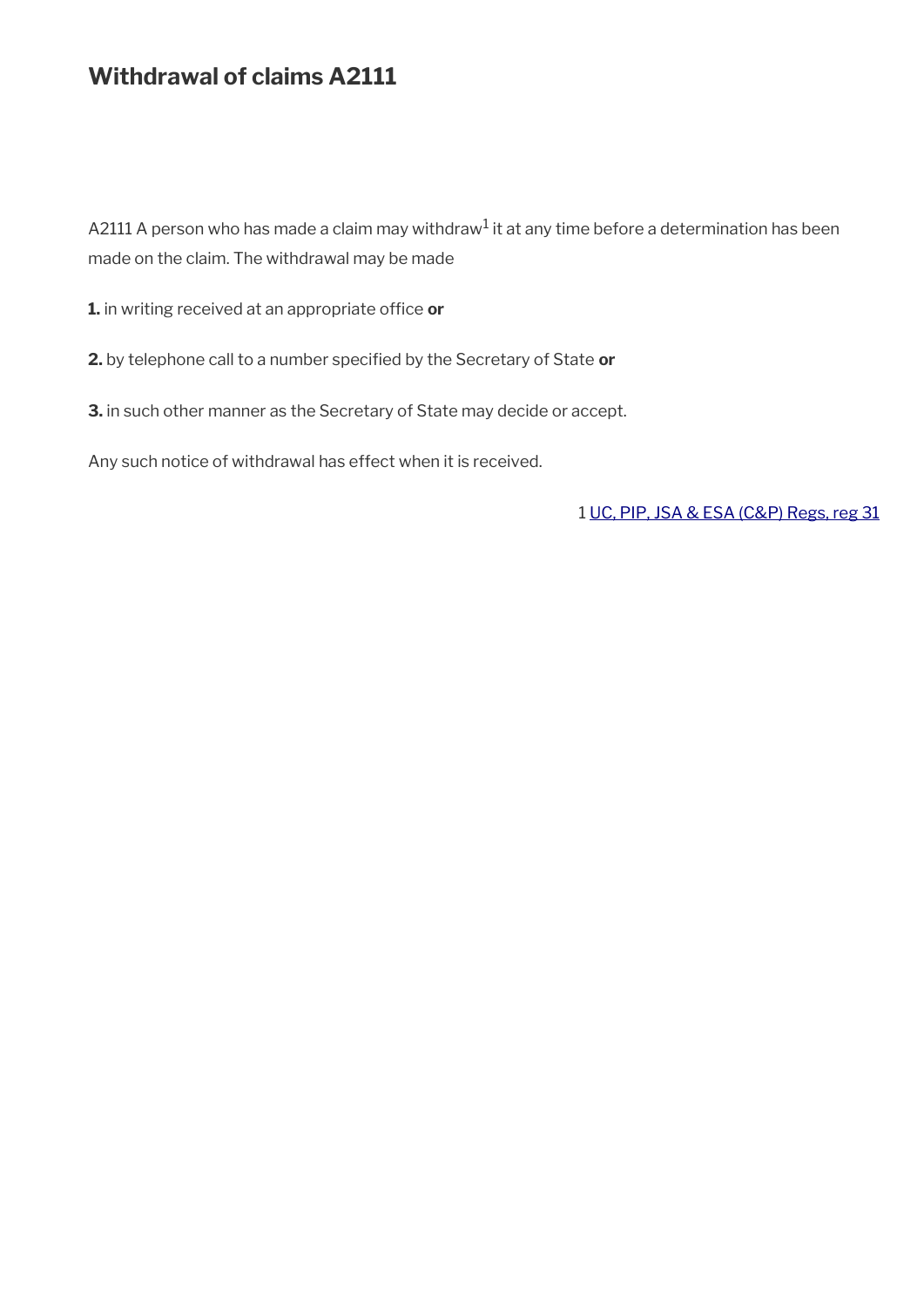# Withdrawal of claims A2111

A2111 A person who has made a claim may withdraw[1] it at any time before a determination has been made on the claim. The withdrawal may be made

**1.** in writing received at an appropriate office **or**

**2.** by telephone call to a number specified by the Secretary of State **or**

**3.** in such other manner as the Secretary of State may decide or accept.

Any such notice of withdrawal has effect when it is received.

1 UC, PIP, JSA & ESA (C&P) Regs, reg 31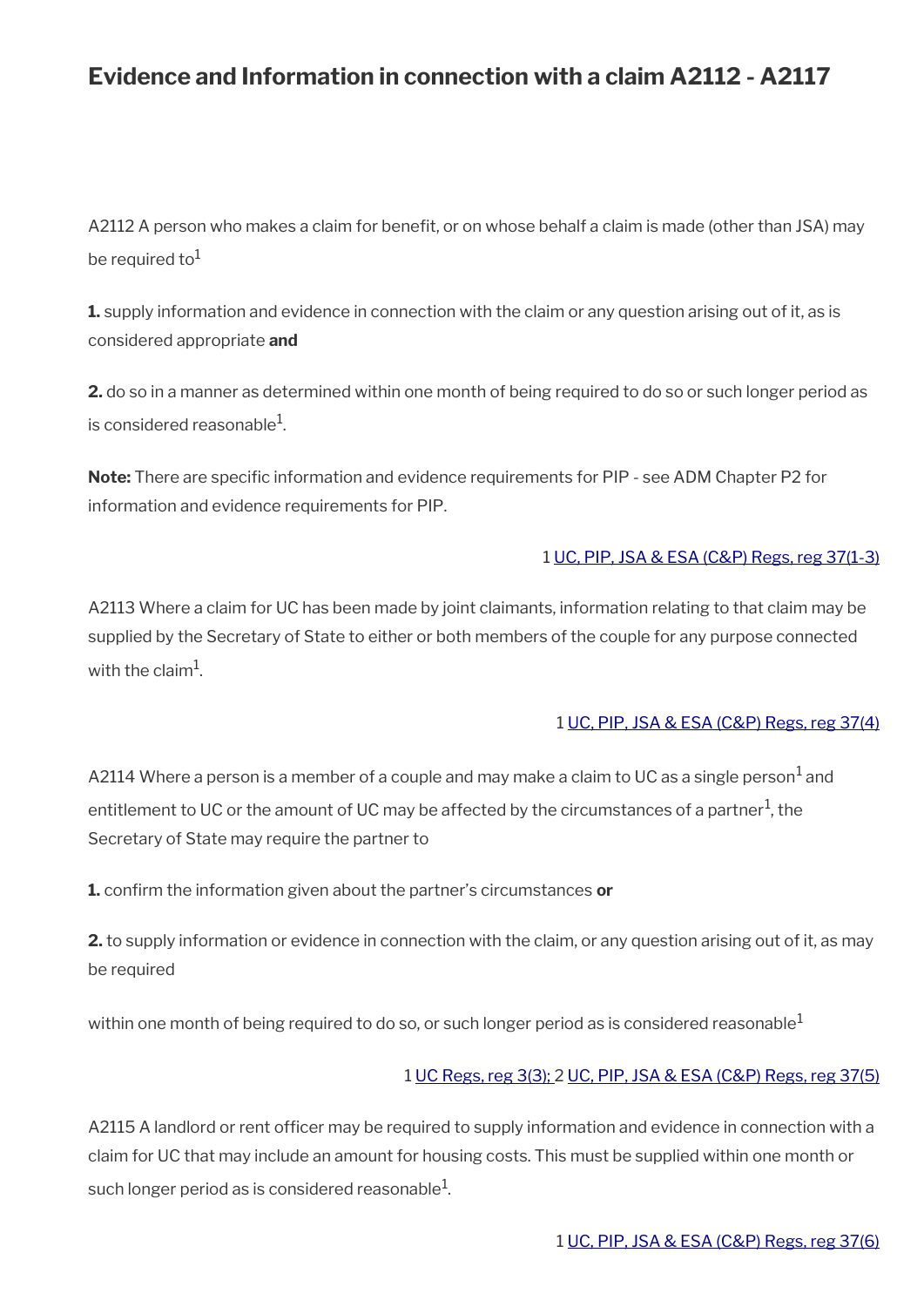# Evidence and Information in connection with a claim A2112 - A2117

A2112 A person who makes a claim for benefit, or on whose behalf a claim is made (other than JSA) may be required to[1]

**1.** supply information and evidence in connection with the claim or any question arising out of it, as is considered appropriate **and**

**2.** do so in a manner as determined within one month of being required to do so or such longer period as is considered reasonable[1].

**Note:** There are specific information and evidence requirements for PIP - see ADM Chapter P2 for information and evidence requirements for PIP.

1 UC, PIP, JSA & ESA (C&P) Regs, reg 37(1-3)

A2113 Where a claim for UC has been made by joint claimants, information relating to that claim may be supplied by the Secretary of State to either or both members of the couple for any purpose connected with the claim[1].

1 UC, PIP, JSA & ESA (C&P) Regs, reg 37(4)

A2114 Where a person is a member of a couple and may make a claim to UC as a single person[1] and entitlement to UC or the amount of UC may be affected by the circumstances of a partner[1], the Secretary of State may require the partner to

**1.** confirm the information given about the partner's circumstances **or**

**2.** to supply information or evidence in connection with the claim, or any question arising out of it, as may be required

within one month of being required to do so, or such longer period as is considered reasonable[1]

1 UC Regs, reg 3(3); 2 UC, PIP, JSA & ESA (C&P) Regs, reg 37(5)

A2115 A landlord or rent officer may be required to supply information and evidence in connection with a claim for UC that may include an amount for housing costs. This must be supplied within one month or such longer period as is considered reasonable[1].

1 UC, PIP, JSA & ESA (C&P) Regs, reg 37(6)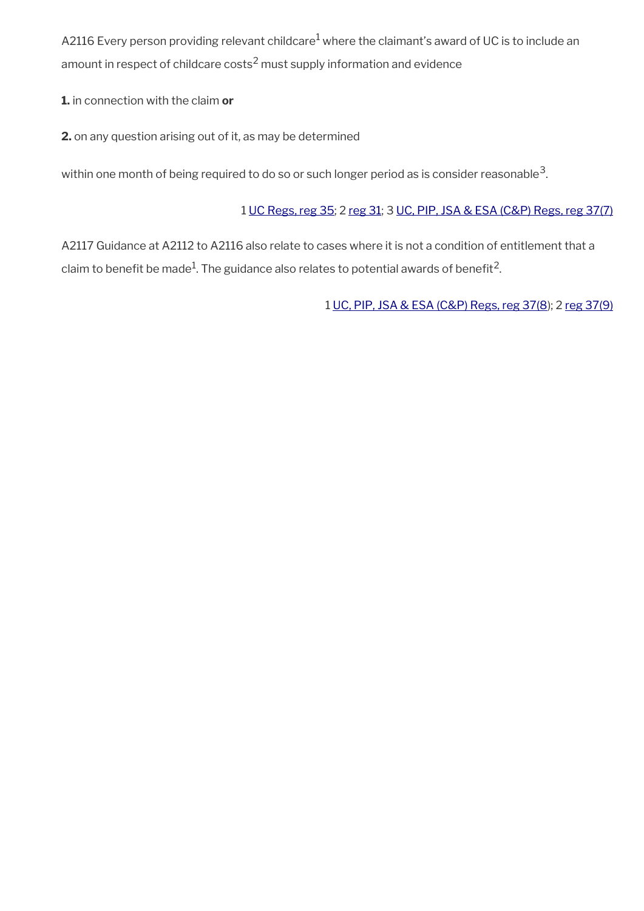A2116 Every person providing relevant childcare[1] where the claimant's award of UC is to include an amount in respect of childcare costs[2] must supply information and evidence

**1.** in connection with the claim **or**

**2.** on any question arising out of it, as may be determined

within one month of being required to do so or such longer period as is consider reasonable[3].

1 UC Regs, reg 35; 2 reg 31; 3 UC, PIP, JSA & ESA (C&P) Regs, reg 37(7)

A2117 Guidance at A2112 to A2116 also relate to cases where it is not a condition of entitlement that a claim to benefit be made[1]. The guidance also relates to potential awards of benefit[2].

1 UC, PIP, JSA & ESA (C&P) Regs, reg 37(8); 2 reg 37(9)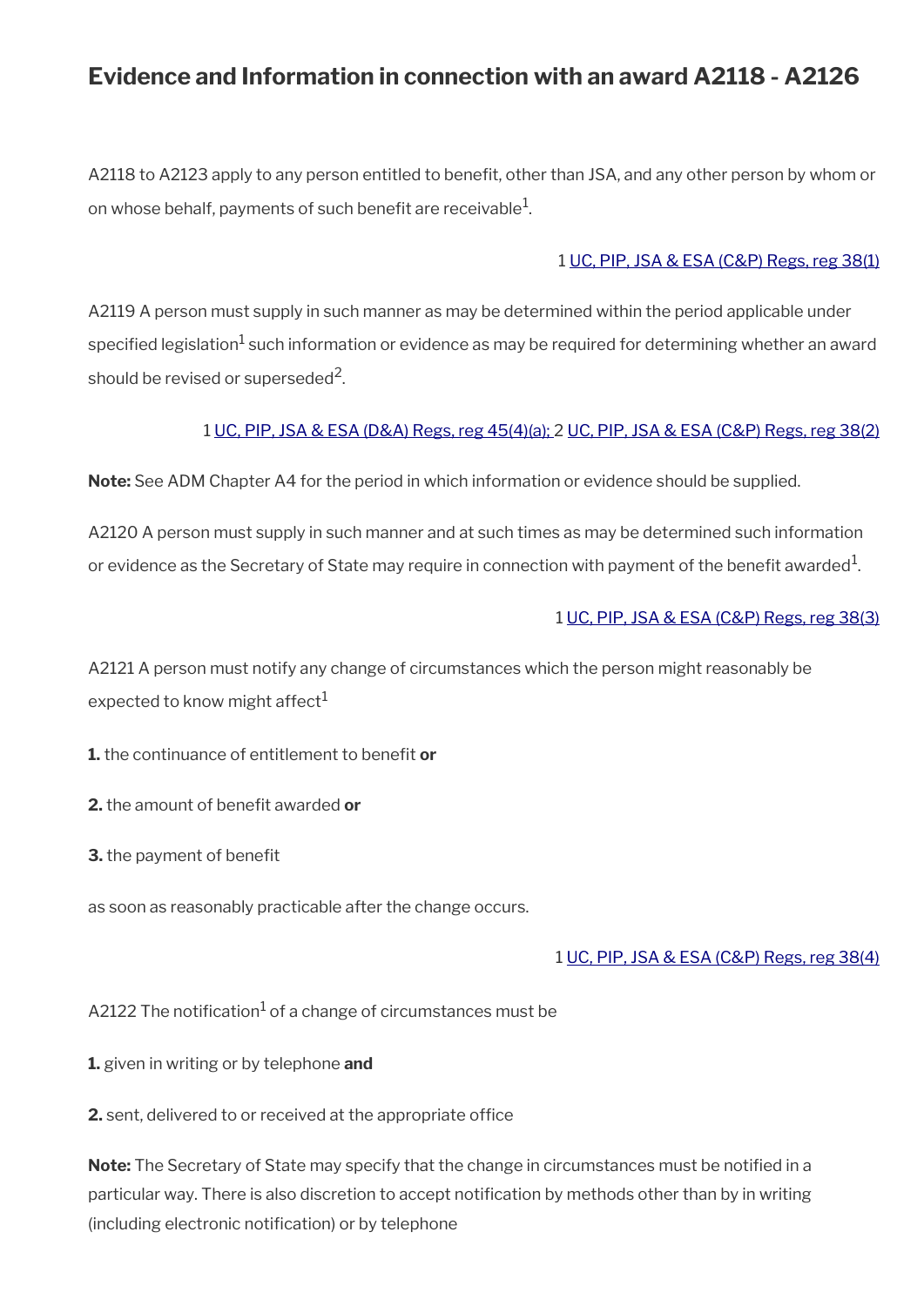## Evidence and Information in connection with an award A2118 - A2126

A2118 to A2123 apply to any person entitled to benefit, other than JSA, and any other person by whom or on whose behalf, payments of such benefit are receivable[1].

1 UC, PIP, JSA & ESA (C&P) Regs, reg 38(1)

A2119 A person must supply in such manner as may be determined within the period applicable under specified legislation[1] such information or evidence as may be required for determining whether an award should be revised or superseded[2].

1 UC, PIP, JSA & ESA (D&A) Regs, reg 45(4)(a); 2 UC, PIP, JSA & ESA (C&P) Regs, reg 38(2)

**Note:** See ADM Chapter A4 for the period in which information or evidence should be supplied.

A2120 A person must supply in such manner and at such times as may be determined such information or evidence as the Secretary of State may require in connection with payment of the benefit awarded[1].

1 UC, PIP, JSA & ESA (C&P) Regs, reg 38(3)

A2121 A person must notify any change of circumstances which the person might reasonably be expected to know might affect[1]

**1.** the continuance of entitlement to benefit **or**

**2.** the amount of benefit awarded **or**

**3.** the payment of benefit

as soon as reasonably practicable after the change occurs.

1 UC, PIP, JSA & ESA (C&P) Regs, reg 38(4)

A2122 The notification[1] of a change of circumstances must be

**1.** given in writing or by telephone **and**

**2.** sent, delivered to or received at the appropriate office

**Note:** The Secretary of State may specify that the change in circumstances must be notified in a particular way. There is also discretion to accept notification by methods other than by in writing (including electronic notification) or by telephone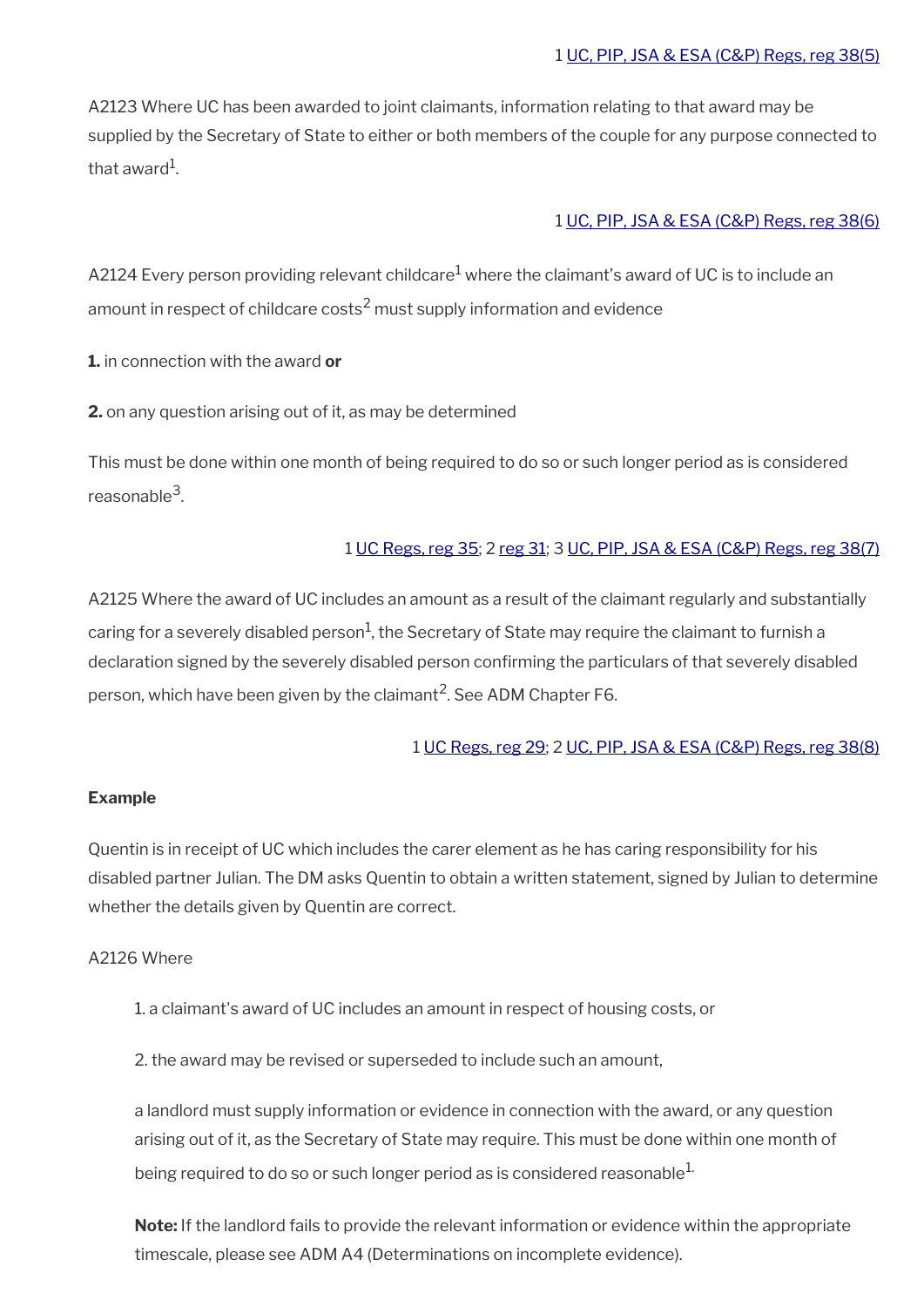1 UC, PIP, JSA & ESA (C&P) Regs, reg 38(5)

A2123 Where UC has been awarded to joint claimants, information relating to that award may be supplied by the Secretary of State to either or both members of the couple for any purpose connected to that award[1].

1 UC, PIP, JSA & ESA (C&P) Regs, reg 38(6)

A2124 Every person providing relevant childcare[1] where the claimant's award of UC is to include an amount in respect of childcare costs[2] must supply information and evidence

**1.** in connection with the award **or**

**2.** on any question arising out of it, as may be determined

This must be done within one month of being required to do so or such longer period as is considered reasonable[3].

1 UC Regs, reg 35; 2 reg 31; 3 UC, PIP, JSA & ESA (C&P) Regs, reg 38(7)

A2125 Where the award of UC includes an amount as a result of the claimant regularly and substantially caring for a severely disabled person[1], the Secretary of State may require the claimant to furnish a declaration signed by the severely disabled person confirming the particulars of that severely disabled person, which have been given by the claimant[2]. See ADM Chapter F6.

1 UC Regs, reg 29; 2 UC, PIP, JSA & ESA (C&P) Regs, reg 38(8)

**Example**

Quentin is in receipt of UC which includes the carer element as he has caring responsibility for his disabled partner Julian. The DM asks Quentin to obtain a written statement, signed by Julian to determine whether the details given by Quentin are correct.

A2126 Where

1. a claimant's award of UC includes an amount in respect of housing costs, or

2. the award may be revised or superseded to include such an amount,

a landlord must supply information or evidence in connection with the award, or any question arising out of it, as the Secretary of State may require. This must be done within one month of being required to do so or such longer period as is considered reasonable[1].

**Note:** If the landlord fails to provide the relevant information or evidence within the appropriate timescale, please see ADM A4 (Determinations on incomplete evidence).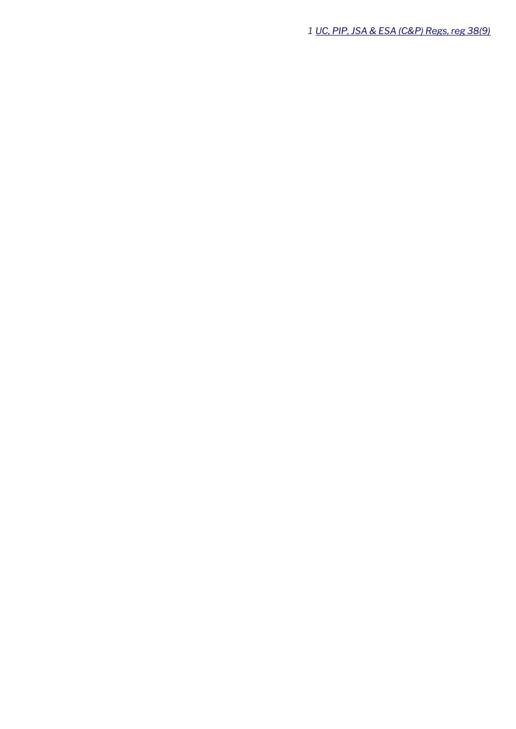*1 [UC, PIP, JSA & ESA (C&P) Regs, reg 38(9)](#)*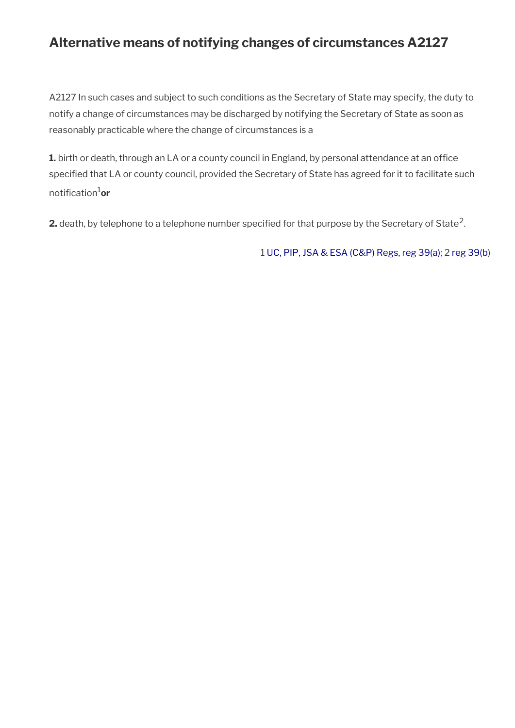## Alternative means of notifying changes of circumstances A2127

A2127 In such cases and subject to such conditions as the Secretary of State may specify, the duty to notify a change of circumstances may be discharged by notifying the Secretary of State as soon as reasonably practicable where the change of circumstances is a

**1.** birth or death, through an LA or a county council in England, by personal attendance at an office specified that LA or county council, provided the Secretary of State has agreed for it to facilitate such notification[1] **or**

**2.** death, by telephone to a telephone number specified for that purpose by the Secretary of State[2].

1 UC, PIP, JSA & ESA (C&P) Regs, reg 39(a); 2 reg 39(b)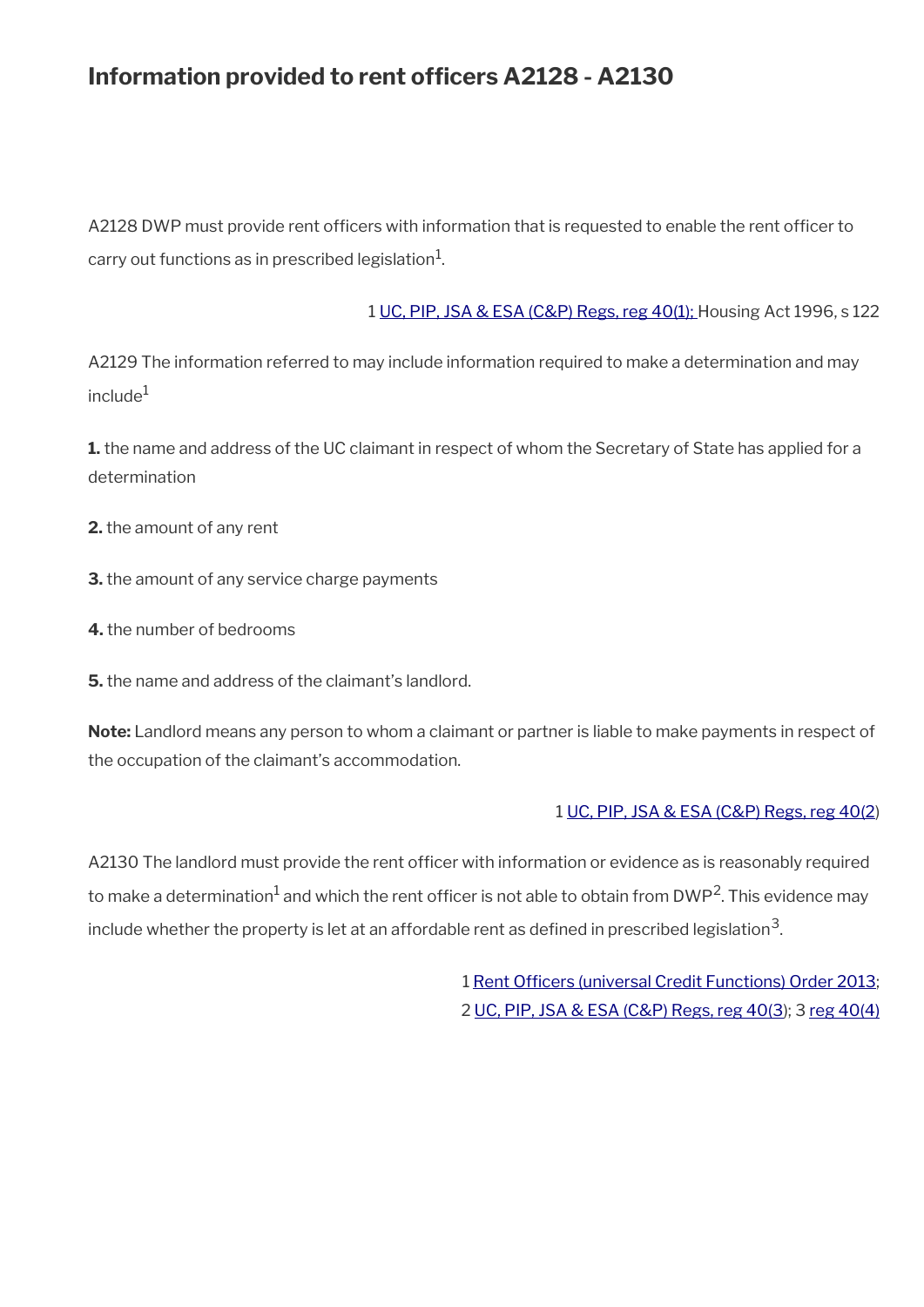# Information provided to rent officers A2128 - A2130

A2128 DWP must provide rent officers with information that is requested to enable the rent officer to carry out functions as in prescribed legislation[1].

1 UC, PIP, JSA & ESA (C&P) Regs, reg 40(1); Housing Act 1996, s 122

A2129 The information referred to may include information required to make a determination and may include[1]

**1.** the name and address of the UC claimant in respect of whom the Secretary of State has applied for a determination

**2.** the amount of any rent

**3.** the amount of any service charge payments

**4.** the number of bedrooms

**5.** the name and address of the claimant's landlord.

**Note:** Landlord means any person to whom a claimant or partner is liable to make payments in respect of the occupation of the claimant's accommodation.

1 UC, PIP, JSA & ESA (C&P) Regs, reg 40(2)

A2130 The landlord must provide the rent officer with information or evidence as is reasonably required to make a determination[1] and which the rent officer is not able to obtain from DWP[2]. This evidence may include whether the property is let at an affordable rent as defined in prescribed legislation[3].

1 Rent Officers (universal Credit Functions) Order 2013;
2 UC, PIP, JSA & ESA (C&P) Regs, reg 40(3); 3 reg 40(4)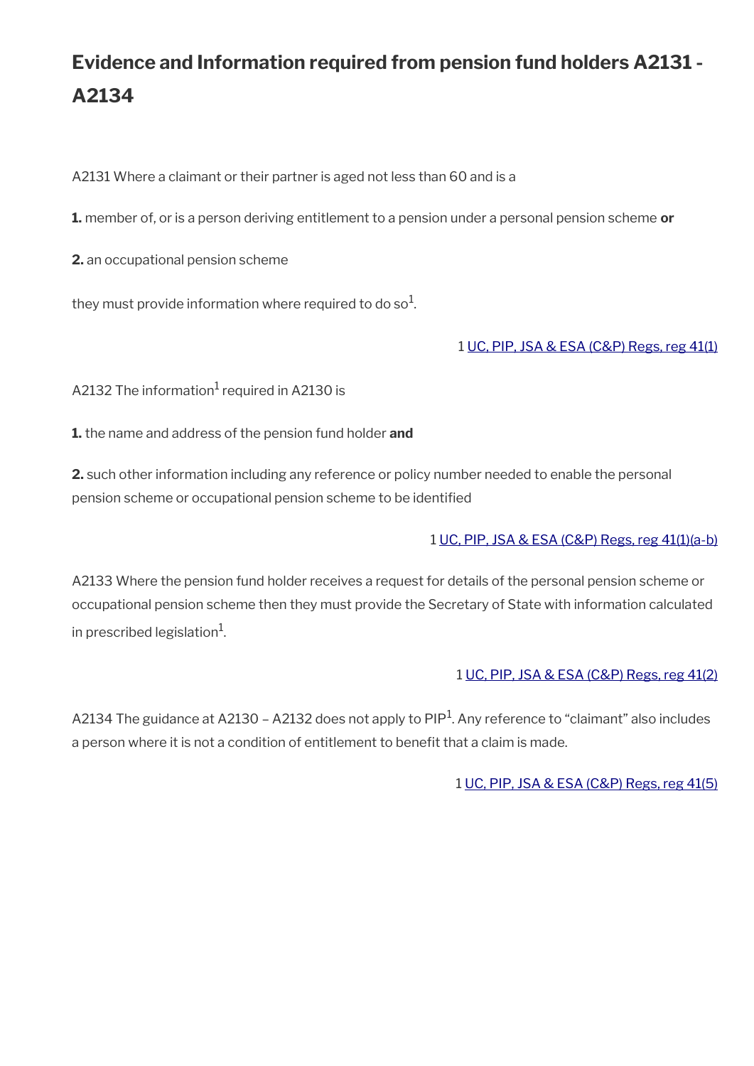## Evidence and Information required from pension fund holders A2131 - A2134

A2131 Where a claimant or their partner is aged not less than 60 and is a

**1.** member of, or is a person deriving entitlement to a pension under a personal pension scheme **or**

**2.** an occupational pension scheme

they must provide information where required to do so[1].

1 UC, PIP, JSA & ESA (C&P) Regs, reg 41(1)

A2132 The information[1] required in A2130 is

**1.** the name and address of the pension fund holder **and**

**2.** such other information including any reference or policy number needed to enable the personal pension scheme or occupational pension scheme to be identified

1 UC, PIP, JSA & ESA (C&P) Regs, reg 41(1)(a-b)

A2133 Where the pension fund holder receives a request for details of the personal pension scheme or occupational pension scheme then they must provide the Secretary of State with information calculated in prescribed legislation[1].

1 UC, PIP, JSA & ESA (C&P) Regs, reg 41(2)

A2134 The guidance at A2130 – A2132 does not apply to PIP[1]. Any reference to "claimant" also includes a person where it is not a condition of entitlement to benefit that a claim is made.

1 UC, PIP, JSA & ESA (C&P) Regs, reg 41(5)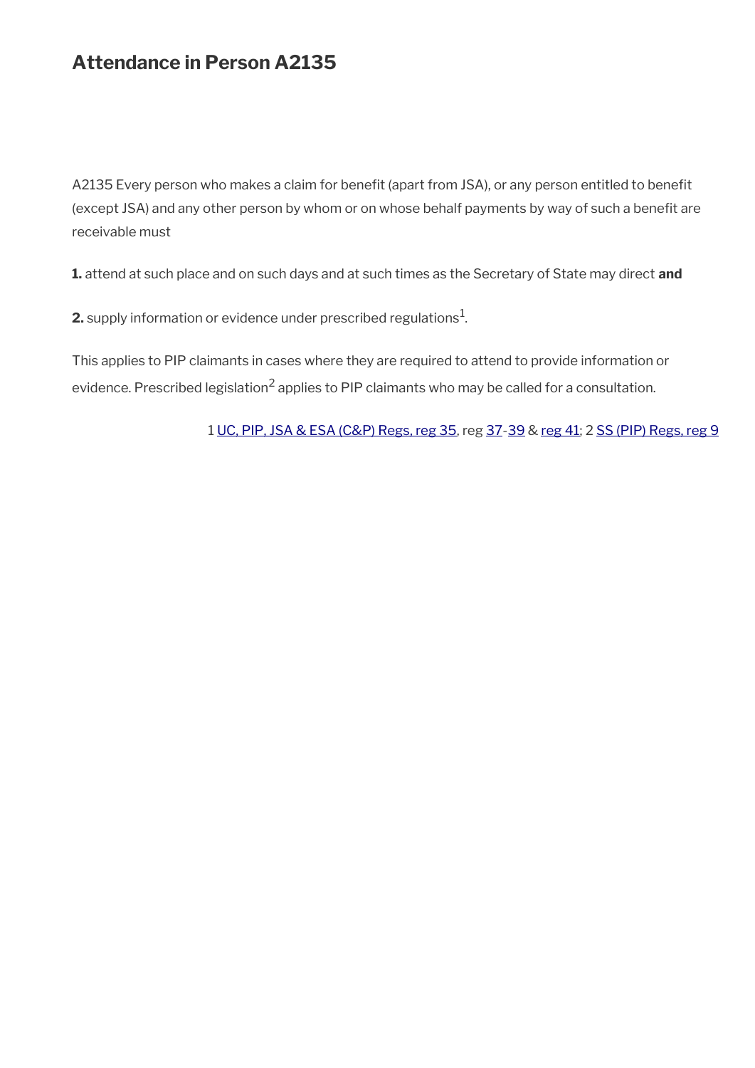## Attendance in Person A2135

A2135 Every person who makes a claim for benefit (apart from JSA), or any person entitled to benefit (except JSA) and any other person by whom or on whose behalf payments by way of such a benefit are receivable must

**1.** attend at such place and on such days and at such times as the Secretary of State may direct **and**

**2.** supply information or evidence under prescribed regulations[1].

This applies to PIP claimants in cases where they are required to attend to provide information or evidence. Prescribed legislation[2] applies to PIP claimants who may be called for a consultation.

1 UC, PIP, JSA & ESA (C&P) Regs, reg 35, reg 37-39 & reg 41; 2 SS (PIP) Regs, reg 9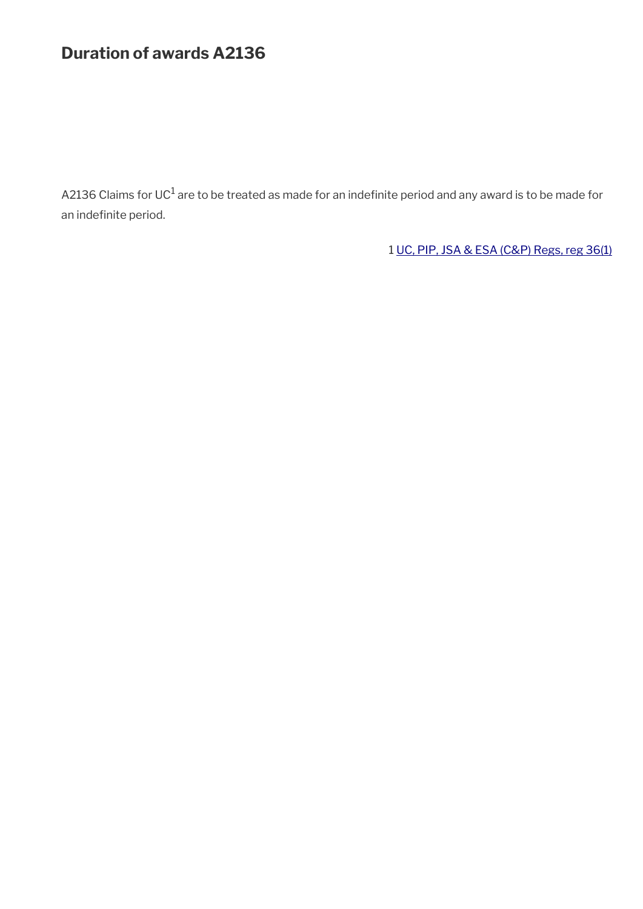## Duration of awards A2136

A2136 Claims for UC[1] are to be treated as made for an indefinite period and any award is to be made for an indefinite period.

1 UC, PIP, JSA & ESA (C&P) Regs, reg 36(1)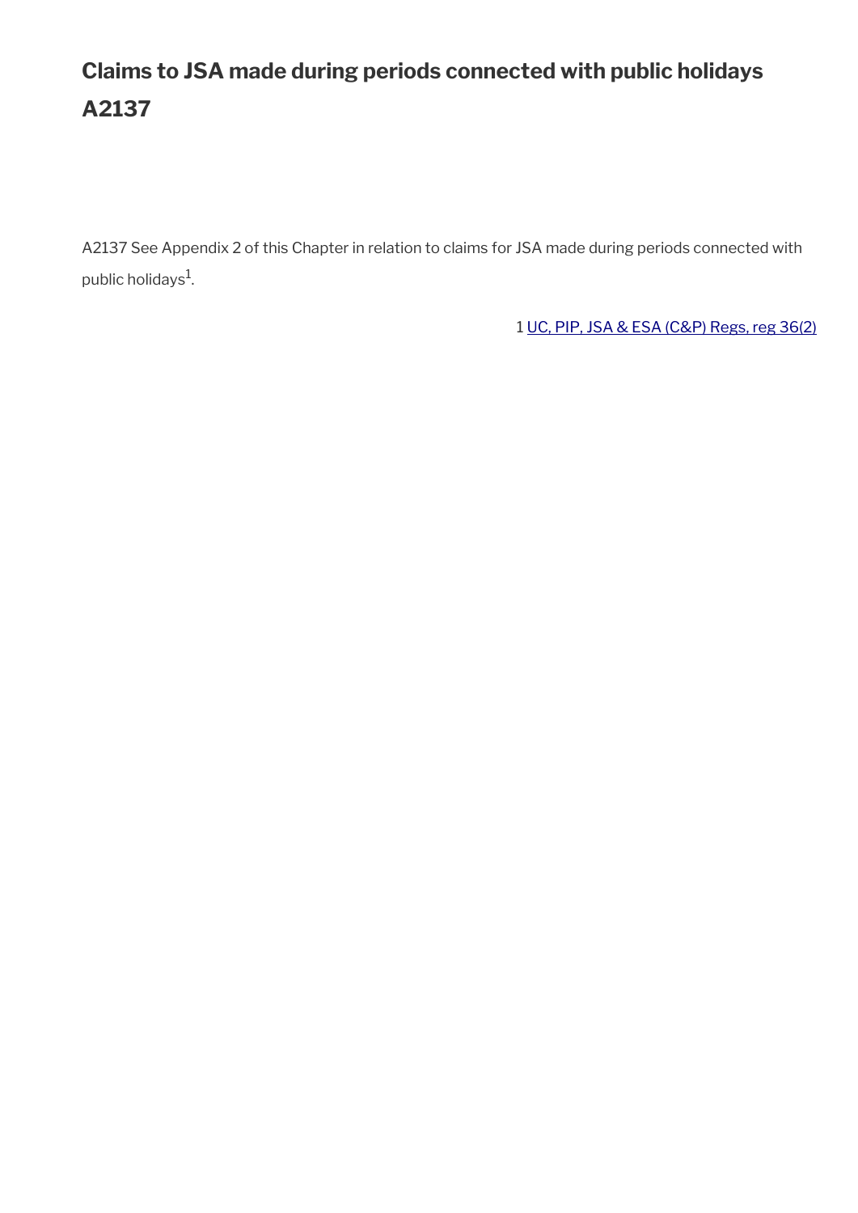# Claims to JSA made during periods connected with public holidays A2137

A2137 See Appendix 2 of this Chapter in relation to claims for JSA made during periods connected with public holidays[1].

1 UC, PIP, JSA & ESA (C&P) Regs, reg 36(2)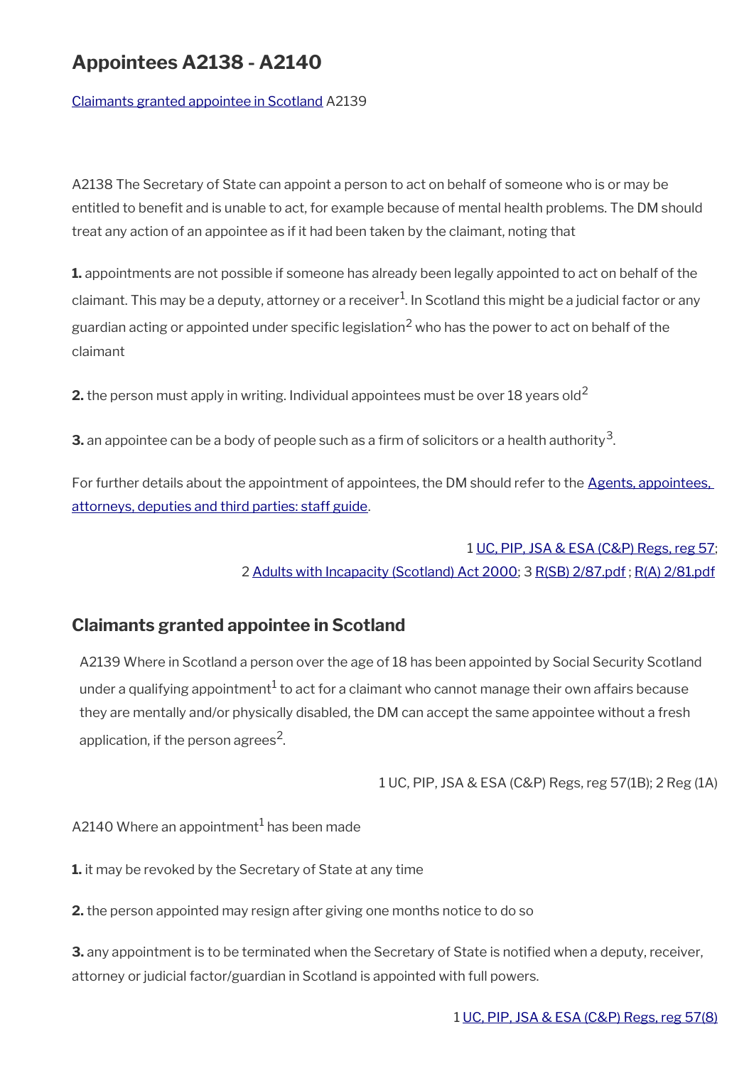# Appointees A2138 - A2140

[Claimants granted appointee in Scotland](#) A2139

A2138 The Secretary of State can appoint a person to act on behalf of someone who is or may be entitled to benefit and is unable to act, for example because of mental health problems. The DM should treat any action of an appointee as if it had been taken by the claimant, noting that

**1.** appointments are not possible if someone has already been legally appointed to act on behalf of the claimant. This may be a deputy, attorney or a receiver[1]. In Scotland this might be a judicial factor or any guardian acting or appointed under specific legislation[2] who has the power to act on behalf of the claimant

**2.** the person must apply in writing. Individual appointees must be over 18 years old[2]

**3.** an appointee can be a body of people such as a firm of solicitors or a health authority[3].

For further details about the appointment of appointees, the DM should refer to the [Agents, appointees, attorneys, deputies and third parties: staff guide](#).

1 [UC, PIP, JSA & ESA (C&P) Regs, reg 57](#);
2 [Adults with Incapacity (Scotland) Act 2000](#); 3 [R(SB) 2/87.pdf](#) ; [R(A) 2/81.pdf](#)

## Claimants granted appointee in Scotland

A2139 Where in Scotland a person over the age of 18 has been appointed by Social Security Scotland under a qualifying appointment[1] to act for a claimant who cannot manage their own affairs because they are mentally and/or physically disabled, the DM can accept the same appointee without a fresh application, if the person agrees[2].

1 UC, PIP, JSA & ESA (C&P) Regs, reg 57(1B); 2 Reg (1A)

A2140 Where an appointment[1] has been made

**1.** it may be revoked by the Secretary of State at any time

**2.** the person appointed may resign after giving one months notice to do so

**3.** any appointment is to be terminated when the Secretary of State is notified when a deputy, receiver, attorney or judicial factor/guardian in Scotland is appointed with full powers.

1 [UC, PIP, JSA & ESA (C&P) Regs, reg 57(8)](#)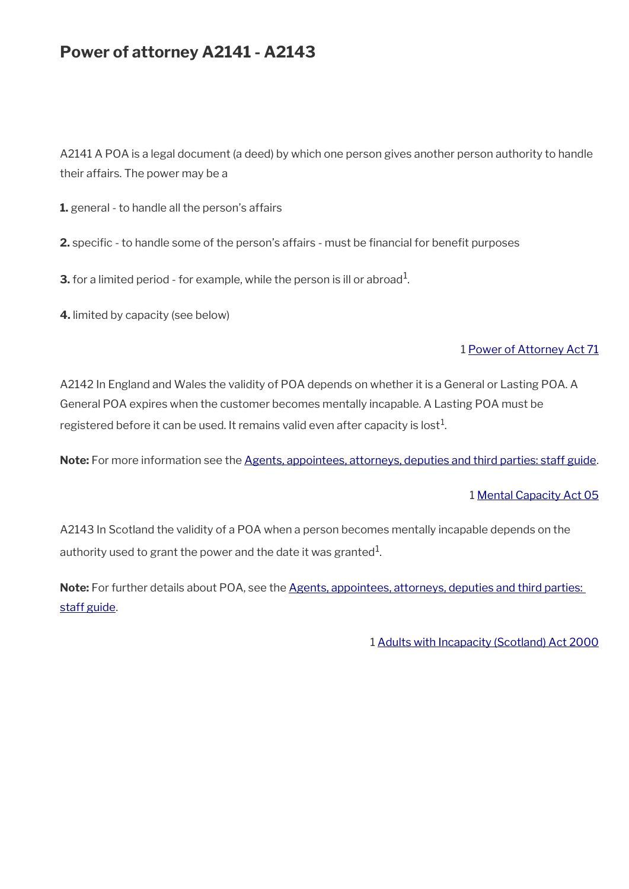# Power of attorney A2141 - A2143

A2141 A POA is a legal document (a deed) by which one person gives another person authority to handle their affairs. The power may be a

**1.** general - to handle all the person's affairs

**2.** specific - to handle some of the person's affairs - must be financial for benefit purposes

**3.** for a limited period - for example, while the person is ill or abroad[1].

**4.** limited by capacity (see below)

1 Power of Attorney Act 71

A2142 In England and Wales the validity of POA depends on whether it is a General or Lasting POA. A General POA expires when the customer becomes mentally incapable. A Lasting POA must be registered before it can be used. It remains valid even after capacity is lost[1].

**Note:** For more information see the Agents, appointees, attorneys, deputies and third parties: staff guide.

1 Mental Capacity Act 05

A2143 In Scotland the validity of a POA when a person becomes mentally incapable depends on the authority used to grant the power and the date it was granted[1].

**Note:** For further details about POA, see the Agents, appointees, attorneys, deputies and third parties: staff guide.

1 Adults with Incapacity (Scotland) Act 2000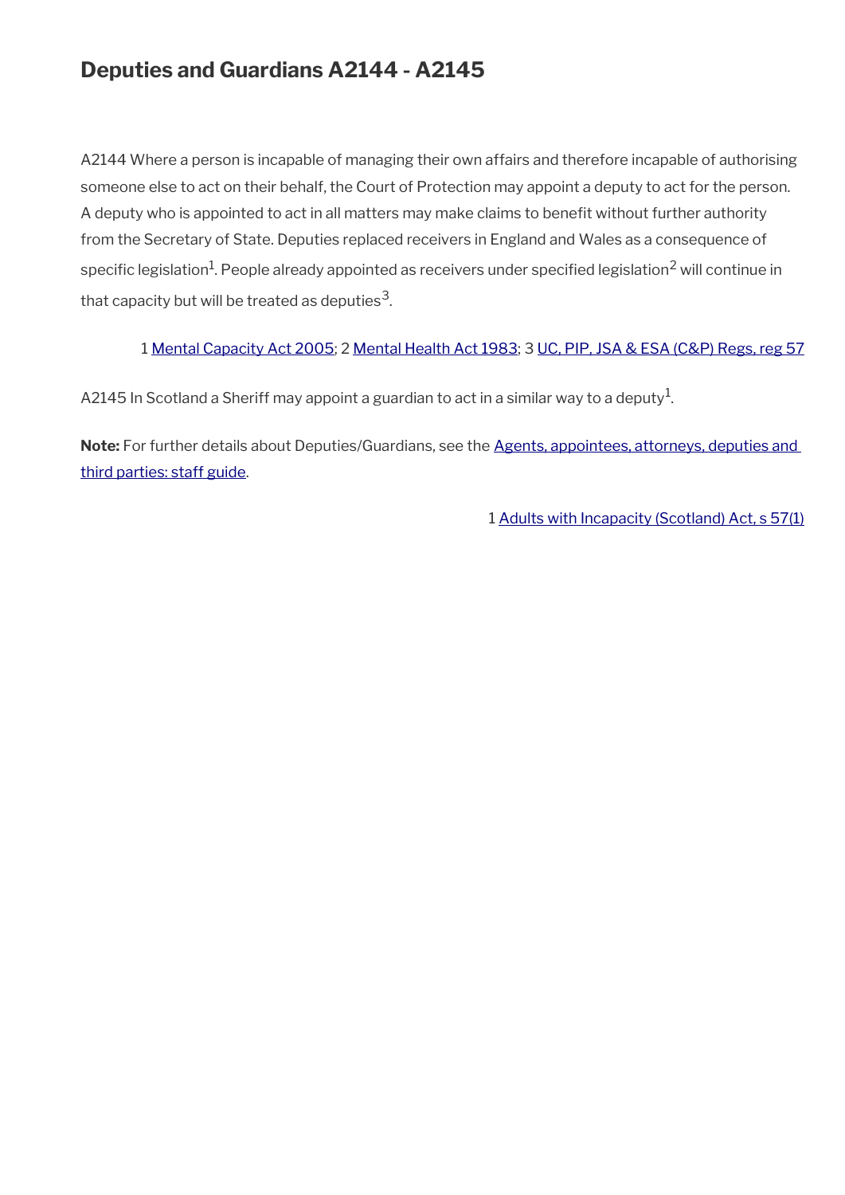# Deputies and Guardians A2144 - A2145

A2144 Where a person is incapable of managing their own affairs and therefore incapable of authorising someone else to act on their behalf, the Court of Protection may appoint a deputy to act for the person. A deputy who is appointed to act in all matters may make claims to benefit without further authority from the Secretary of State. Deputies replaced receivers in England and Wales as a consequence of specific legislation[1]. People already appointed as receivers under specified legislation[2] will continue in that capacity but will be treated as deputies[3].

1 Mental Capacity Act 2005; 2 Mental Health Act 1983; 3 UC, PIP, JSA & ESA (C&P) Regs, reg 57

A2145 In Scotland a Sheriff may appoint a guardian to act in a similar way to a deputy[1].

**Note:** For further details about Deputies/Guardians, see the Agents, appointees, attorneys, deputies and third parties: staff guide.

1 Adults with Incapacity (Scotland) Act, s 57(1)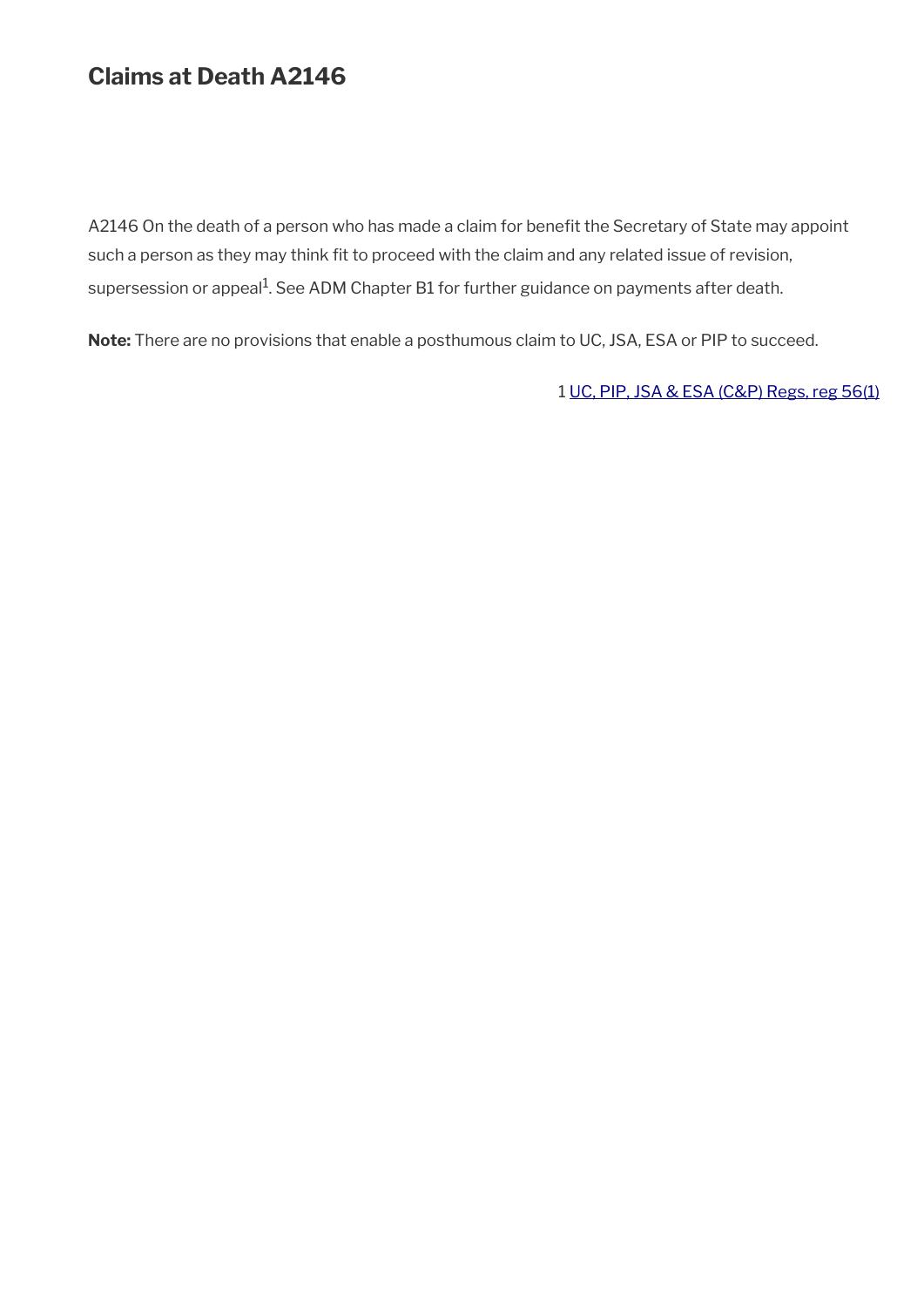## Claims at Death A2146

A2146 On the death of a person who has made a claim for benefit the Secretary of State may appoint such a person as they may think fit to proceed with the claim and any related issue of revision, supersession or appeal[1]. See ADM Chapter B1 for further guidance on payments after death.

**Note:** There are no provisions that enable a posthumous claim to UC, JSA, ESA or PIP to succeed.

1 UC, PIP, JSA & ESA (C&P) Regs, reg 56(1)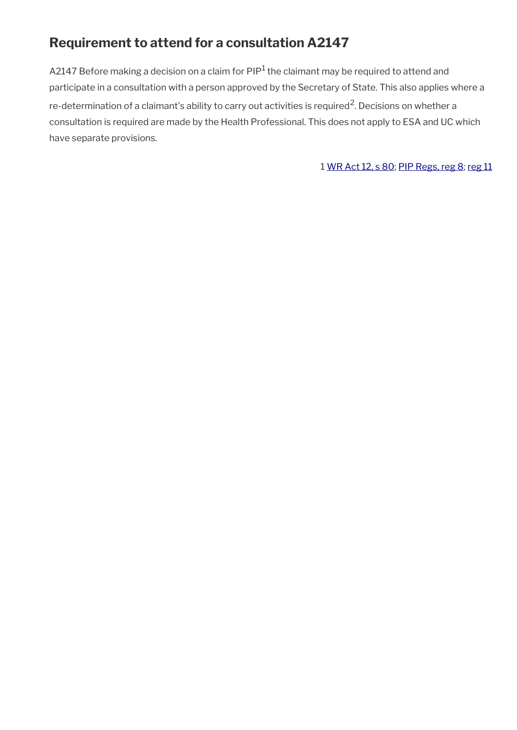## Requirement to attend for a consultation A2147

A2147 Before making a decision on a claim for PIP[1] the claimant may be required to attend and participate in a consultation with a person approved by the Secretary of State. This also applies where a re-determination of a claimant's ability to carry out activities is required[2]. Decisions on whether a consultation is required are made by the Health Professional. This does not apply to ESA and UC which have separate provisions.

1 WR Act 12, s 80; PIP Regs, reg 8; reg 11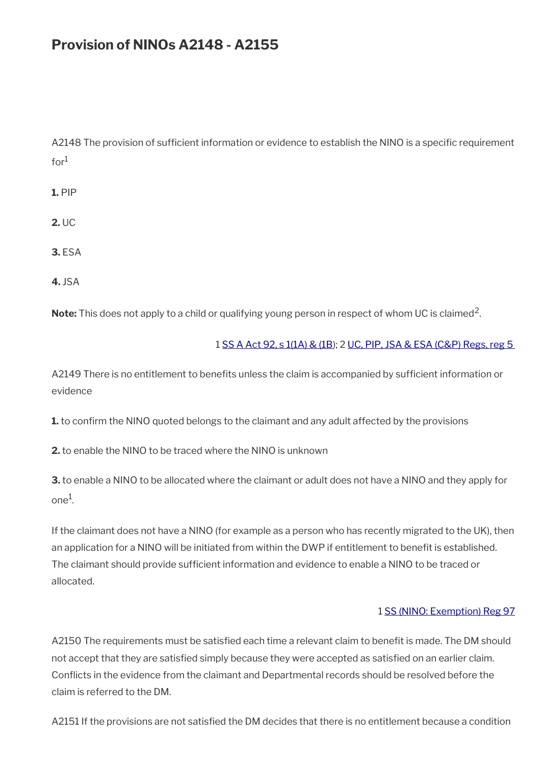## Provision of NINOs A2148 - A2155

A2148 The provision of sufficient information or evidence to establish the NINO is a specific requirement for[1]

**1.** PIP

**2.** UC

**3.** ESA

**4.** JSA

**Note:** This does not apply to a child or qualifying young person in respect of whom UC is claimed[2].

1 SS A Act 92, s 1(1A) & (1B); 2 UC, PIP, JSA & ESA (C&P) Regs, reg 5

A2149 There is no entitlement to benefits unless the claim is accompanied by sufficient information or evidence

**1.** to confirm the NINO quoted belongs to the claimant and any adult affected by the provisions

**2.** to enable the NINO to be traced where the NINO is unknown

**3.** to enable a NINO to be allocated where the claimant or adult does not have a NINO and they apply for one[1].

If the claimant does not have a NINO (for example as a person who has recently migrated to the UK), then an application for a NINO will be initiated from within the DWP if entitlement to benefit is established. The claimant should provide sufficient information and evidence to enable a NINO to be traced or allocated.

1 SS (NINO: Exemption) Reg 97

A2150 The requirements must be satisfied each time a relevant claim to benefit is made. The DM should not accept that they are satisfied simply because they were accepted as satisfied on an earlier claim. Conflicts in the evidence from the claimant and Departmental records should be resolved before the claim is referred to the DM.

A2151 If the provisions are not satisfied the DM decides that there is no entitlement because a condition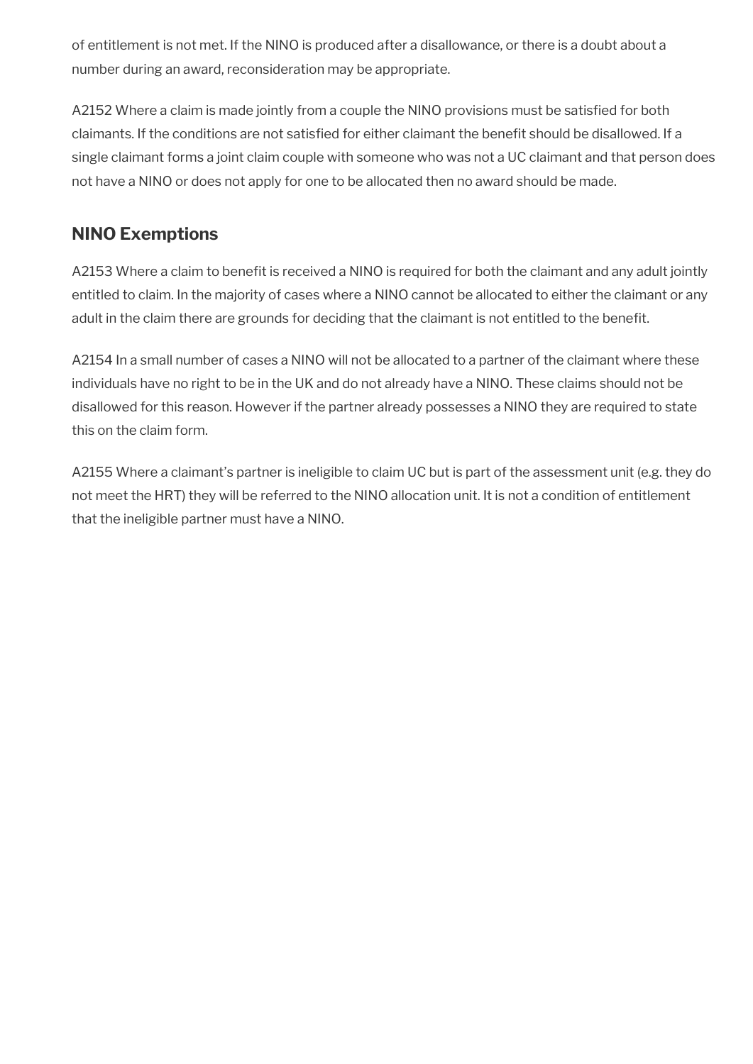of entitlement is not met. If the NINO is produced after a disallowance, or there is a doubt about a number during an award, reconsideration may be appropriate.

A2152 Where a claim is made jointly from a couple the NINO provisions must be satisfied for both claimants. If the conditions are not satisfied for either claimant the benefit should be disallowed. If a single claimant forms a joint claim couple with someone who was not a UC claimant and that person does not have a NINO or does not apply for one to be allocated then no award should be made.

## NINO Exemptions

A2153 Where a claim to benefit is received a NINO is required for both the claimant and any adult jointly entitled to claim. In the majority of cases where a NINO cannot be allocated to either the claimant or any adult in the claim there are grounds for deciding that the claimant is not entitled to the benefit.

A2154 In a small number of cases a NINO will not be allocated to a partner of the claimant where these individuals have no right to be in the UK and do not already have a NINO. These claims should not be disallowed for this reason. However if the partner already possesses a NINO they are required to state this on the claim form.

A2155 Where a claimant's partner is ineligible to claim UC but is part of the assessment unit (e.g. they do not meet the HRT) they will be referred to the NINO allocation unit. It is not a condition of entitlement that the ineligible partner must have a NINO.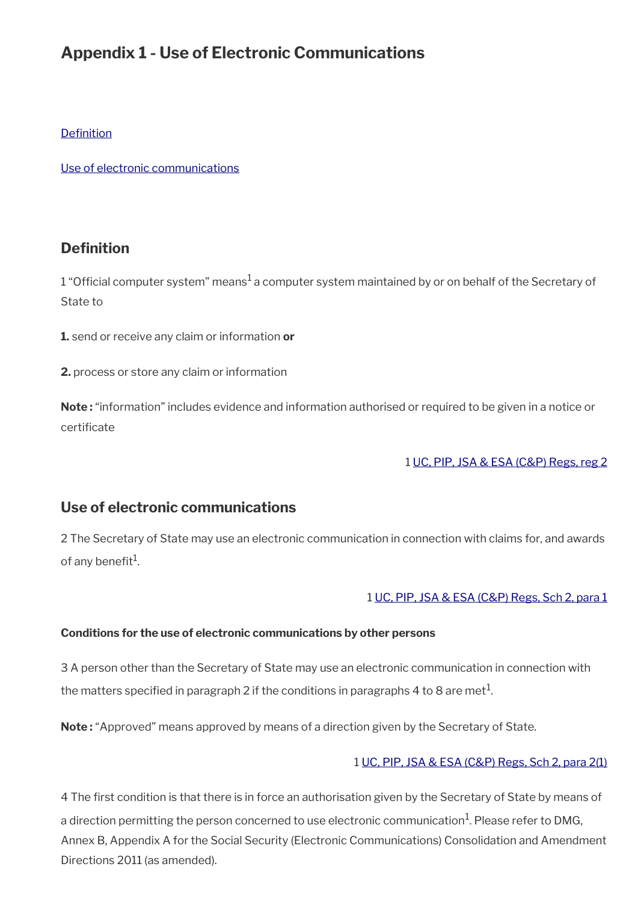# Appendix 1 - Use of Electronic Communications

[Definition](#)

[Use of electronic communications](#)

## Definition

1 “Official computer system” means[1] a computer system maintained by or on behalf of the Secretary of State to

**1.** send or receive any claim or information **or**

**2.** process or store any claim or information

**Note :** “information” includes evidence and information authorised or required to be given in a notice or certificate

1 [UC, PIP, JSA & ESA (C&P) Regs, reg 2](#)

## Use of electronic communications

2 The Secretary of State may use an electronic communication in connection with claims for, and awards of any benefit[1].

1 [UC, PIP, JSA & ESA (C&P) Regs, Sch 2, para 1](#)

#### Conditions for the use of electronic communications by other persons

3 A person other than the Secretary of State may use an electronic communication in connection with the matters specified in paragraph 2 if the conditions in paragraphs 4 to 8 are met[1].

**Note :** “Approved” means approved by means of a direction given by the Secretary of State.

1 [UC, PIP, JSA & ESA (C&P) Regs, Sch 2, para 2(1)](#)

4 The first condition is that there is in force an authorisation given by the Secretary of State by means of a direction permitting the person concerned to use electronic communication[1]. Please refer to DMG, Annex B, Appendix A for the Social Security (Electronic Communications) Consolidation and Amendment Directions 2011 (as amended).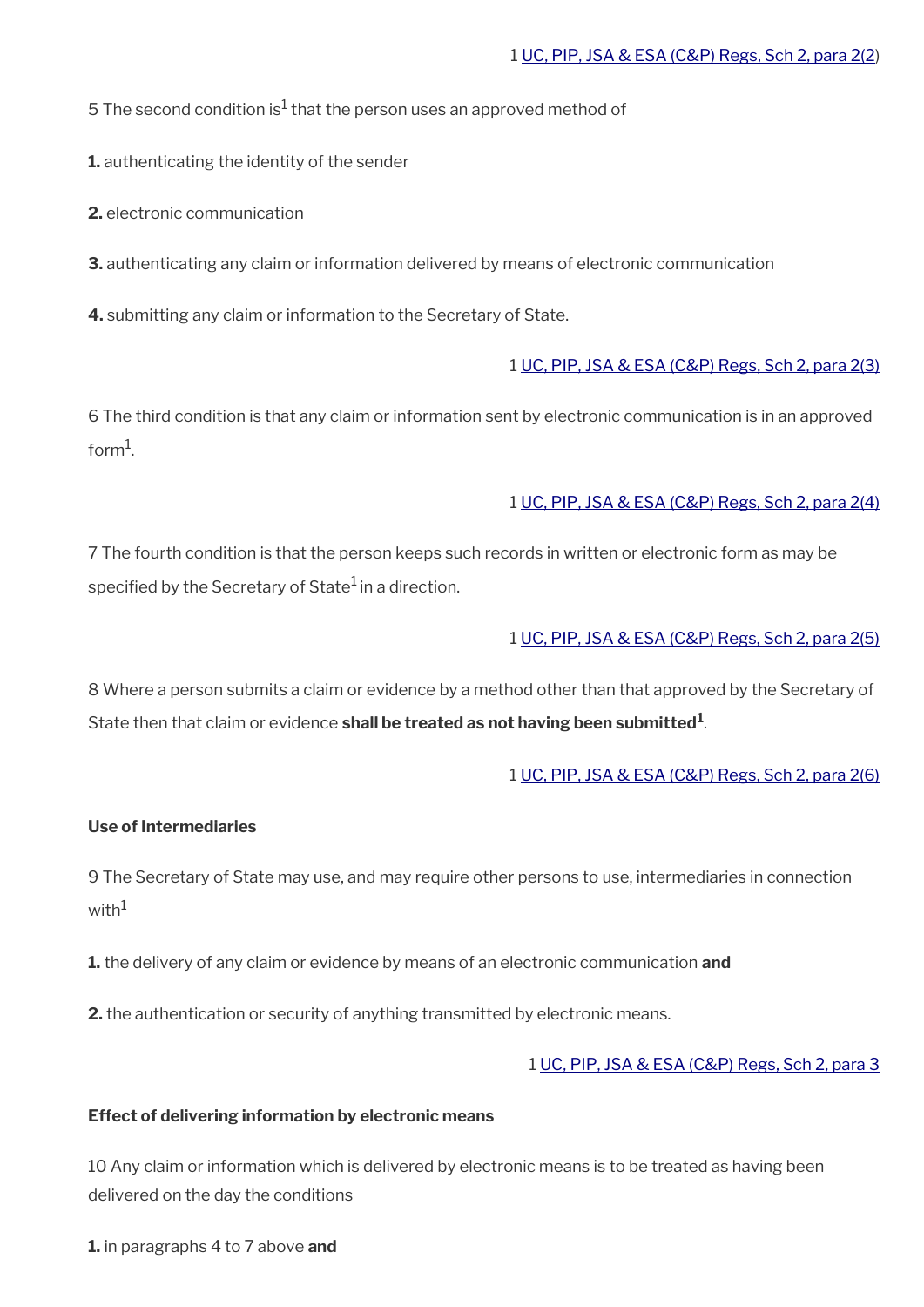1 UC, PIP, JSA & ESA (C&P) Regs, Sch 2, para 2(2)

5 The second condition is[1] that the person uses an approved method of

**1.** authenticating the identity of the sender

**2.** electronic communication

**3.** authenticating any claim or information delivered by means of electronic communication

**4.** submitting any claim or information to the Secretary of State.

1 UC, PIP, JSA & ESA (C&P) Regs, Sch 2, para 2(3)

6 The third condition is that any claim or information sent by electronic communication is in an approved form[1].

1 UC, PIP, JSA & ESA (C&P) Regs, Sch 2, para 2(4)

7 The fourth condition is that the person keeps such records in written or electronic form as may be specified by the Secretary of State[1] in a direction.

1 UC, PIP, JSA & ESA (C&P) Regs, Sch 2, para 2(5)

8 Where a person submits a claim or evidence by a method other than that approved by the Secretary of State then that claim or evidence **shall be treated as not having been submitted[1]**.

1 UC, PIP, JSA & ESA (C&P) Regs, Sch 2, para 2(6)

**Use of Intermediaries**

9 The Secretary of State may use, and may require other persons to use, intermediaries in connection with[1]

**1.** the delivery of any claim or evidence by means of an electronic communication **and**

**2.** the authentication or security of anything transmitted by electronic means.

1 UC, PIP, JSA & ESA (C&P) Regs, Sch 2, para 3

**Effect of delivering information by electronic means**

10 Any claim or information which is delivered by electronic means is to be treated as having been delivered on the day the conditions

**1.** in paragraphs 4 to 7 above **and**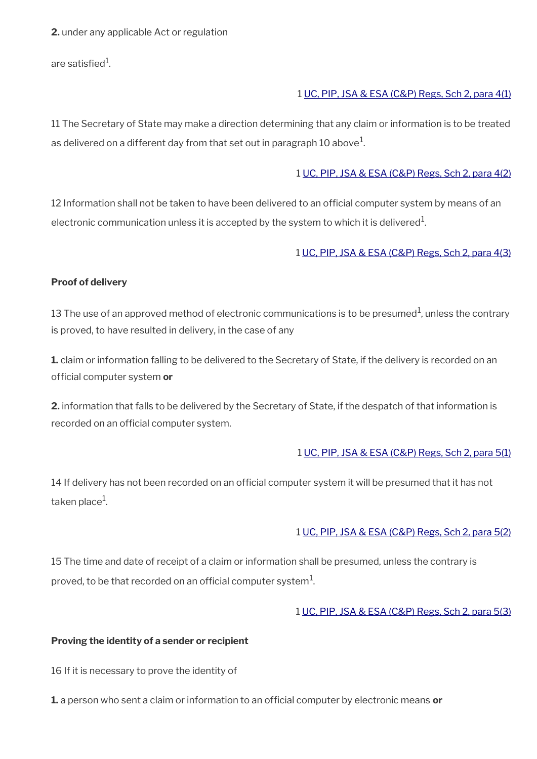**2.** under any applicable Act or regulation

are satisfied[1].

1 UC, PIP, JSA & ESA (C&P) Regs, Sch 2, para 4(1)

11 The Secretary of State may make a direction determining that any claim or information is to be treated as delivered on a different day from that set out in paragraph 10 above[1].

1 UC, PIP, JSA & ESA (C&P) Regs, Sch 2, para 4(2)

12 Information shall not be taken to have been delivered to an official computer system by means of an electronic communication unless it is accepted by the system to which it is delivered[1].

1 UC, PIP, JSA & ESA (C&P) Regs, Sch 2, para 4(3)

**Proof of delivery**

13 The use of an approved method of electronic communications is to be presumed[1], unless the contrary is proved, to have resulted in delivery, in the case of any

**1.** claim or information falling to be delivered to the Secretary of State, if the delivery is recorded on an official computer system **or**

**2.** information that falls to be delivered by the Secretary of State, if the despatch of that information is recorded on an official computer system.

1 UC, PIP, JSA & ESA (C&P) Regs, Sch 2, para 5(1)

14 If delivery has not been recorded on an official computer system it will be presumed that it has not taken place[1].

1 UC, PIP, JSA & ESA (C&P) Regs, Sch 2, para 5(2)

15 The time and date of receipt of a claim or information shall be presumed, unless the contrary is proved, to be that recorded on an official computer system[1].

1 UC, PIP, JSA & ESA (C&P) Regs, Sch 2, para 5(3)

**Proving the identity of a sender or recipient**

16 If it is necessary to prove the identity of

**1.** a person who sent a claim or information to an official computer by electronic means **or**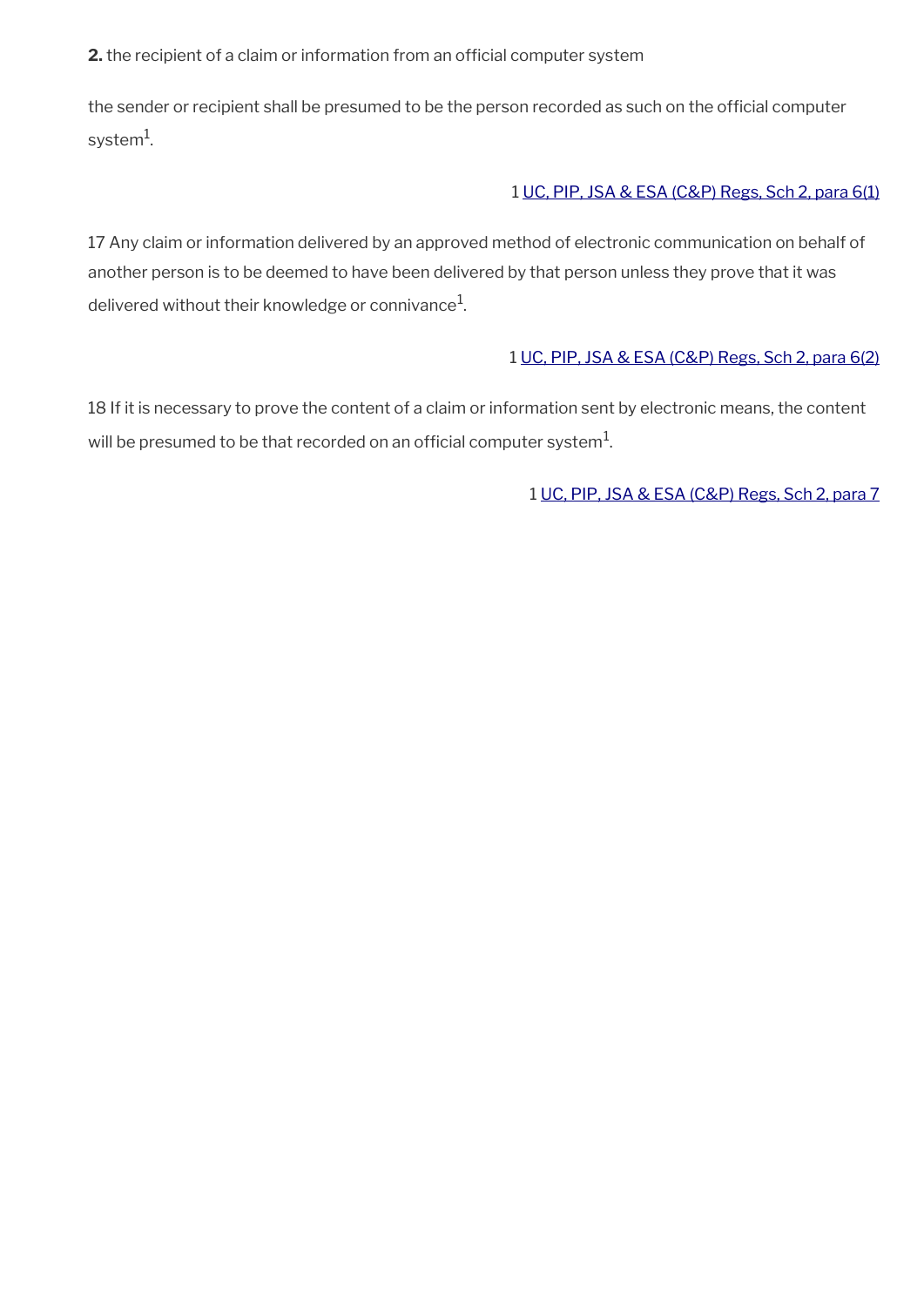**2.** the recipient of a claim or information from an official computer system

the sender or recipient shall be presumed to be the person recorded as such on the official computer system[1].

1 [UC, PIP, JSA & ESA (C&P) Regs, Sch 2, para 6(1)]

17 Any claim or information delivered by an approved method of electronic communication on behalf of another person is to be deemed to have been delivered by that person unless they prove that it was delivered without their knowledge or connivance[1].

1 [UC, PIP, JSA & ESA (C&P) Regs, Sch 2, para 6(2)]

18 If it is necessary to prove the content of a claim or information sent by electronic means, the content will be presumed to be that recorded on an official computer system[1].

1 [UC, PIP, JSA & ESA (C&P) Regs, Sch 2, para 7]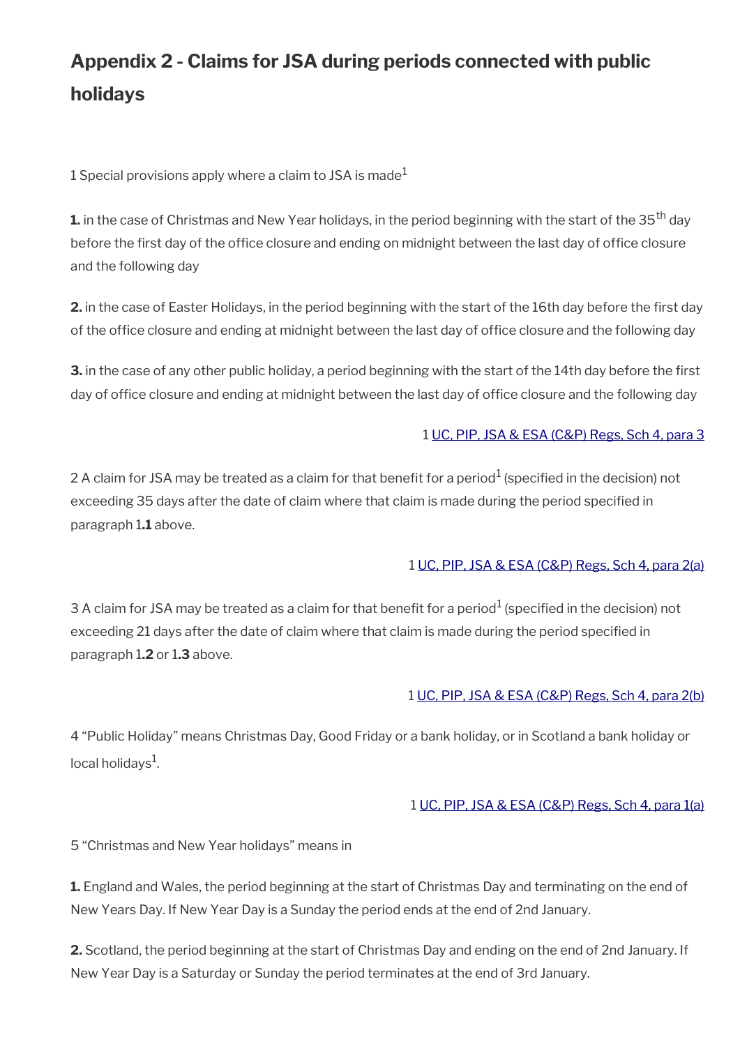## Appendix 2 - Claims for JSA during periods connected with public holidays

1 Special provisions apply where a claim to JSA is made[1]

**1.** in the case of Christmas and New Year holidays, in the period beginning with the start of the 35th day before the first day of the office closure and ending on midnight between the last day of office closure and the following day

**2.** in the case of Easter Holidays, in the period beginning with the start of the 16th day before the first day of the office closure and ending at midnight between the last day of office closure and the following day

**3.** in the case of any other public holiday, a period beginning with the start of the 14th day before the first day of office closure and ending at midnight between the last day of office closure and the following day

1 UC, PIP, JSA & ESA (C&P) Regs, Sch 4, para 3

2 A claim for JSA may be treated as a claim for that benefit for a period[1] (specified in the decision) not exceeding 35 days after the date of claim where that claim is made during the period specified in paragraph 1.**1** above.

1 UC, PIP, JSA & ESA (C&P) Regs, Sch 4, para 2(a)

3 A claim for JSA may be treated as a claim for that benefit for a period[1] (specified in the decision) not exceeding 21 days after the date of claim where that claim is made during the period specified in paragraph 1.**2** or 1.**3** above.

1 UC, PIP, JSA & ESA (C&P) Regs, Sch 4, para 2(b)

4 “Public Holiday” means Christmas Day, Good Friday or a bank holiday, or in Scotland a bank holiday or local holidays[1].

1 UC, PIP, JSA & ESA (C&P) Regs, Sch 4, para 1(a)

5 “Christmas and New Year holidays” means in

**1.** England and Wales, the period beginning at the start of Christmas Day and terminating on the end of New Years Day. If New Year Day is a Sunday the period ends at the end of 2nd January.

**2.** Scotland, the period beginning at the start of Christmas Day and ending on the end of 2nd January. If New Year Day is a Saturday or Sunday the period terminates at the end of 3rd January.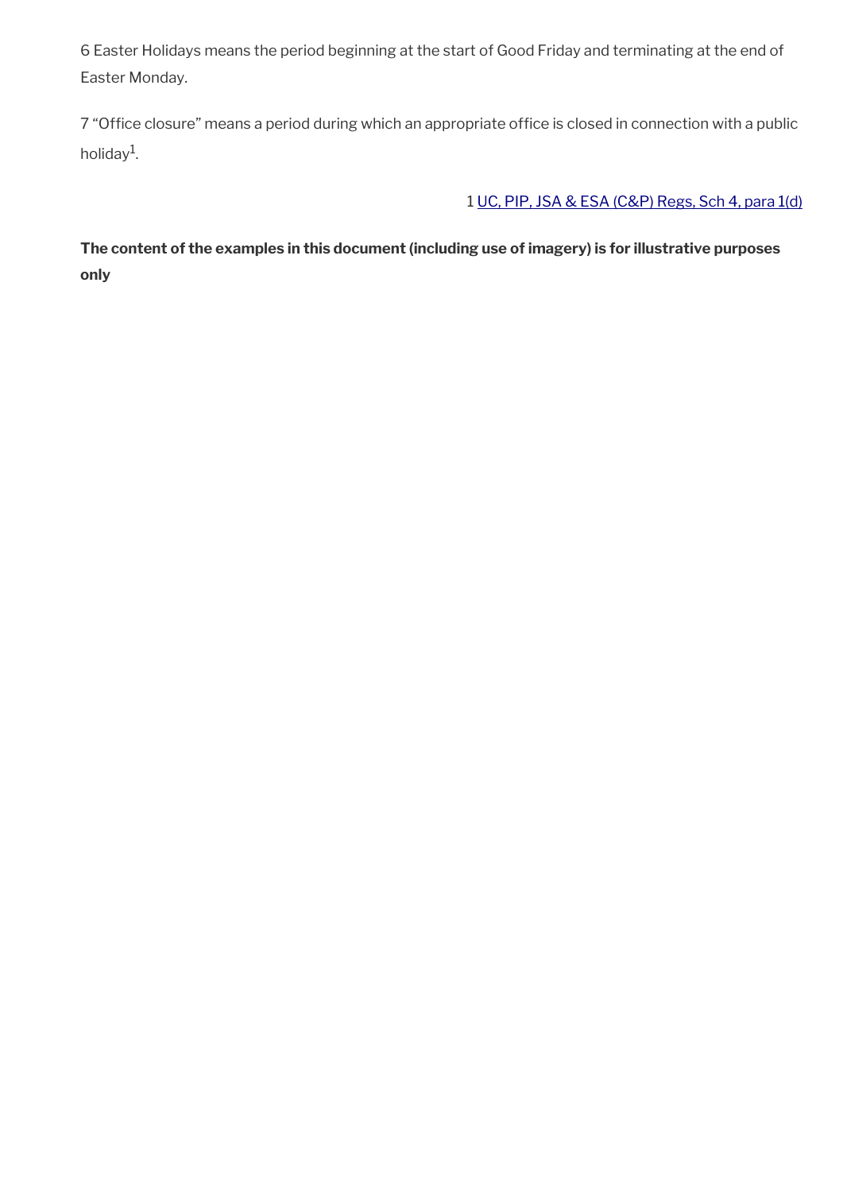6 Easter Holidays means the period beginning at the start of Good Friday and terminating at the end of Easter Monday.

7 “Office closure” means a period during which an appropriate office is closed in connection with a public holiday[1].

1 UC, PIP, JSA & ESA (C&P) Regs, Sch 4, para 1(d)

**The content of the examples in this document (including use of imagery) is for illustrative purposes only**